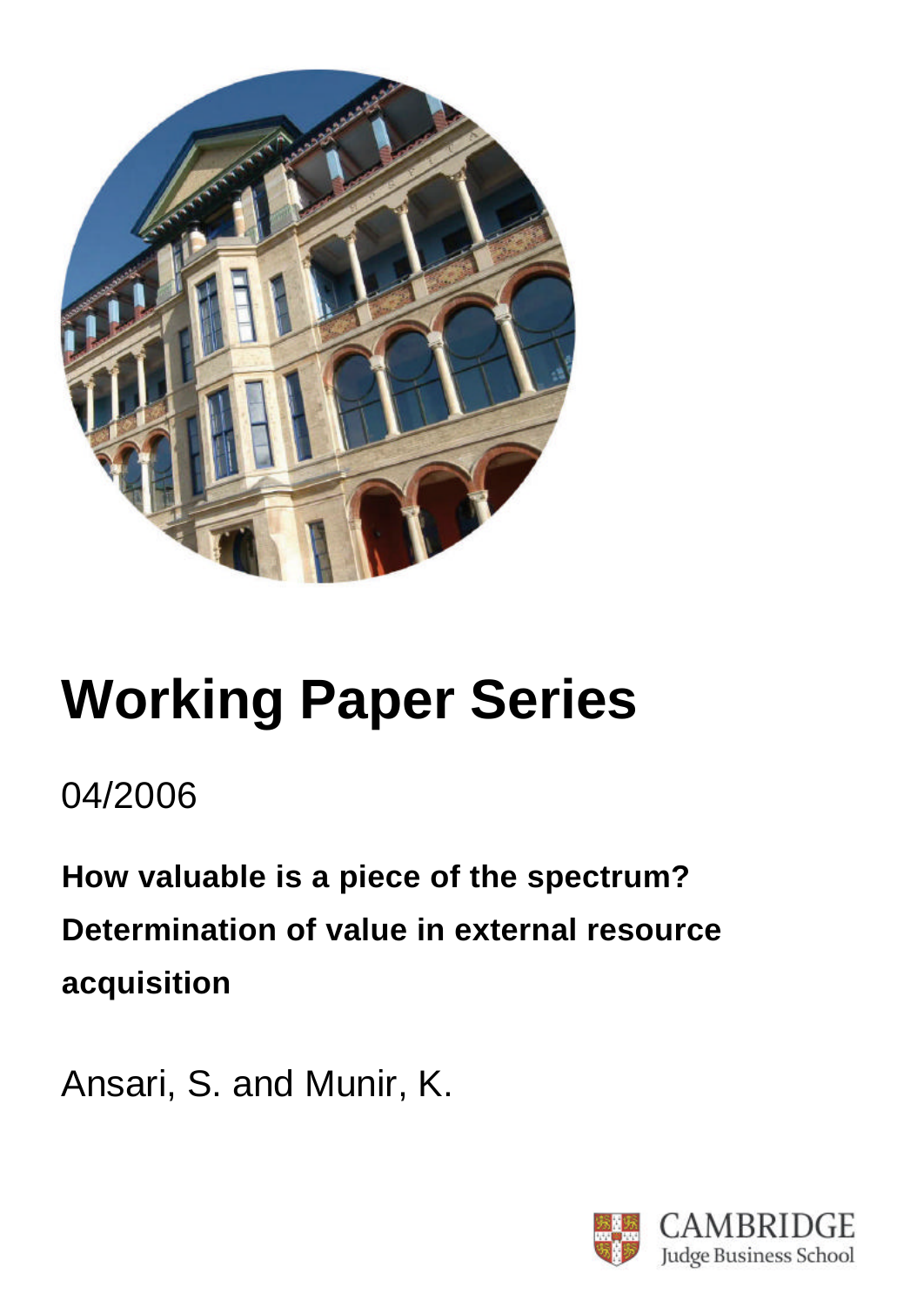# Working Paper Series

04/2006

**How valuable is a piece of the spectrum? Determination of value in external resource acquisition**

Ansari, S. and Munir, K.

CAMBRIDGE
Judge Business School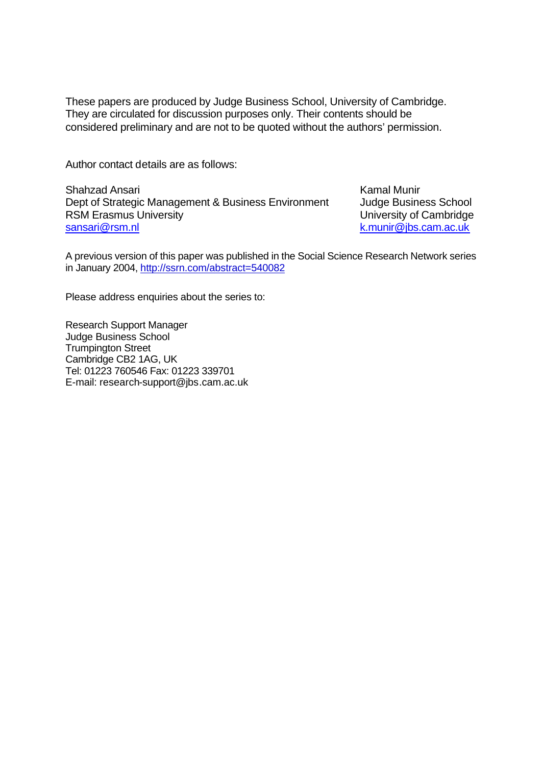These papers are produced by Judge Business School, University of Cambridge. They are circulated for discussion purposes only. Their contents should be considered preliminary and are not to be quoted without the authors' permission.

Author contact details are as follows:

Shahzad Ansari
Dept of Strategic Management & Business Environment
RSM Erasmus University
sansari@rsm.nl

Kamal Munir
Judge Business School
University of Cambridge
k.munir@jbs.cam.ac.uk

A previous version of this paper was published in the Social Science Research Network series in January 2004, http://ssrn.com/abstract=540082

Please address enquiries about the series to:

Research Support Manager
Judge Business School
Trumpington Street
Cambridge CB2 1AG, UK
Tel: 01223 760546 Fax: 01223 339701
E-mail: research-support@jbs.cam.ac.uk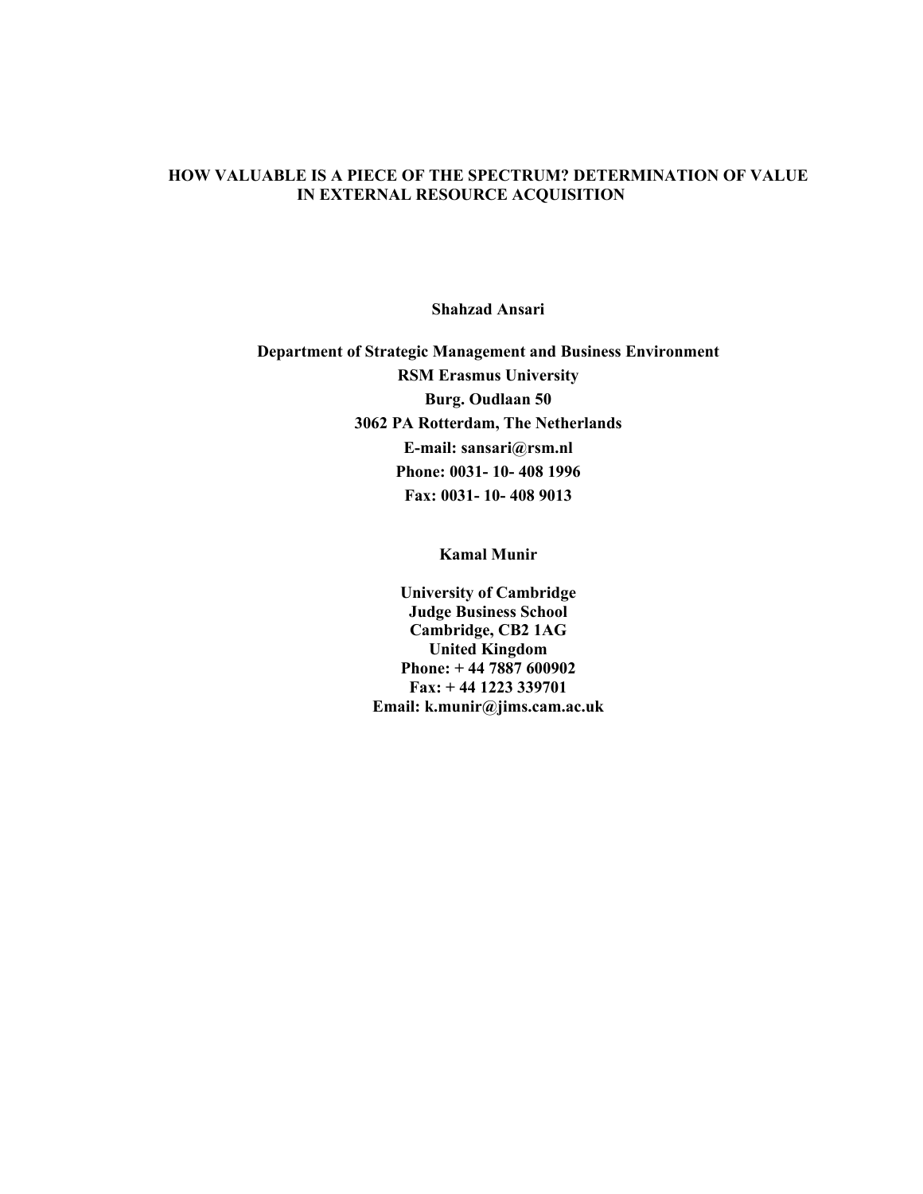# HOW VALUABLE IS A PIECE OF THE SPECTRUM? DETERMINATION OF VALUE IN EXTERNAL RESOURCE ACQUISITION

**Shahzad Ansari**

**Department of Strategic Management and Business Environment**
**RSM Erasmus University**
**Burg. Oudlaan 50**
**3062 PA Rotterdam, The Netherlands**
**E-mail: sansari@rsm.nl**
**Phone: 0031- 10- 408 1996**
**Fax: 0031- 10- 408 9013**

**Kamal Munir**

**University of Cambridge**
**Judge Business School**
**Cambridge, CB2 1AG**
**United Kingdom**
**Phone: + 44 7887 600902**
**Fax: + 44 1223 339701**
**Email: k.munir@jims.cam.ac.uk**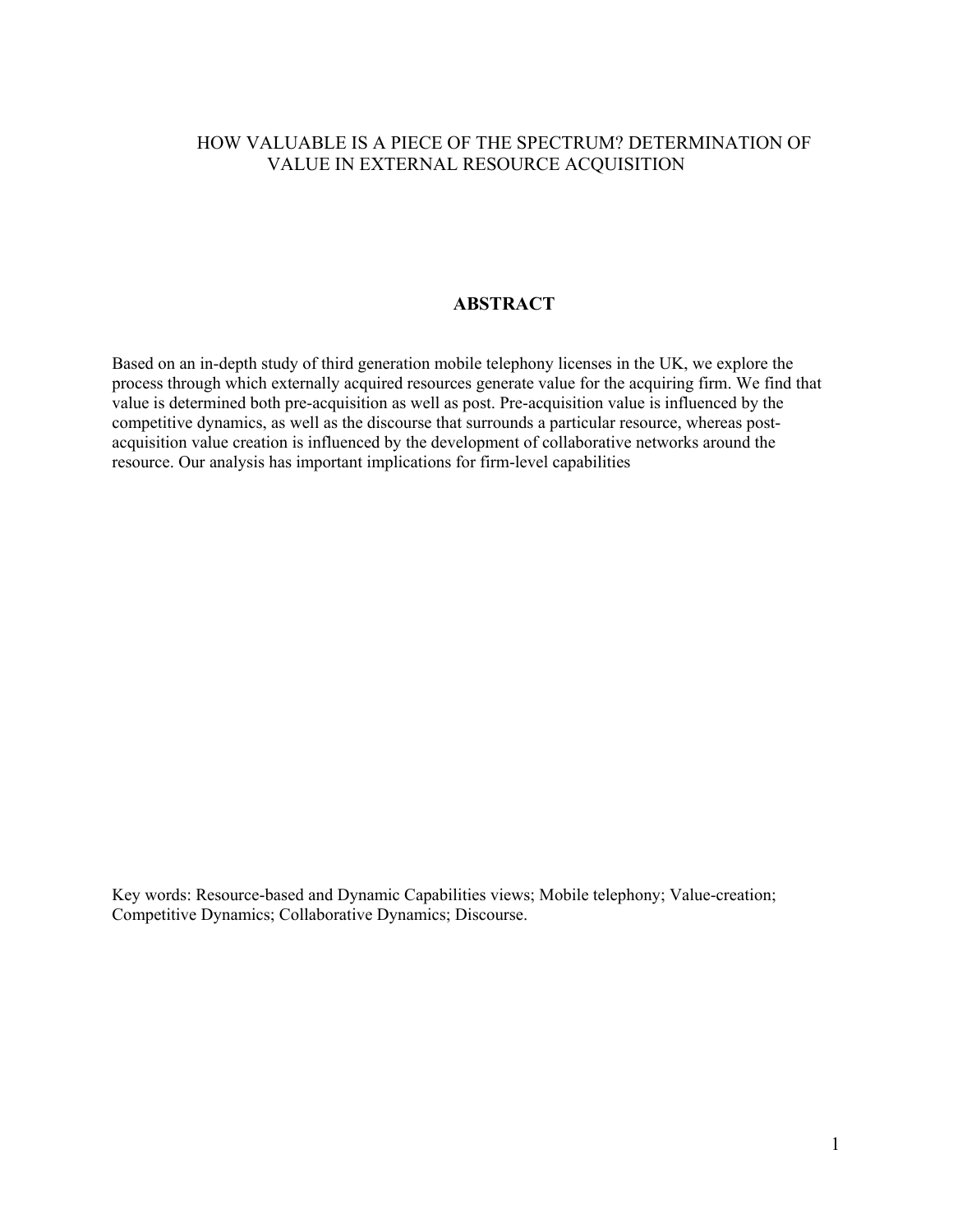# HOW VALUABLE IS A PIECE OF THE SPECTRUM? DETERMINATION OF VALUE IN EXTERNAL RESOURCE ACQUISITION

## ABSTRACT

Based on an in-depth study of third generation mobile telephony licenses in the UK, we explore the process through which externally acquired resources generate value for the acquiring firm. We find that value is determined both pre-acquisition as well as post. Pre-acquisition value is influenced by the competitive dynamics, as well as the discourse that surrounds a particular resource, whereas post-acquisition value creation is influenced by the development of collaborative networks around the resource. Our analysis has important implications for firm-level capabilities

Key words: Resource-based and Dynamic Capabilities views; Mobile telephony; Value-creation; Competitive Dynamics; Collaborative Dynamics; Discourse.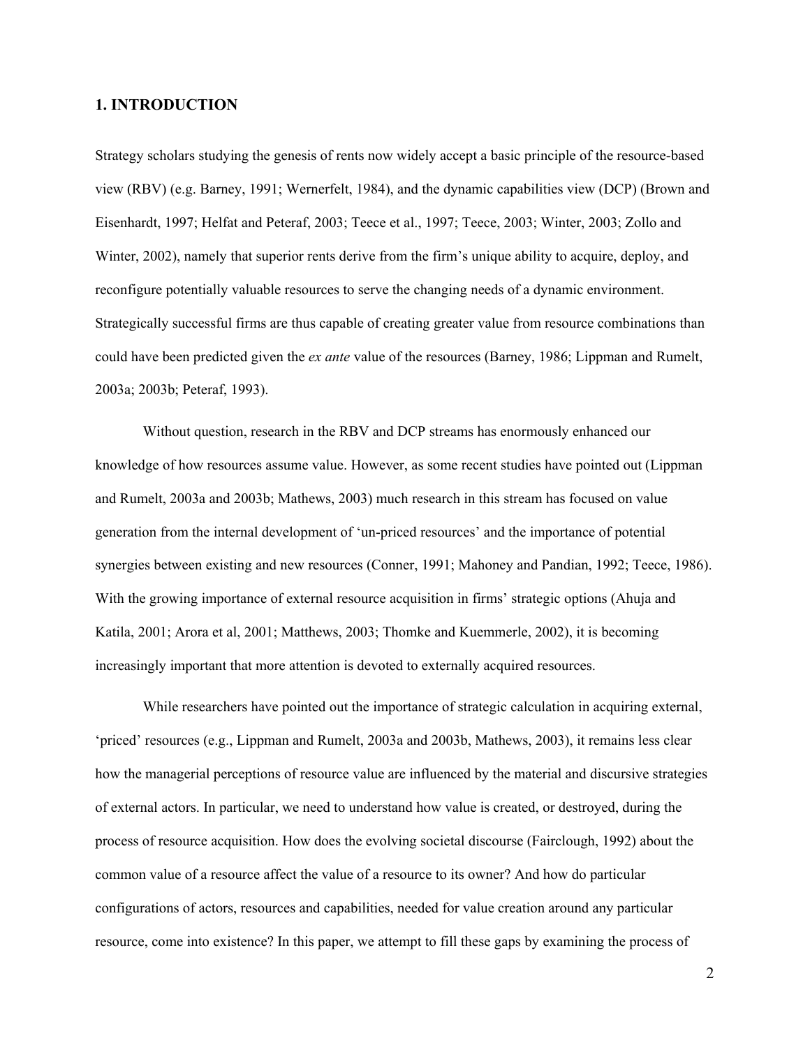## 1. INTRODUCTION

Strategy scholars studying the genesis of rents now widely accept a basic principle of the resource-based view (RBV) (e.g. Barney, 1991; Wernerfelt, 1984), and the dynamic capabilities view (DCP) (Brown and Eisenhardt, 1997; Helfat and Peteraf, 2003; Teece et al., 1997; Teece, 2003; Winter, 2003; Zollo and Winter, 2002), namely that superior rents derive from the firm's unique ability to acquire, deploy, and reconfigure potentially valuable resources to serve the changing needs of a dynamic environment. Strategically successful firms are thus capable of creating greater value from resource combinations than could have been predicted given the *ex ante* value of the resources (Barney, 1986; Lippman and Rumelt, 2003a; 2003b; Peteraf, 1993).

Without question, research in the RBV and DCP streams has enormously enhanced our knowledge of how resources assume value. However, as some recent studies have pointed out (Lippman and Rumelt, 2003a and 2003b; Mathews, 2003) much research in this stream has focused on value generation from the internal development of 'un-priced resources' and the importance of potential synergies between existing and new resources (Conner, 1991; Mahoney and Pandian, 1992; Teece, 1986). With the growing importance of external resource acquisition in firms' strategic options (Ahuja and Katila, 2001; Arora et al, 2001; Matthews, 2003; Thomke and Kuemmerle, 2002), it is becoming increasingly important that more attention is devoted to externally acquired resources.

While researchers have pointed out the importance of strategic calculation in acquiring external, 'priced' resources (e.g., Lippman and Rumelt, 2003a and 2003b, Mathews, 2003), it remains less clear how the managerial perceptions of resource value are influenced by the material and discursive strategies of external actors. In particular, we need to understand how value is created, or destroyed, during the process of resource acquisition. How does the evolving societal discourse (Fairclough, 1992) about the common value of a resource affect the value of a resource to its owner? And how do particular configurations of actors, resources and capabilities, needed for value creation around any particular resource, come into existence? In this paper, we attempt to fill these gaps by examining the process of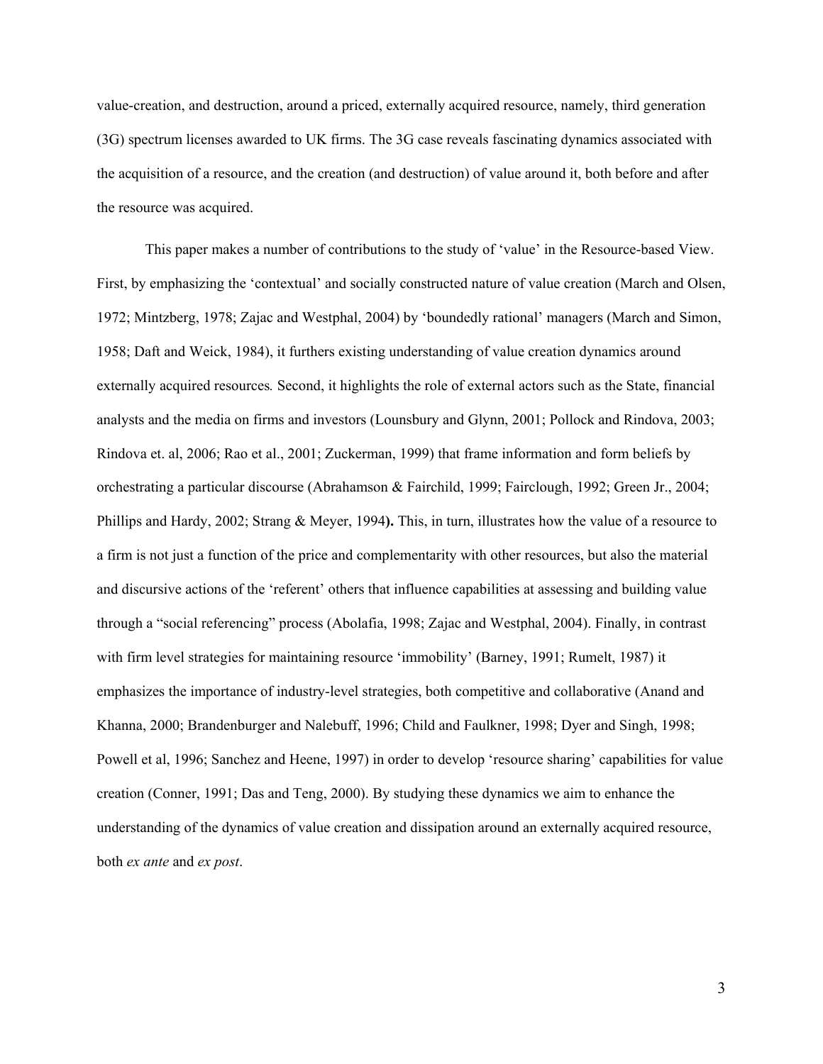value-creation, and destruction, around a priced, externally acquired resource, namely, third generation (3G) spectrum licenses awarded to UK firms. The 3G case reveals fascinating dynamics associated with the acquisition of a resource, and the creation (and destruction) of value around it, both before and after the resource was acquired.

This paper makes a number of contributions to the study of 'value' in the Resource-based View. First, by emphasizing the 'contextual' and socially constructed nature of value creation (March and Olsen, 1972; Mintzberg, 1978; Zajac and Westphal, 2004) by 'boundedly rational' managers (March and Simon, 1958; Daft and Weick, 1984), it furthers existing understanding of value creation dynamics around externally acquired resources*.* Second, it highlights the role of external actors such as the State, financial analysts and the media on firms and investors (Lounsbury and Glynn, 2001; Pollock and Rindova, 2003; Rindova et. al, 2006; Rao et al., 2001; Zuckerman, 1999) that frame information and form beliefs by orchestrating a particular discourse (Abrahamson & Fairchild, 1999; Fairclough, 1992; Green Jr., 2004; Phillips and Hardy, 2002; Strang & Meyer, 1994**).** This, in turn, illustrates how the value of a resource to a firm is not just a function of the price and complementarity with other resources, but also the material and discursive actions of the 'referent' others that influence capabilities at assessing and building value through a "social referencing" process (Abolafia, 1998; Zajac and Westphal, 2004). Finally, in contrast with firm level strategies for maintaining resource 'immobility' (Barney, 1991; Rumelt, 1987) it emphasizes the importance of industry-level strategies, both competitive and collaborative (Anand and Khanna, 2000; Brandenburger and Nalebuff, 1996; Child and Faulkner, 1998; Dyer and Singh, 1998; Powell et al, 1996; Sanchez and Heene, 1997) in order to develop 'resource sharing' capabilities for value creation (Conner, 1991; Das and Teng, 2000). By studying these dynamics we aim to enhance the understanding of the dynamics of value creation and dissipation around an externally acquired resource, both *ex ante* and *ex post*.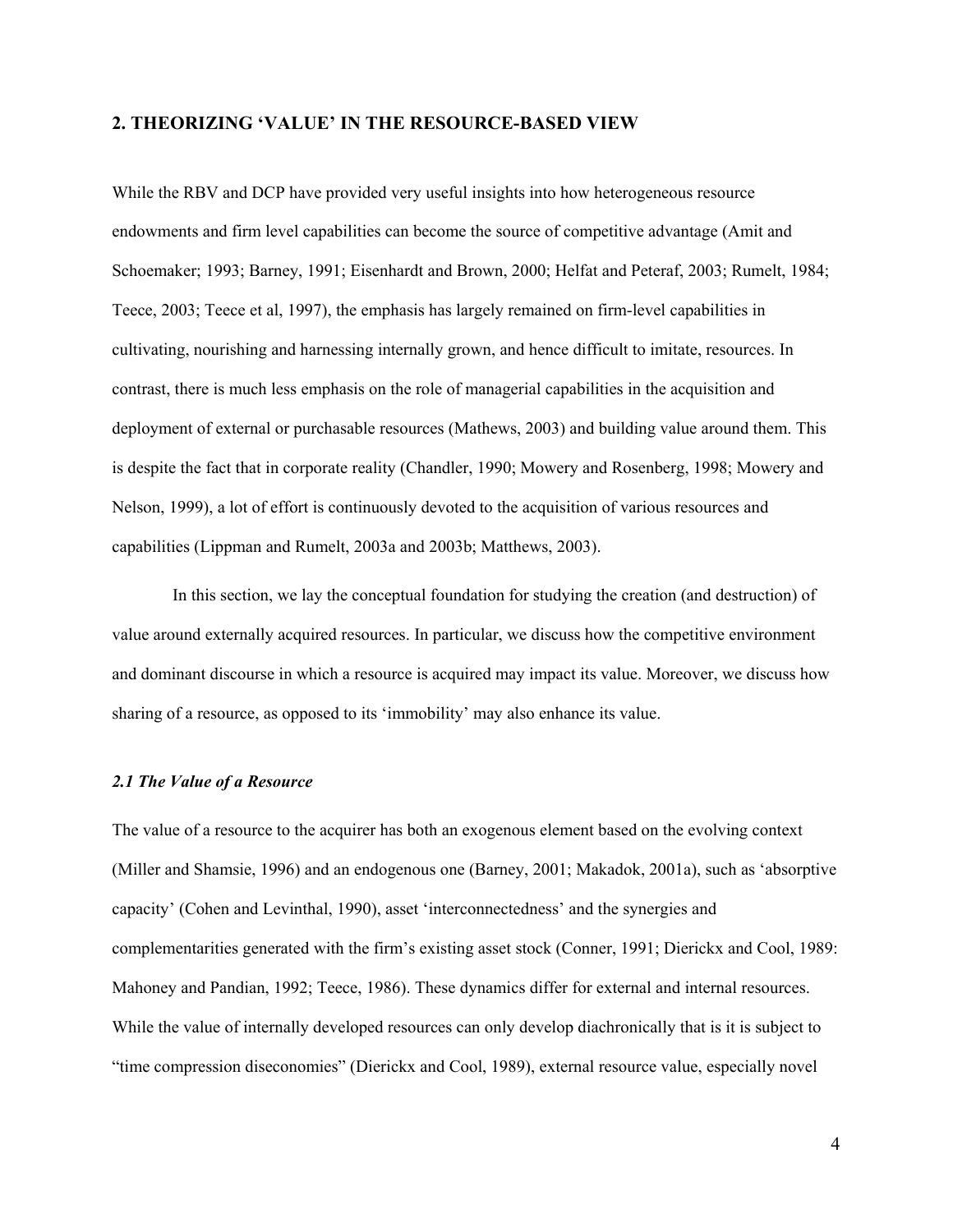## 2. THEORIZING 'VALUE' IN THE RESOURCE-BASED VIEW

While the RBV and DCP have provided very useful insights into how heterogeneous resource endowments and firm level capabilities can become the source of competitive advantage (Amit and Schoemaker; 1993; Barney, 1991; Eisenhardt and Brown, 2000; Helfat and Peteraf, 2003; Rumelt, 1984; Teece, 2003; Teece et al, 1997), the emphasis has largely remained on firm-level capabilities in cultivating, nourishing and harnessing internally grown, and hence difficult to imitate, resources. In contrast, there is much less emphasis on the role of managerial capabilities in the acquisition and deployment of external or purchasable resources (Mathews, 2003) and building value around them. This is despite the fact that in corporate reality (Chandler, 1990; Mowery and Rosenberg, 1998; Mowery and Nelson, 1999), a lot of effort is continuously devoted to the acquisition of various resources and capabilities (Lippman and Rumelt, 2003a and 2003b; Matthews, 2003).

In this section, we lay the conceptual foundation for studying the creation (and destruction) of value around externally acquired resources. In particular, we discuss how the competitive environment and dominant discourse in which a resource is acquired may impact its value. Moreover, we discuss how sharing of a resource, as opposed to its 'immobility' may also enhance its value.

### *2.1 The Value of a Resource*

The value of a resource to the acquirer has both an exogenous element based on the evolving context (Miller and Shamsie, 1996) and an endogenous one (Barney, 2001; Makadok, 2001a), such as 'absorptive capacity' (Cohen and Levinthal, 1990), asset 'interconnectedness' and the synergies and complementarities generated with the firm's existing asset stock (Conner, 1991; Dierickx and Cool, 1989: Mahoney and Pandian, 1992; Teece, 1986). These dynamics differ for external and internal resources. While the value of internally developed resources can only develop diachronically that is it is subject to "time compression diseconomies" (Dierickx and Cool, 1989), external resource value, especially novel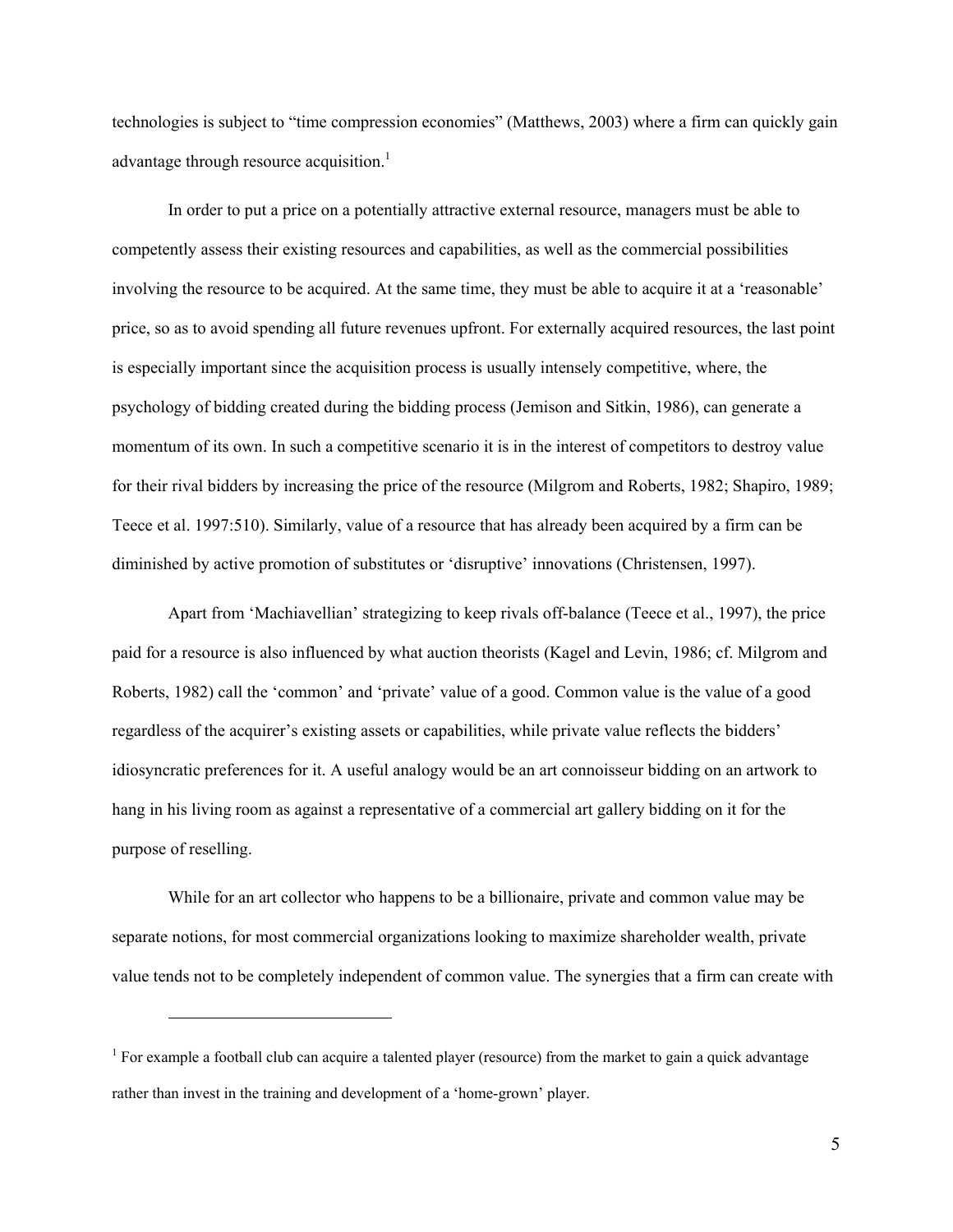technologies is subject to "time compression economies" (Matthews, 2003) where a firm can quickly gain advantage through resource acquisition.[1]

In order to put a price on a potentially attractive external resource, managers must be able to competently assess their existing resources and capabilities, as well as the commercial possibilities involving the resource to be acquired. At the same time, they must be able to acquire it at a 'reasonable' price, so as to avoid spending all future revenues upfront. For externally acquired resources, the last point is especially important since the acquisition process is usually intensely competitive, where, the psychology of bidding created during the bidding process (Jemison and Sitkin, 1986), can generate a momentum of its own. In such a competitive scenario it is in the interest of competitors to destroy value for their rival bidders by increasing the price of the resource (Milgrom and Roberts, 1982; Shapiro, 1989; Teece et al. 1997:510). Similarly, value of a resource that has already been acquired by a firm can be diminished by active promotion of substitutes or 'disruptive' innovations (Christensen, 1997).

Apart from 'Machiavellian' strategizing to keep rivals off-balance (Teece et al., 1997), the price paid for a resource is also influenced by what auction theorists (Kagel and Levin, 1986; cf. Milgrom and Roberts, 1982) call the 'common' and 'private' value of a good. Common value is the value of a good regardless of the acquirer's existing assets or capabilities, while private value reflects the bidders' idiosyncratic preferences for it. A useful analogy would be an art connoisseur bidding on an artwork to hang in his living room as against a representative of a commercial art gallery bidding on it for the purpose of reselling.

While for an art collector who happens to be a billionaire, private and common value may be separate notions, for most commercial organizations looking to maximize shareholder wealth, private value tends not to be completely independent of common value. The synergies that a firm can create with

---

[1] For example a football club can acquire a talented player (resource) from the market to gain a quick advantage rather than invest in the training and development of a 'home-grown' player.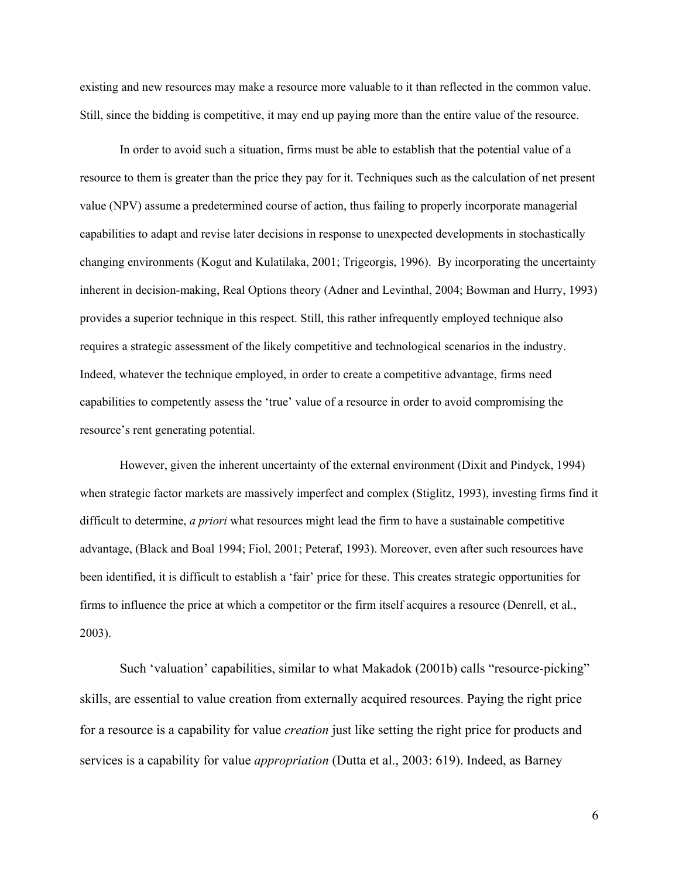existing and new resources may make a resource more valuable to it than reflected in the common value. Still, since the bidding is competitive, it may end up paying more than the entire value of the resource.

In order to avoid such a situation, firms must be able to establish that the potential value of a resource to them is greater than the price they pay for it. Techniques such as the calculation of net present value (NPV) assume a predetermined course of action, thus failing to properly incorporate managerial capabilities to adapt and revise later decisions in response to unexpected developments in stochastically changing environments (Kogut and Kulatilaka, 2001; Trigeorgis, 1996). By incorporating the uncertainty inherent in decision-making, Real Options theory (Adner and Levinthal, 2004; Bowman and Hurry, 1993) provides a superior technique in this respect. Still, this rather infrequently employed technique also requires a strategic assessment of the likely competitive and technological scenarios in the industry. Indeed, whatever the technique employed, in order to create a competitive advantage, firms need capabilities to competently assess the 'true' value of a resource in order to avoid compromising the resource's rent generating potential.

However, given the inherent uncertainty of the external environment (Dixit and Pindyck, 1994) when strategic factor markets are massively imperfect and complex (Stiglitz, 1993), investing firms find it difficult to determine, *a priori* what resources might lead the firm to have a sustainable competitive advantage, (Black and Boal 1994; Fiol, 2001; Peteraf, 1993). Moreover, even after such resources have been identified, it is difficult to establish a 'fair' price for these. This creates strategic opportunities for firms to influence the price at which a competitor or the firm itself acquires a resource (Denrell, et al., 2003).

Such 'valuation' capabilities, similar to what Makadok (2001b) calls "resource-picking" skills, are essential to value creation from externally acquired resources. Paying the right price for a resource is a capability for value *creation* just like setting the right price for products and services is a capability for value *appropriation* (Dutta et al., 2003: 619). Indeed, as Barney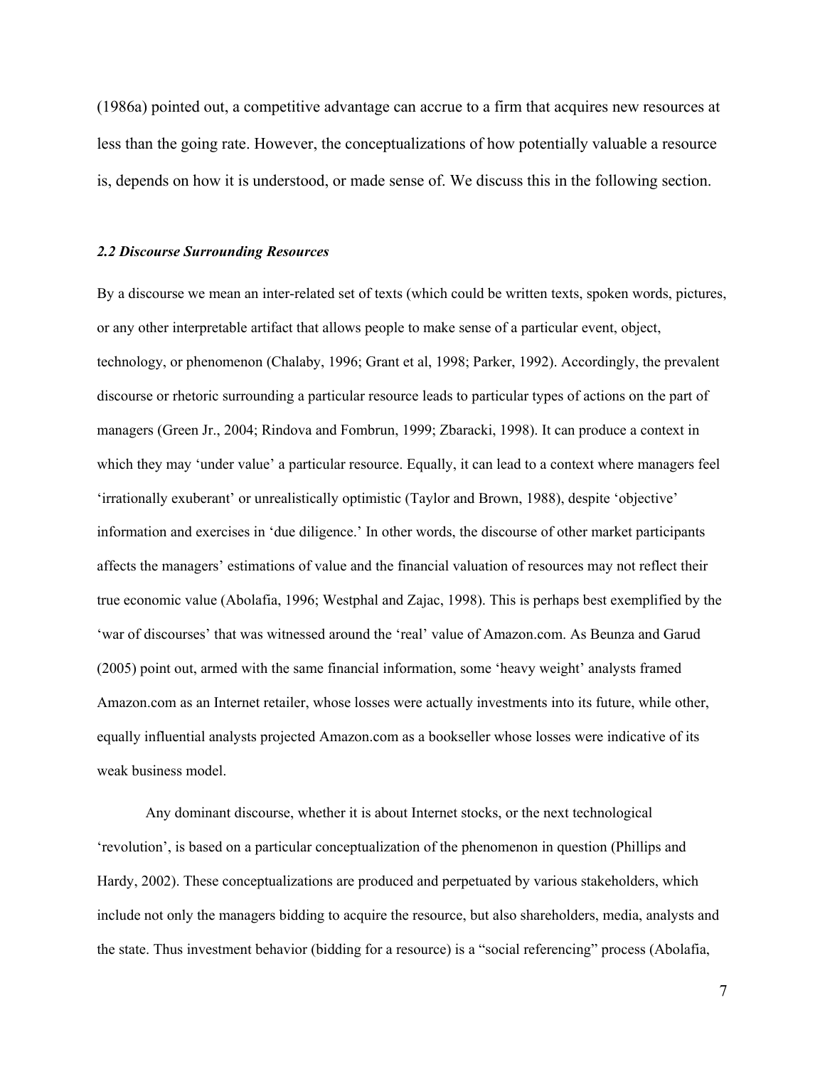(1986a) pointed out, a competitive advantage can accrue to a firm that acquires new resources at less than the going rate. However, the conceptualizations of how potentially valuable a resource is, depends on how it is understood, or made sense of. We discuss this in the following section.

### *2.2 Discourse Surrounding Resources*

By a discourse we mean an inter-related set of texts (which could be written texts, spoken words, pictures, or any other interpretable artifact that allows people to make sense of a particular event, object, technology, or phenomenon (Chalaby, 1996; Grant et al, 1998; Parker, 1992). Accordingly, the prevalent discourse or rhetoric surrounding a particular resource leads to particular types of actions on the part of managers (Green Jr., 2004; Rindova and Fombrun, 1999; Zbaracki, 1998). It can produce a context in which they may 'under value' a particular resource. Equally, it can lead to a context where managers feel 'irrationally exuberant' or unrealistically optimistic (Taylor and Brown, 1988), despite 'objective' information and exercises in 'due diligence.' In other words, the discourse of other market participants affects the managers' estimations of value and the financial valuation of resources may not reflect their true economic value (Abolafia, 1996; Westphal and Zajac, 1998). This is perhaps best exemplified by the 'war of discourses' that was witnessed around the 'real' value of Amazon.com. As Beunza and Garud (2005) point out, armed with the same financial information, some 'heavy weight' analysts framed Amazon.com as an Internet retailer, whose losses were actually investments into its future, while other, equally influential analysts projected Amazon.com as a bookseller whose losses were indicative of its weak business model.

Any dominant discourse, whether it is about Internet stocks, or the next technological 'revolution', is based on a particular conceptualization of the phenomenon in question (Phillips and Hardy, 2002). These conceptualizations are produced and perpetuated by various stakeholders, which include not only the managers bidding to acquire the resource, but also shareholders, media, analysts and the state. Thus investment behavior (bidding for a resource) is a "social referencing" process (Abolafia,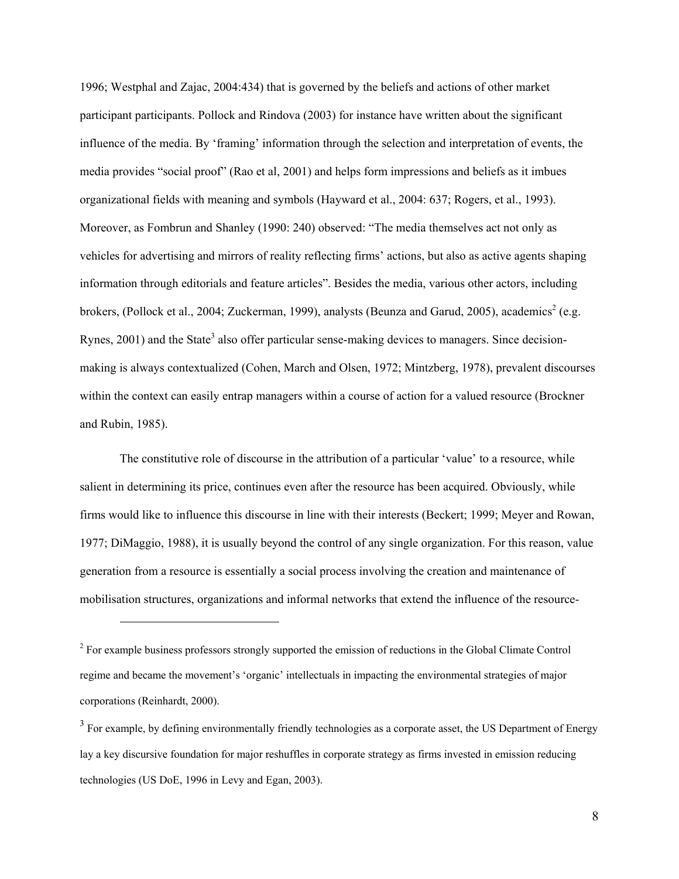1996; Westphal and Zajac, 2004:434) that is governed by the beliefs and actions of other market participant participants. Pollock and Rindova (2003) for instance have written about the significant influence of the media. By 'framing' information through the selection and interpretation of events, the media provides "social proof" (Rao et al, 2001) and helps form impressions and beliefs as it imbues organizational fields with meaning and symbols (Hayward et al., 2004: 637; Rogers, et al., 1993). Moreover, as Fombrun and Shanley (1990: 240) observed: "The media themselves act not only as vehicles for advertising and mirrors of reality reflecting firms' actions, but also as active agents shaping information through editorials and feature articles". Besides the media, various other actors, including brokers, (Pollock et al., 2004; Zuckerman, 1999), analysts (Beunza and Garud, 2005), academics[2] (e.g. Rynes, 2001) and the State[3] also offer particular sense-making devices to managers. Since decision-making is always contextualized (Cohen, March and Olsen, 1972; Mintzberg, 1978), prevalent discourses within the context can easily entrap managers within a course of action for a valued resource (Brockner and Rubin, 1985).

The constitutive role of discourse in the attribution of a particular 'value' to a resource, while salient in determining its price, continues even after the resource has been acquired. Obviously, while firms would like to influence this discourse in line with their interests (Beckert; 1999; Meyer and Rowan, 1977; DiMaggio, 1988), it is usually beyond the control of any single organization. For this reason, value generation from a resource is essentially a social process involving the creation and maintenance of mobilisation structures, organizations and informal networks that extend the influence of the resource-

---

[2] For example business professors strongly supported the emission of reductions in the Global Climate Control regime and became the movement's 'organic' intellectuals in impacting the environmental strategies of major corporations (Reinhardt, 2000).

[3] For example, by defining environmentally friendly technologies as a corporate asset, the US Department of Energy lay a key discursive foundation for major reshuffles in corporate strategy as firms invested in emission reducing technologies (US DoE, 1996 in Levy and Egan, 2003).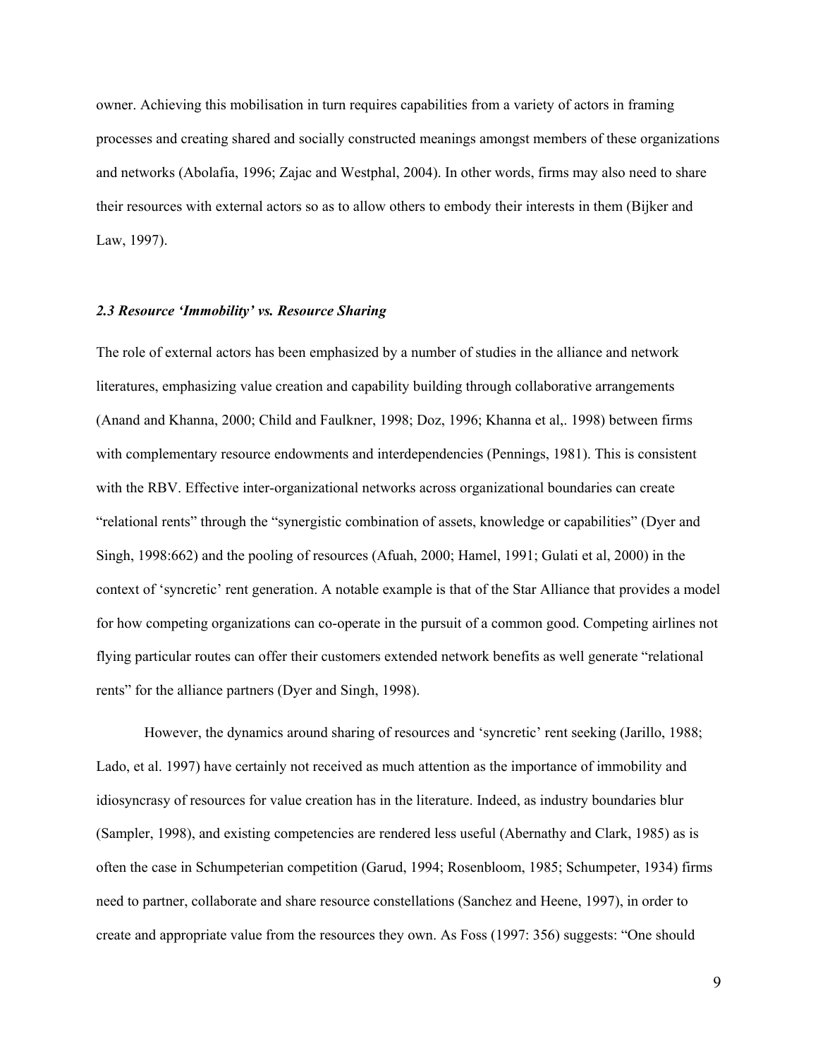owner. Achieving this mobilisation in turn requires capabilities from a variety of actors in framing processes and creating shared and socially constructed meanings amongst members of these organizations and networks (Abolafia, 1996; Zajac and Westphal, 2004). In other words, firms may also need to share their resources with external actors so as to allow others to embody their interests in them (Bijker and Law, 1997).

### *2.3 Resource 'Immobility' vs. Resource Sharing*

The role of external actors has been emphasized by a number of studies in the alliance and network literatures, emphasizing value creation and capability building through collaborative arrangements (Anand and Khanna, 2000; Child and Faulkner, 1998; Doz, 1996; Khanna et al,. 1998) between firms with complementary resource endowments and interdependencies (Pennings, 1981). This is consistent with the RBV. Effective inter-organizational networks across organizational boundaries can create "relational rents" through the "synergistic combination of assets, knowledge or capabilities" (Dyer and Singh, 1998:662) and the pooling of resources (Afuah, 2000; Hamel, 1991; Gulati et al, 2000) in the context of 'syncretic' rent generation. A notable example is that of the Star Alliance that provides a model for how competing organizations can co-operate in the pursuit of a common good. Competing airlines not flying particular routes can offer their customers extended network benefits as well generate "relational rents" for the alliance partners (Dyer and Singh, 1998).

However, the dynamics around sharing of resources and 'syncretic' rent seeking (Jarillo, 1988; Lado, et al. 1997) have certainly not received as much attention as the importance of immobility and idiosyncrasy of resources for value creation has in the literature. Indeed, as industry boundaries blur (Sampler, 1998), and existing competencies are rendered less useful (Abernathy and Clark, 1985) as is often the case in Schumpeterian competition (Garud, 1994; Rosenbloom, 1985; Schumpeter, 1934) firms need to partner, collaborate and share resource constellations (Sanchez and Heene, 1997), in order to create and appropriate value from the resources they own. As Foss (1997: 356) suggests: "One should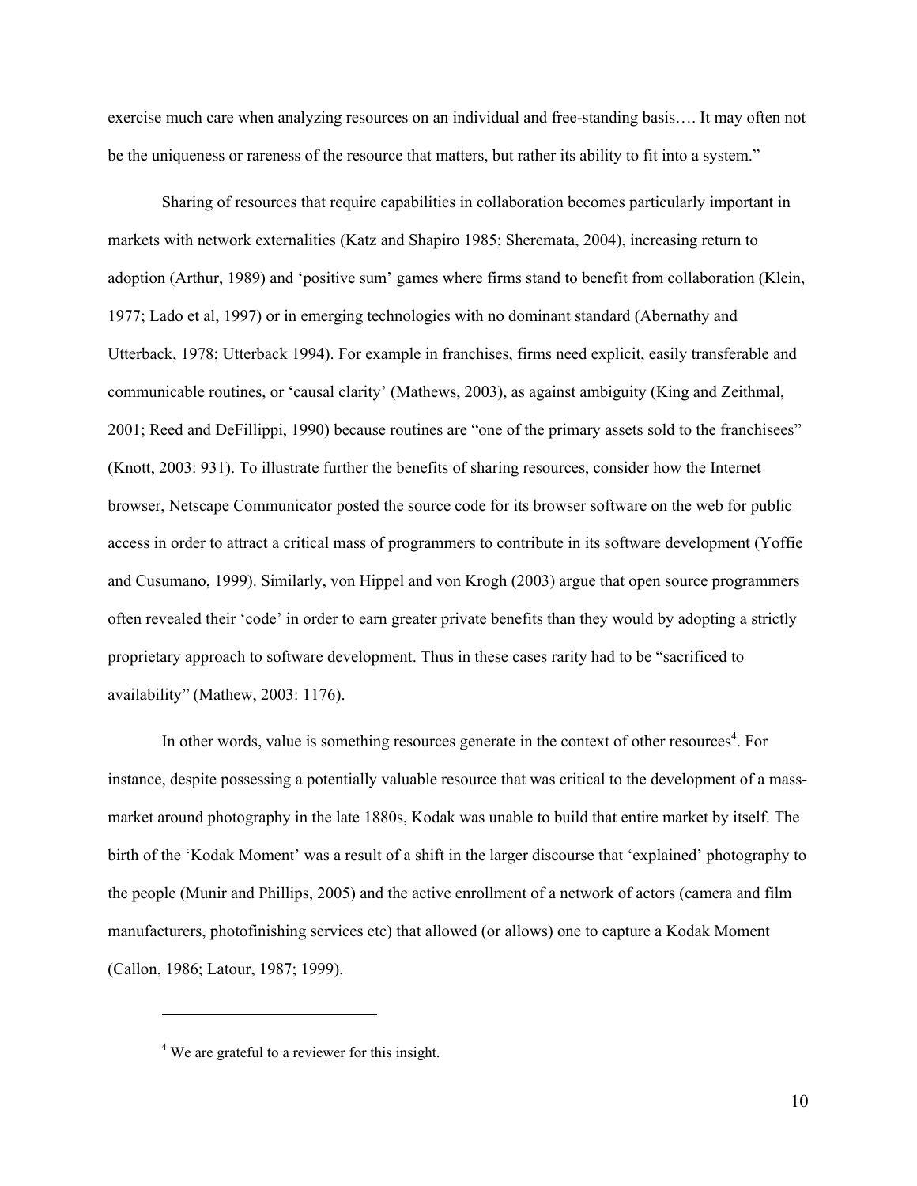exercise much care when analyzing resources on an individual and free-standing basis…. It may often not be the uniqueness or rareness of the resource that matters, but rather its ability to fit into a system."

Sharing of resources that require capabilities in collaboration becomes particularly important in markets with network externalities (Katz and Shapiro 1985; Sheremata, 2004), increasing return to adoption (Arthur, 1989) and 'positive sum' games where firms stand to benefit from collaboration (Klein, 1977; Lado et al, 1997) or in emerging technologies with no dominant standard (Abernathy and Utterback, 1978; Utterback 1994). For example in franchises, firms need explicit, easily transferable and communicable routines, or 'causal clarity' (Mathews, 2003), as against ambiguity (King and Zeithmal, 2001; Reed and DeFillippi, 1990) because routines are "one of the primary assets sold to the franchisees" (Knott, 2003: 931). To illustrate further the benefits of sharing resources, consider how the Internet browser, Netscape Communicator posted the source code for its browser software on the web for public access in order to attract a critical mass of programmers to contribute in its software development (Yoffie and Cusumano, 1999). Similarly, von Hippel and von Krogh (2003) argue that open source programmers often revealed their 'code' in order to earn greater private benefits than they would by adopting a strictly proprietary approach to software development. Thus in these cases rarity had to be "sacrificed to availability" (Mathew, 2003: 1176).

In other words, value is something resources generate in the context of other resources[4]. For instance, despite possessing a potentially valuable resource that was critical to the development of a mass-market around photography in the late 1880s, Kodak was unable to build that entire market by itself. The birth of the 'Kodak Moment' was a result of a shift in the larger discourse that 'explained' photography to the people (Munir and Phillips, 2005) and the active enrollment of a network of actors (camera and film manufacturers, photofinishing services etc) that allowed (or allows) one to capture a Kodak Moment (Callon, 1986; Latour, 1987; 1999).

---

[4] We are grateful to a reviewer for this insight.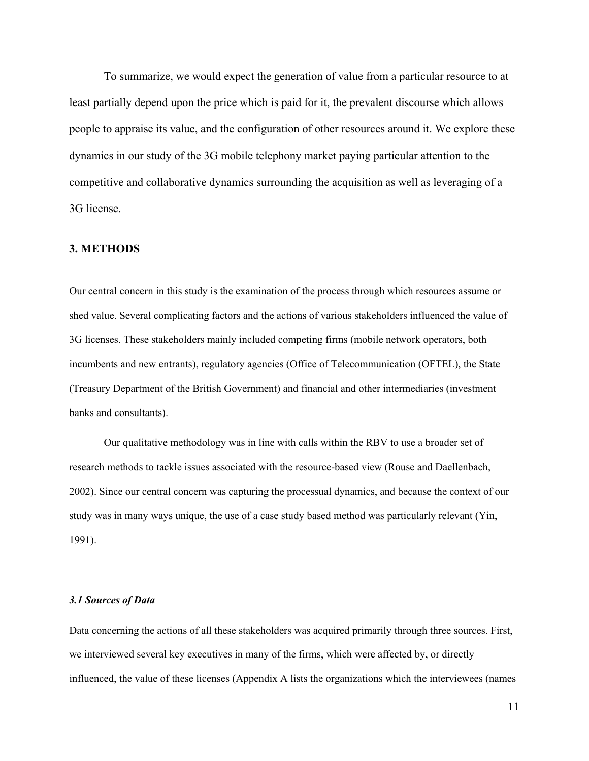To summarize, we would expect the generation of value from a particular resource to at least partially depend upon the price which is paid for it, the prevalent discourse which allows people to appraise its value, and the configuration of other resources around it. We explore these dynamics in our study of the 3G mobile telephony market paying particular attention to the competitive and collaborative dynamics surrounding the acquisition as well as leveraging of a 3G license.

## 3. METHODS

Our central concern in this study is the examination of the process through which resources assume or shed value. Several complicating factors and the actions of various stakeholders influenced the value of 3G licenses. These stakeholders mainly included competing firms (mobile network operators, both incumbents and new entrants), regulatory agencies (Office of Telecommunication (OFTEL), the State (Treasury Department of the British Government) and financial and other intermediaries (investment banks and consultants).

Our qualitative methodology was in line with calls within the RBV to use a broader set of research methods to tackle issues associated with the resource-based view (Rouse and Daellenbach, 2002). Since our central concern was capturing the processual dynamics, and because the context of our study was in many ways unique, the use of a case study based method was particularly relevant (Yin, 1991).

### *3.1 Sources of Data*

Data concerning the actions of all these stakeholders was acquired primarily through three sources. First, we interviewed several key executives in many of the firms, which were affected by, or directly influenced, the value of these licenses (Appendix A lists the organizations which the interviewees (names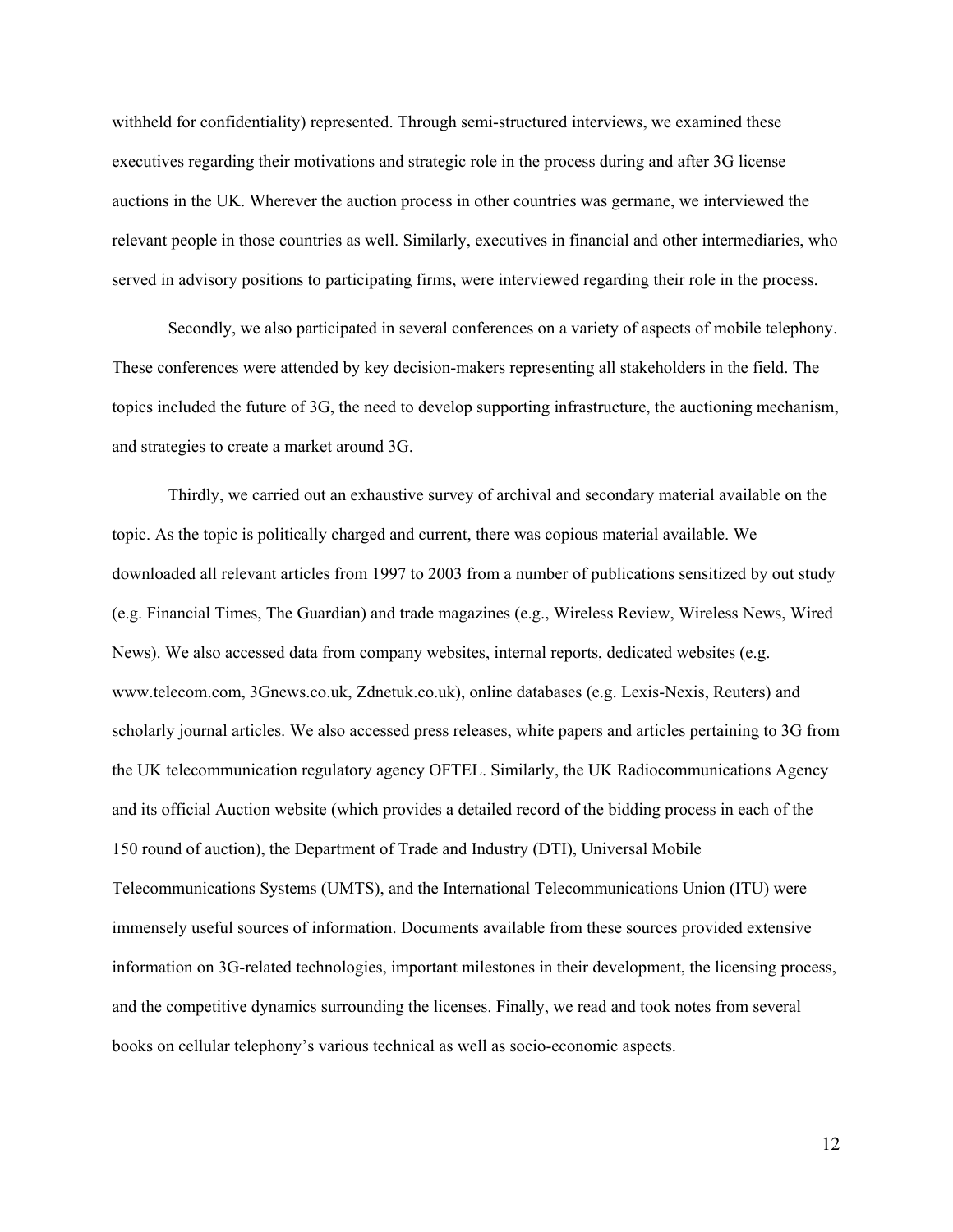withheld for confidentiality) represented. Through semi-structured interviews, we examined these executives regarding their motivations and strategic role in the process during and after 3G license auctions in the UK. Wherever the auction process in other countries was germane, we interviewed the relevant people in those countries as well. Similarly, executives in financial and other intermediaries, who served in advisory positions to participating firms, were interviewed regarding their role in the process.

Secondly, we also participated in several conferences on a variety of aspects of mobile telephony. These conferences were attended by key decision-makers representing all stakeholders in the field. The topics included the future of 3G, the need to develop supporting infrastructure, the auctioning mechanism, and strategies to create a market around 3G.

Thirdly, we carried out an exhaustive survey of archival and secondary material available on the topic. As the topic is politically charged and current, there was copious material available. We downloaded all relevant articles from 1997 to 2003 from a number of publications sensitized by out study (e.g. Financial Times, The Guardian) and trade magazines (e.g., Wireless Review, Wireless News, Wired News). We also accessed data from company websites, internal reports, dedicated websites (e.g. www.telecom.com, 3Gnews.co.uk, Zdnetuk.co.uk), online databases (e.g. Lexis-Nexis, Reuters) and scholarly journal articles. We also accessed press releases, white papers and articles pertaining to 3G from the UK telecommunication regulatory agency OFTEL. Similarly, the UK Radiocommunications Agency and its official Auction website (which provides a detailed record of the bidding process in each of the 150 round of auction), the Department of Trade and Industry (DTI), Universal Mobile Telecommunications Systems (UMTS), and the International Telecommunications Union (ITU) were immensely useful sources of information. Documents available from these sources provided extensive information on 3G-related technologies, important milestones in their development, the licensing process, and the competitive dynamics surrounding the licenses. Finally, we read and took notes from several books on cellular telephony's various technical as well as socio-economic aspects.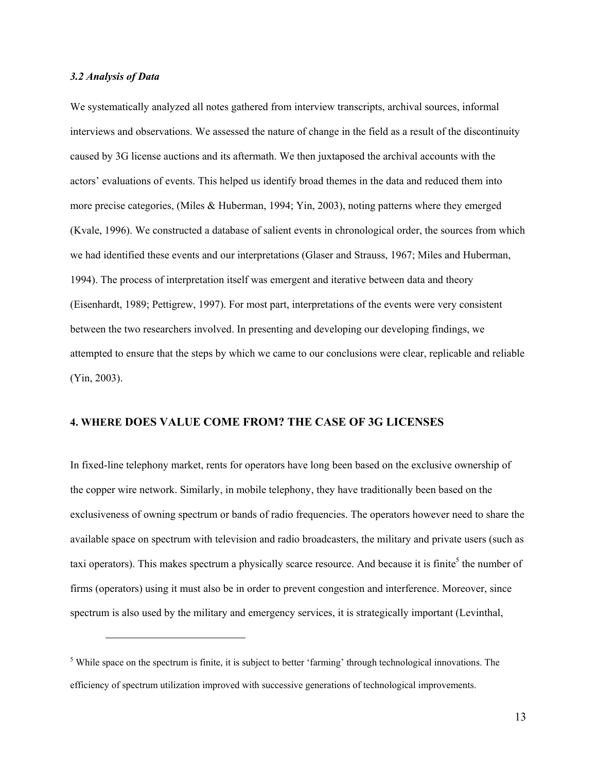### *3.2 Analysis of Data*

We systematically analyzed all notes gathered from interview transcripts, archival sources, informal interviews and observations. We assessed the nature of change in the field as a result of the discontinuity caused by 3G license auctions and its aftermath. We then juxtaposed the archival accounts with the actors' evaluations of events. This helped us identify broad themes in the data and reduced them into more precise categories, (Miles & Huberman, 1994; Yin, 2003), noting patterns where they emerged (Kvale, 1996). We constructed a database of salient events in chronological order, the sources from which we had identified these events and our interpretations (Glaser and Strauss, 1967; Miles and Huberman, 1994). The process of interpretation itself was emergent and iterative between data and theory (Eisenhardt, 1989; Pettigrew, 1997). For most part, interpretations of the events were very consistent between the two researchers involved. In presenting and developing our developing findings, we attempted to ensure that the steps by which we came to our conclusions were clear, replicable and reliable (Yin, 2003).

## 4. WHERE DOES VALUE COME FROM? THE CASE OF 3G LICENSES

In fixed-line telephony market, rents for operators have long been based on the exclusive ownership of the copper wire network. Similarly, in mobile telephony, they have traditionally been based on the exclusiveness of owning spectrum or bands of radio frequencies. The operators however need to share the available space on spectrum with television and radio broadcasters, the military and private users (such as taxi operators). This makes spectrum a physically scarce resource. And because it is finite[5] the number of firms (operators) using it must also be in order to prevent congestion and interference. Moreover, since spectrum is also used by the military and emergency services, it is strategically important (Levinthal,

[5] While space on the spectrum is finite, it is subject to better 'farming' through technological innovations. The efficiency of spectrum utilization improved with successive generations of technological improvements.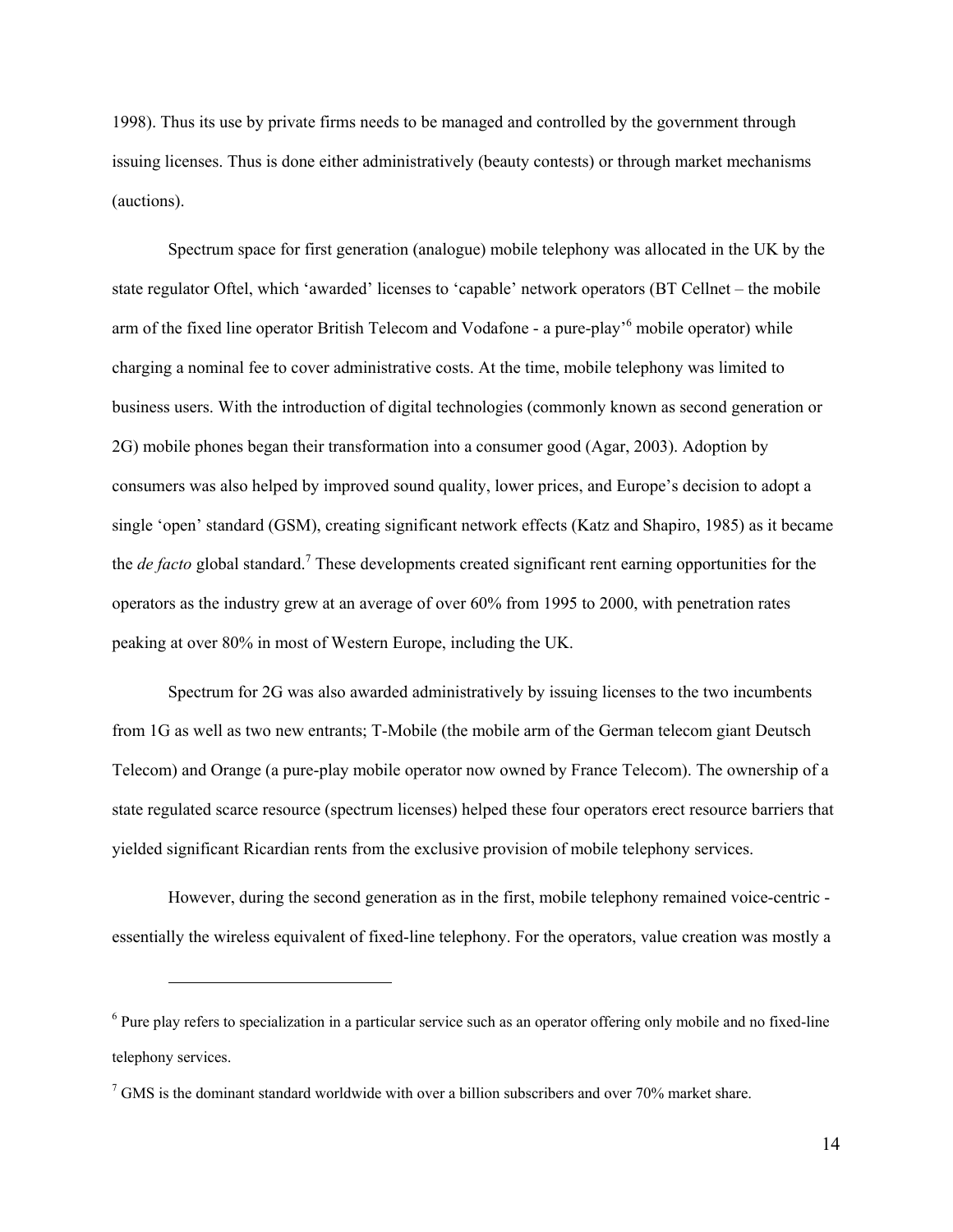1998). Thus its use by private firms needs to be managed and controlled by the government through issuing licenses. Thus is done either administratively (beauty contests) or through market mechanisms (auctions).

Spectrum space for first generation (analogue) mobile telephony was allocated in the UK by the state regulator Oftel, which 'awarded' licenses to 'capable' network operators (BT Cellnet – the mobile arm of the fixed line operator British Telecom and Vodafone - a pure-play'[6] mobile operator) while charging a nominal fee to cover administrative costs. At the time, mobile telephony was limited to business users. With the introduction of digital technologies (commonly known as second generation or 2G) mobile phones began their transformation into a consumer good (Agar, 2003). Adoption by consumers was also helped by improved sound quality, lower prices, and Europe's decision to adopt a single 'open' standard (GSM), creating significant network effects (Katz and Shapiro, 1985) as it became the *de facto* global standard.[7] These developments created significant rent earning opportunities for the operators as the industry grew at an average of over 60% from 1995 to 2000, with penetration rates peaking at over 80% in most of Western Europe, including the UK.

Spectrum for 2G was also awarded administratively by issuing licenses to the two incumbents from 1G as well as two new entrants; T-Mobile (the mobile arm of the German telecom giant Deutsch Telecom) and Orange (a pure-play mobile operator now owned by France Telecom). The ownership of a state regulated scarce resource (spectrum licenses) helped these four operators erect resource barriers that yielded significant Ricardian rents from the exclusive provision of mobile telephony services.

However, during the second generation as in the first, mobile telephony remained voice-centric - essentially the wireless equivalent of fixed-line telephony. For the operators, value creation was mostly a

[6] Pure play refers to specialization in a particular service such as an operator offering only mobile and no fixed-line telephony services.

[7] GMS is the dominant standard worldwide with over a billion subscribers and over 70% market share.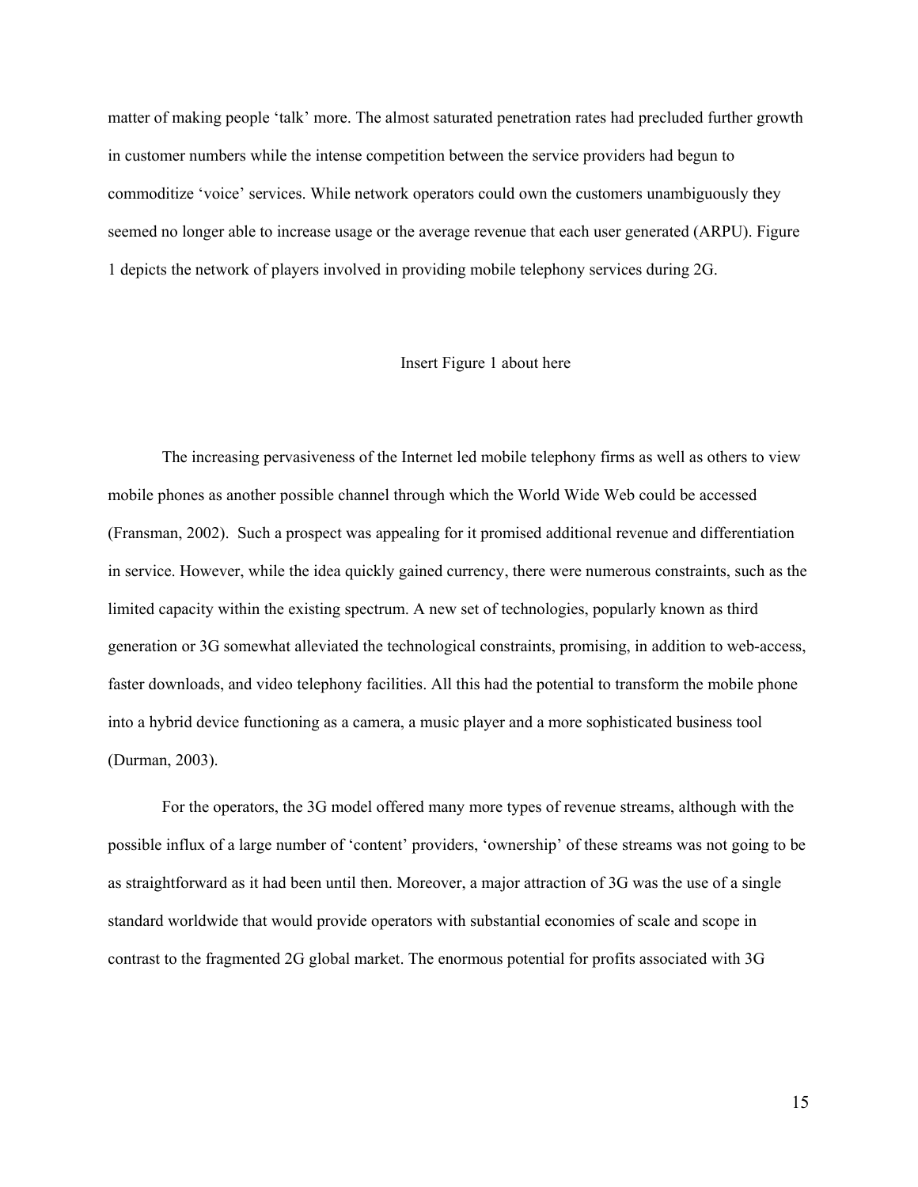matter of making people 'talk' more. The almost saturated penetration rates had precluded further growth in customer numbers while the intense competition between the service providers had begun to commoditize 'voice' services. While network operators could own the customers unambiguously they seemed no longer able to increase usage or the average revenue that each user generated (ARPU). Figure 1 depicts the network of players involved in providing mobile telephony services during 2G.

Insert Figure 1 about here

The increasing pervasiveness of the Internet led mobile telephony firms as well as others to view mobile phones as another possible channel through which the World Wide Web could be accessed (Fransman, 2002). Such a prospect was appealing for it promised additional revenue and differentiation in service. However, while the idea quickly gained currency, there were numerous constraints, such as the limited capacity within the existing spectrum. A new set of technologies, popularly known as third generation or 3G somewhat alleviated the technological constraints, promising, in addition to web-access, faster downloads, and video telephony facilities. All this had the potential to transform the mobile phone into a hybrid device functioning as a camera, a music player and a more sophisticated business tool (Durman, 2003).

For the operators, the 3G model offered many more types of revenue streams, although with the possible influx of a large number of 'content' providers, 'ownership' of these streams was not going to be as straightforward as it had been until then. Moreover, a major attraction of 3G was the use of a single standard worldwide that would provide operators with substantial economies of scale and scope in contrast to the fragmented 2G global market. The enormous potential for profits associated with 3G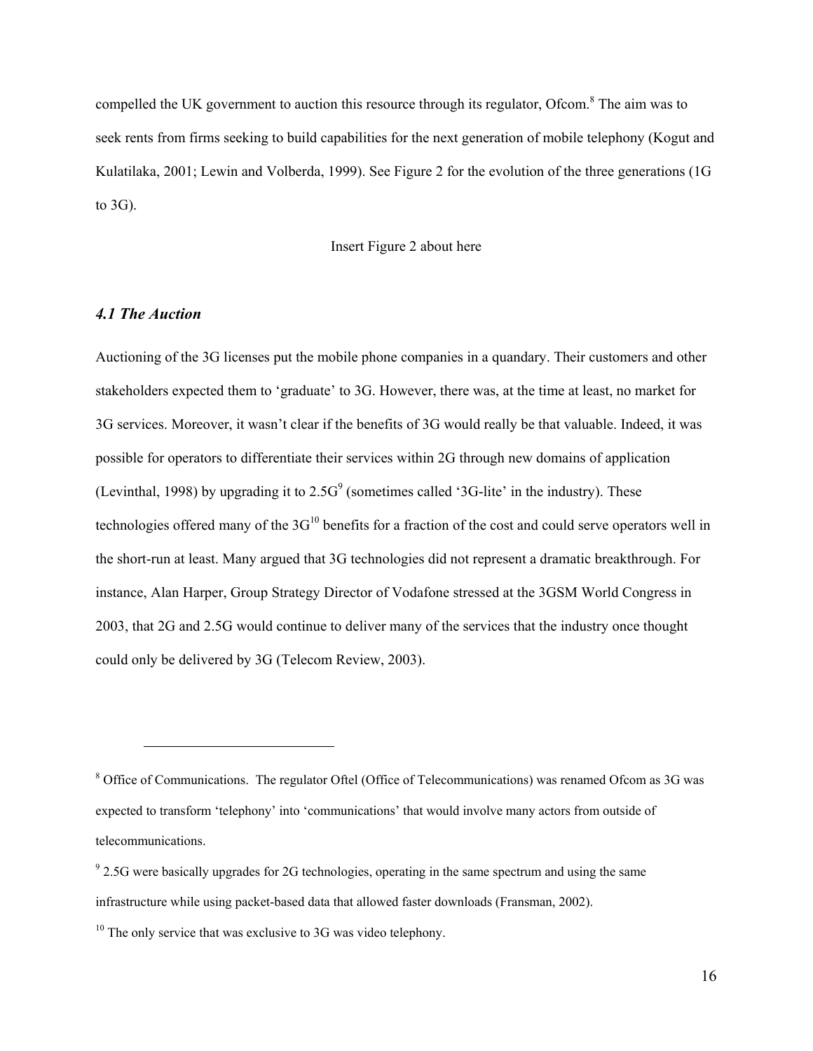compelled the UK government to auction this resource through its regulator, Ofcom.[8] The aim was to seek rents from firms seeking to build capabilities for the next generation of mobile telephony (Kogut and Kulatilaka, 2001; Lewin and Volberda, 1999). See Figure 2 for the evolution of the three generations (1G to 3G).

Insert Figure 2 about here

### *4.1 The Auction*

Auctioning of the 3G licenses put the mobile phone companies in a quandary. Their customers and other stakeholders expected them to 'graduate' to 3G. However, there was, at the time at least, no market for 3G services. Moreover, it wasn't clear if the benefits of 3G would really be that valuable. Indeed, it was possible for operators to differentiate their services within 2G through new domains of application (Levinthal, 1998) by upgrading it to 2.5G[9] (sometimes called '3G-lite' in the industry). These technologies offered many of the 3G[10] benefits for a fraction of the cost and could serve operators well in the short-run at least. Many argued that 3G technologies did not represent a dramatic breakthrough. For instance, Alan Harper, Group Strategy Director of Vodafone stressed at the 3GSM World Congress in 2003, that 2G and 2.5G would continue to deliver many of the services that the industry once thought could only be delivered by 3G (Telecom Review, 2003).

---

[8] Office of Communications. The regulator Oftel (Office of Telecommunications) was renamed Ofcom as 3G was expected to transform 'telephony' into 'communications' that would involve many actors from outside of telecommunications.

[9] 2.5G were basically upgrades for 2G technologies, operating in the same spectrum and using the same infrastructure while using packet-based data that allowed faster downloads (Fransman, 2002).

[10] The only service that was exclusive to 3G was video telephony.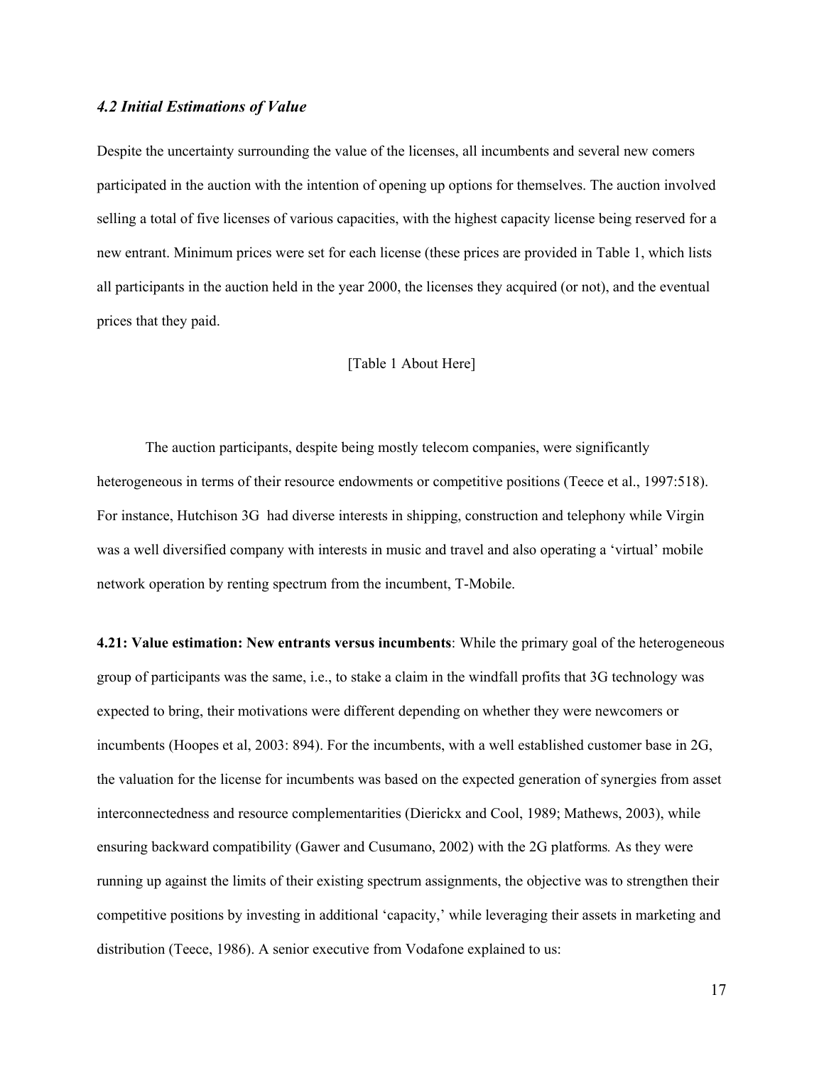### *4.2 Initial Estimations of Value*

Despite the uncertainty surrounding the value of the licenses, all incumbents and several new comers participated in the auction with the intention of opening up options for themselves. The auction involved selling a total of five licenses of various capacities, with the highest capacity license being reserved for a new entrant. Minimum prices were set for each license (these prices are provided in Table 1, which lists all participants in the auction held in the year 2000, the licenses they acquired (or not), and the eventual prices that they paid.

[Table 1 About Here]

The auction participants, despite being mostly telecom companies, were significantly heterogeneous in terms of their resource endowments or competitive positions (Teece et al., 1997:518). For instance, Hutchison 3G had diverse interests in shipping, construction and telephony while Virgin was a well diversified company with interests in music and travel and also operating a 'virtual' mobile network operation by renting spectrum from the incumbent, T-Mobile.

**4.21: Value estimation: New entrants versus incumbents**: While the primary goal of the heterogeneous group of participants was the same, i.e., to stake a claim in the windfall profits that 3G technology was expected to bring, their motivations were different depending on whether they were newcomers or incumbents (Hoopes et al, 2003: 894). For the incumbents, with a well established customer base in 2G, the valuation for the license for incumbents was based on the expected generation of synergies from asset interconnectedness and resource complementarities (Dierickx and Cool, 1989; Mathews, 2003), while ensuring backward compatibility (Gawer and Cusumano, 2002) with the 2G platforms*.* As they were running up against the limits of their existing spectrum assignments, the objective was to strengthen their competitive positions by investing in additional 'capacity,' while leveraging their assets in marketing and distribution (Teece, 1986). A senior executive from Vodafone explained to us: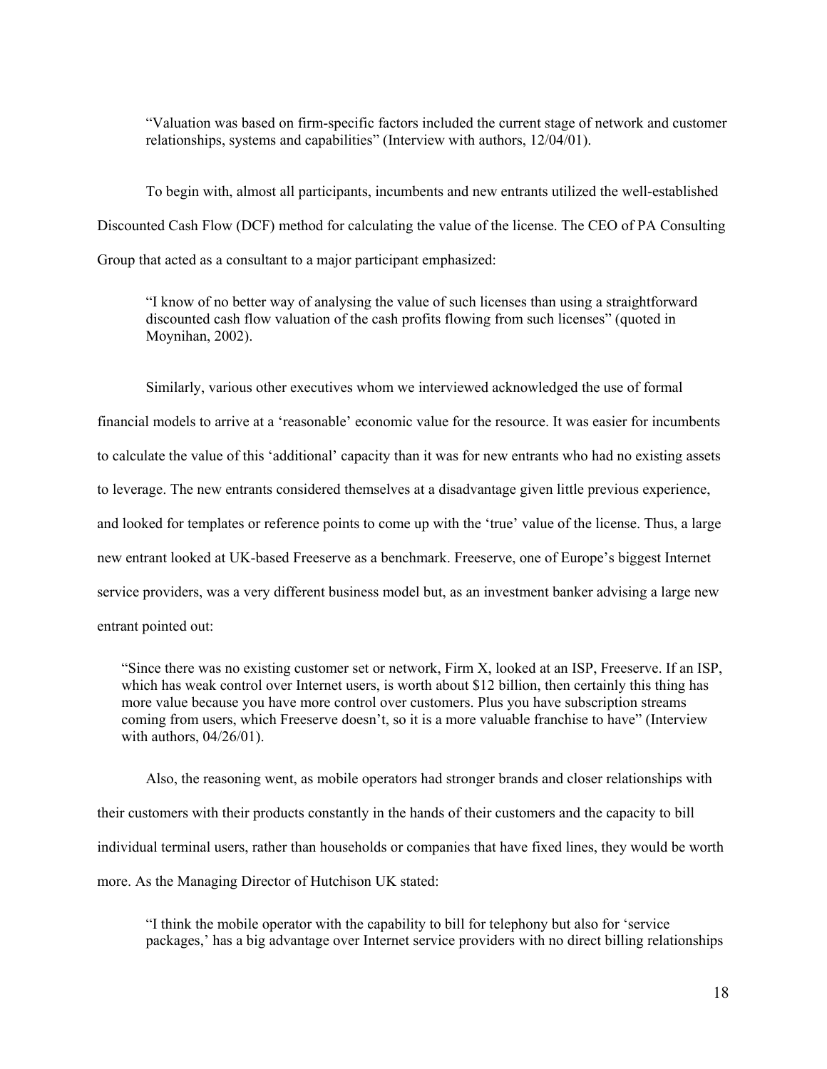> "Valuation was based on firm-specific factors included the current stage of network and customer relationships, systems and capabilities" (Interview with authors, 12/04/01).

To begin with, almost all participants, incumbents and new entrants utilized the well-established Discounted Cash Flow (DCF) method for calculating the value of the license. The CEO of PA Consulting Group that acted as a consultant to a major participant emphasized:

> "I know of no better way of analysing the value of such licenses than using a straightforward discounted cash flow valuation of the cash profits flowing from such licenses" (quoted in Moynihan, 2002).

Similarly, various other executives whom we interviewed acknowledged the use of formal financial models to arrive at a 'reasonable' economic value for the resource. It was easier for incumbents to calculate the value of this 'additional' capacity than it was for new entrants who had no existing assets to leverage. The new entrants considered themselves at a disadvantage given little previous experience, and looked for templates or reference points to come up with the 'true' value of the license. Thus, a large new entrant looked at UK-based Freeserve as a benchmark. Freeserve, one of Europe's biggest Internet service providers, was a very different business model but, as an investment banker advising a large new entrant pointed out:

> "Since there was no existing customer set or network, Firm X, looked at an ISP, Freeserve. If an ISP, which has weak control over Internet users, is worth about $12 billion, then certainly this thing has more value because you have more control over customers. Plus you have subscription streams coming from users, which Freeserve doesn't, so it is a more valuable franchise to have" (Interview with authors, 04/26/01).

Also, the reasoning went, as mobile operators had stronger brands and closer relationships with their customers with their products constantly in the hands of their customers and the capacity to bill individual terminal users, rather than households or companies that have fixed lines, they would be worth more. As the Managing Director of Hutchison UK stated:

> "I think the mobile operator with the capability to bill for telephony but also for 'service packages,' has a big advantage over Internet service providers with no direct billing relationships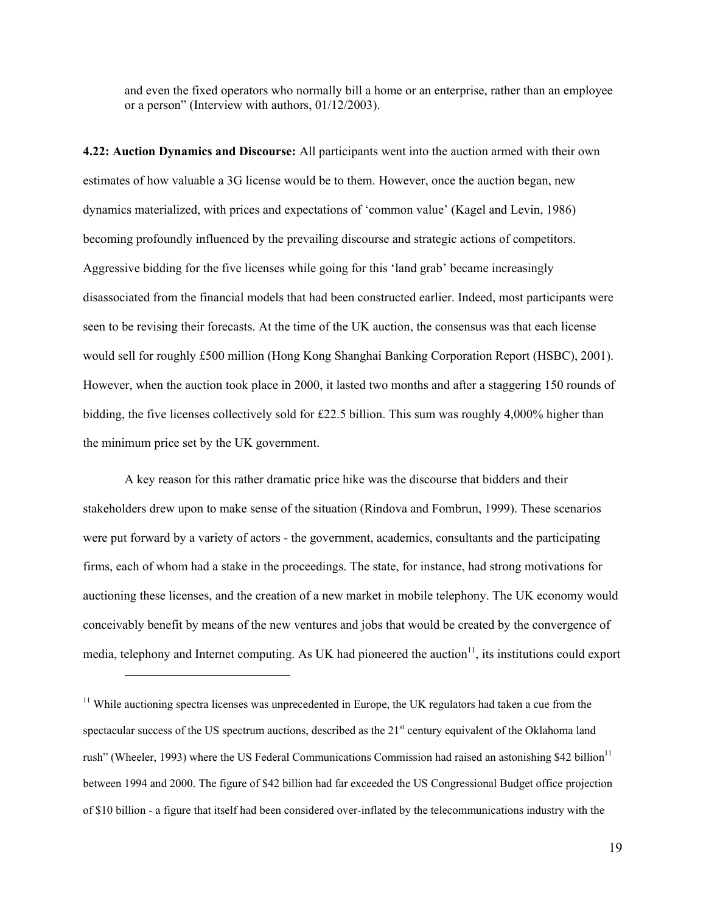and even the fixed operators who normally bill a home or an enterprise, rather than an employee or a person" (Interview with authors, 01/12/2003).

**4.22: Auction Dynamics and Discourse:** All participants went into the auction armed with their own estimates of how valuable a 3G license would be to them. However, once the auction began, new dynamics materialized, with prices and expectations of 'common value' (Kagel and Levin, 1986) becoming profoundly influenced by the prevailing discourse and strategic actions of competitors. Aggressive bidding for the five licenses while going for this 'land grab' became increasingly disassociated from the financial models that had been constructed earlier. Indeed, most participants were seen to be revising their forecasts. At the time of the UK auction, the consensus was that each license would sell for roughly £500 million (Hong Kong Shanghai Banking Corporation Report (HSBC), 2001). However, when the auction took place in 2000, it lasted two months and after a staggering 150 rounds of bidding, the five licenses collectively sold for £22.5 billion. This sum was roughly 4,000% higher than the minimum price set by the UK government.

A key reason for this rather dramatic price hike was the discourse that bidders and their stakeholders drew upon to make sense of the situation (Rindova and Fombrun, 1999). These scenarios were put forward by a variety of actors - the government, academics, consultants and the participating firms, each of whom had a stake in the proceedings. The state, for instance, had strong motivations for auctioning these licenses, and the creation of a new market in mobile telephony. The UK economy would conceivably benefit by means of the new ventures and jobs that would be created by the convergence of media, telephony and Internet computing. As UK had pioneered the auction[11], its institutions could export

[11] While auctioning spectra licenses was unprecedented in Europe, the UK regulators had taken a cue from the spectacular success of the US spectrum auctions, described as the 21st century equivalent of the Oklahoma land rush" (Wheeler, 1993) where the US Federal Communications Commission had raised an astonishing $42 billion[11] between 1994 and 2000. The figure of $42 billion had far exceeded the US Congressional Budget office projection of $10 billion - a figure that itself had been considered over-inflated by the telecommunications industry with the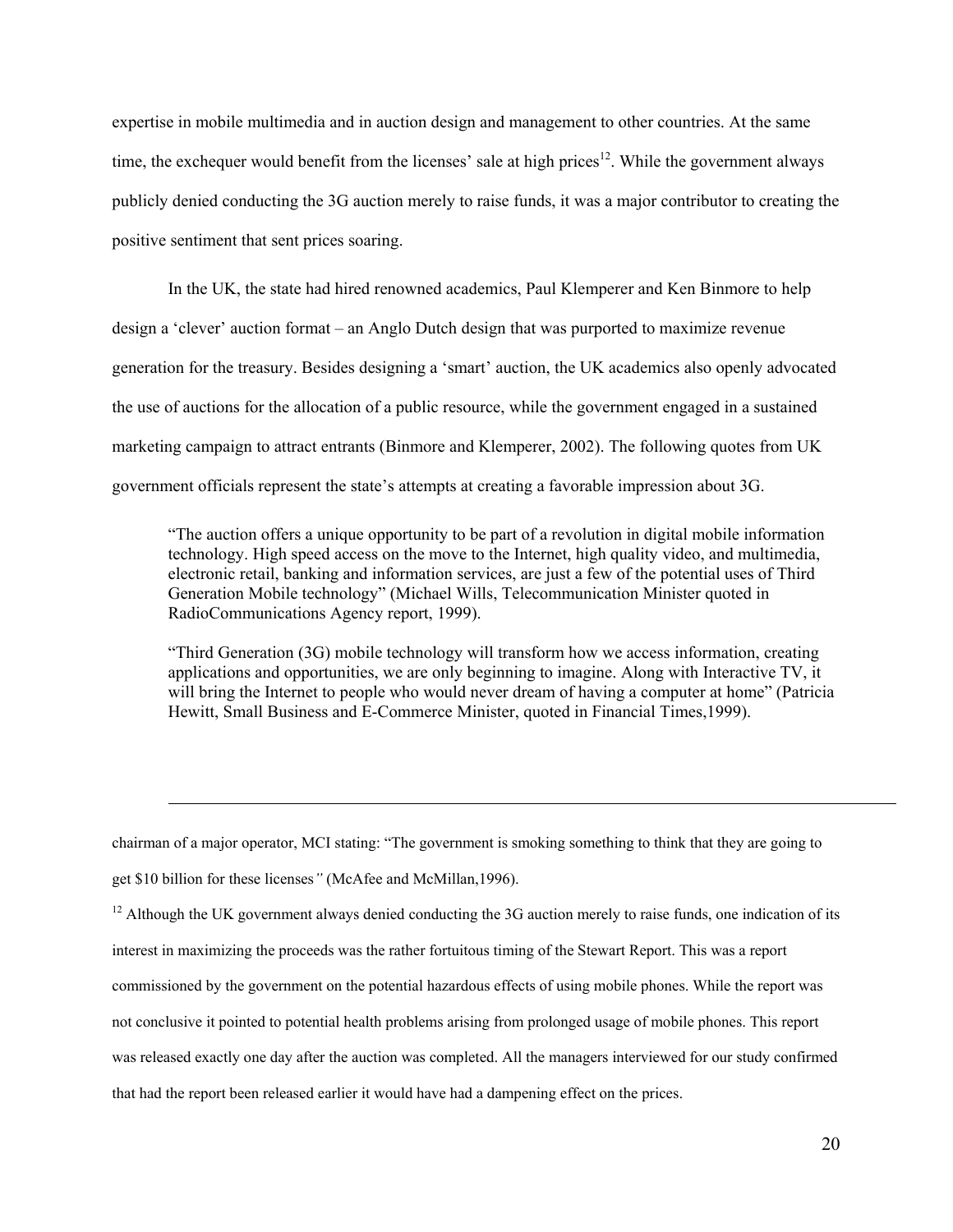expertise in mobile multimedia and in auction design and management to other countries. At the same time, the exchequer would benefit from the licenses' sale at high prices[12]. While the government always publicly denied conducting the 3G auction merely to raise funds, it was a major contributor to creating the positive sentiment that sent prices soaring.

In the UK, the state had hired renowned academics, Paul Klemperer and Ken Binmore to help design a 'clever' auction format – an Anglo Dutch design that was purported to maximize revenue generation for the treasury. Besides designing a 'smart' auction, the UK academics also openly advocated the use of auctions for the allocation of a public resource, while the government engaged in a sustained marketing campaign to attract entrants (Binmore and Klemperer, 2002). The following quotes from UK government officials represent the state's attempts at creating a favorable impression about 3G.

> "The auction offers a unique opportunity to be part of a revolution in digital mobile information technology. High speed access on the move to the Internet, high quality video, and multimedia, electronic retail, banking and information services, are just a few of the potential uses of Third Generation Mobile technology" (Michael Wills, Telecommunication Minister quoted in RadioCommunications Agency report, 1999).

> "Third Generation (3G) mobile technology will transform how we access information, creating applications and opportunities, we are only beginning to imagine. Along with Interactive TV, it will bring the Internet to people who would never dream of having a computer at home" (Patricia Hewitt, Small Business and E-Commerce Minister, quoted in Financial Times,1999).

---

chairman of a major operator, MCI stating: "The government is smoking something to think that they are going to get $10 billion for these licenses*"* (McAfee and McMillan,1996).

[12] Although the UK government always denied conducting the 3G auction merely to raise funds, one indication of its interest in maximizing the proceeds was the rather fortuitous timing of the Stewart Report. This was a report commissioned by the government on the potential hazardous effects of using mobile phones. While the report was not conclusive it pointed to potential health problems arising from prolonged usage of mobile phones. This report was released exactly one day after the auction was completed. All the managers interviewed for our study confirmed that had the report been released earlier it would have had a dampening effect on the prices.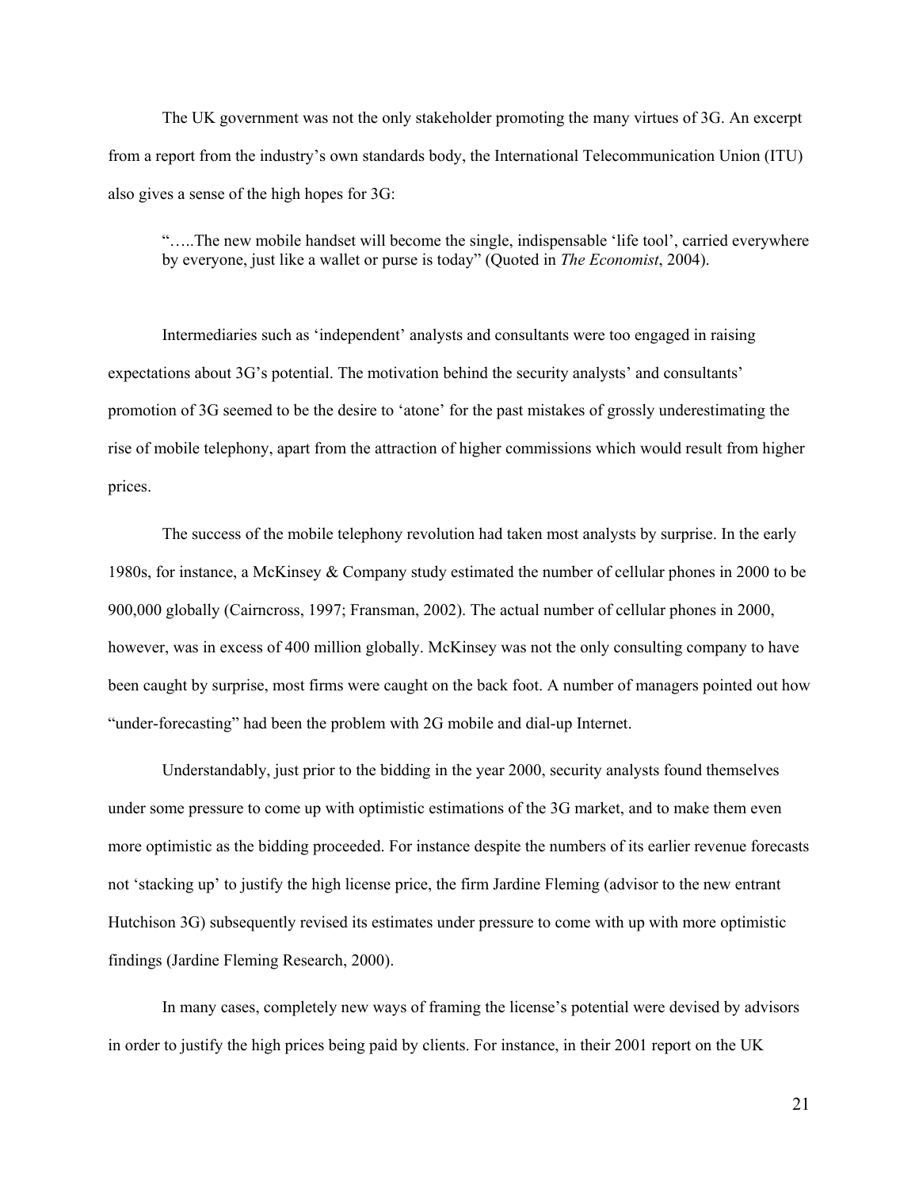The UK government was not the only stakeholder promoting the many virtues of 3G. An excerpt from a report from the industry's own standards body, the International Telecommunication Union (ITU) also gives a sense of the high hopes for 3G:

> "…..The new mobile handset will become the single, indispensable 'life tool', carried everywhere by everyone, just like a wallet or purse is today" (Quoted in *The Economist*, 2004).

Intermediaries such as 'independent' analysts and consultants were too engaged in raising expectations about 3G's potential. The motivation behind the security analysts' and consultants' promotion of 3G seemed to be the desire to 'atone' for the past mistakes of grossly underestimating the rise of mobile telephony, apart from the attraction of higher commissions which would result from higher prices.

The success of the mobile telephony revolution had taken most analysts by surprise. In the early 1980s, for instance, a McKinsey & Company study estimated the number of cellular phones in 2000 to be 900,000 globally (Cairncross, 1997; Fransman, 2002). The actual number of cellular phones in 2000, however, was in excess of 400 million globally. McKinsey was not the only consulting company to have been caught by surprise, most firms were caught on the back foot. A number of managers pointed out how "under-forecasting" had been the problem with 2G mobile and dial-up Internet.

Understandably, just prior to the bidding in the year 2000, security analysts found themselves under some pressure to come up with optimistic estimations of the 3G market, and to make them even more optimistic as the bidding proceeded. For instance despite the numbers of its earlier revenue forecasts not 'stacking up' to justify the high license price, the firm Jardine Fleming (advisor to the new entrant Hutchison 3G) subsequently revised its estimates under pressure to come with up with more optimistic findings (Jardine Fleming Research, 2000).

In many cases, completely new ways of framing the license's potential were devised by advisors in order to justify the high prices being paid by clients. For instance, in their 2001 report on the UK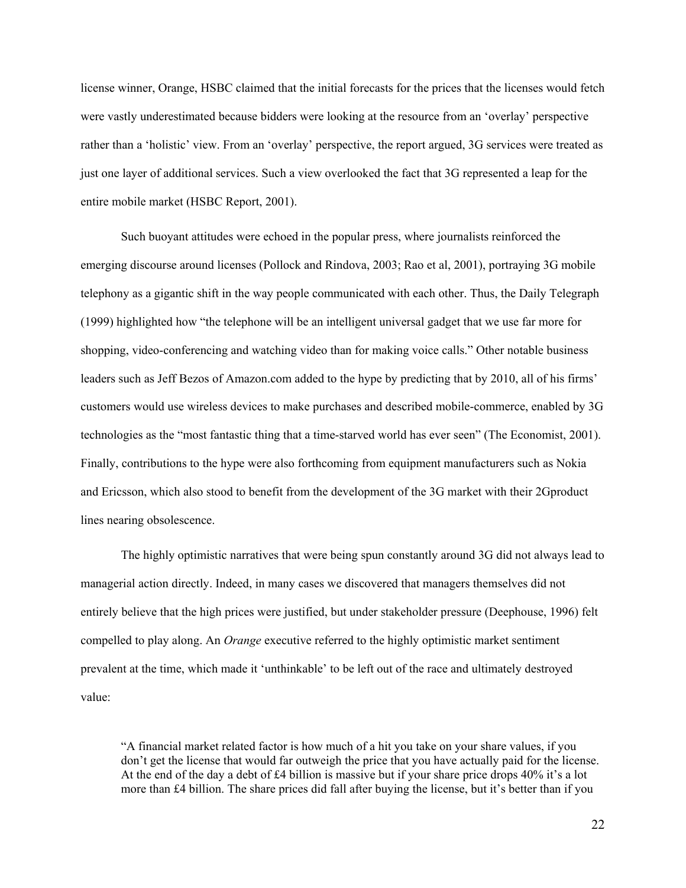license winner, Orange, HSBC claimed that the initial forecasts for the prices that the licenses would fetch were vastly underestimated because bidders were looking at the resource from an 'overlay' perspective rather than a 'holistic' view. From an 'overlay' perspective, the report argued, 3G services were treated as just one layer of additional services. Such a view overlooked the fact that 3G represented a leap for the entire mobile market (HSBC Report, 2001).

Such buoyant attitudes were echoed in the popular press, where journalists reinforced the emerging discourse around licenses (Pollock and Rindova, 2003; Rao et al, 2001), portraying 3G mobile telephony as a gigantic shift in the way people communicated with each other. Thus, the Daily Telegraph (1999) highlighted how "the telephone will be an intelligent universal gadget that we use far more for shopping, video-conferencing and watching video than for making voice calls." Other notable business leaders such as Jeff Bezos of Amazon.com added to the hype by predicting that by 2010, all of his firms' customers would use wireless devices to make purchases and described mobile-commerce, enabled by 3G technologies as the "most fantastic thing that a time-starved world has ever seen" (The Economist, 2001). Finally, contributions to the hype were also forthcoming from equipment manufacturers such as Nokia and Ericsson, which also stood to benefit from the development of the 3G market with their 2Gproduct lines nearing obsolescence.

The highly optimistic narratives that were being spun constantly around 3G did not always lead to managerial action directly. Indeed, in many cases we discovered that managers themselves did not entirely believe that the high prices were justified, but under stakeholder pressure (Deephouse, 1996) felt compelled to play along. An *Orange* executive referred to the highly optimistic market sentiment prevalent at the time, which made it 'unthinkable' to be left out of the race and ultimately destroyed value:

> "A financial market related factor is how much of a hit you take on your share values, if you don't get the license that would far outweigh the price that you have actually paid for the license. At the end of the day a debt of £4 billion is massive but if your share price drops 40% it's a lot more than £4 billion. The share prices did fall after buying the license, but it's better than if you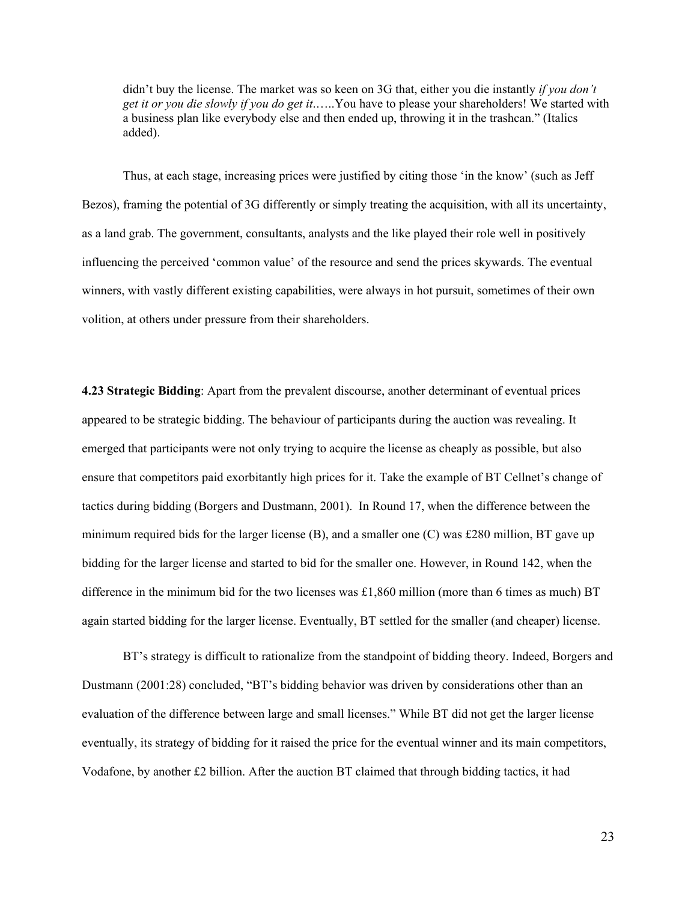didn't buy the license. The market was so keen on 3G that, either you die instantly *if you don't get it or you die slowly if you do get it*…...You have to please your shareholders! We started with a business plan like everybody else and then ended up, throwing it in the trashcan." (Italics added).

Thus, at each stage, increasing prices were justified by citing those 'in the know' (such as Jeff Bezos), framing the potential of 3G differently or simply treating the acquisition, with all its uncertainty, as a land grab. The government, consultants, analysts and the like played their role well in positively influencing the perceived 'common value' of the resource and send the prices skywards. The eventual winners, with vastly different existing capabilities, were always in hot pursuit, sometimes of their own volition, at others under pressure from their shareholders.

**4.23 Strategic Bidding**: Apart from the prevalent discourse, another determinant of eventual prices appeared to be strategic bidding. The behaviour of participants during the auction was revealing. It emerged that participants were not only trying to acquire the license as cheaply as possible, but also ensure that competitors paid exorbitantly high prices for it. Take the example of BT Cellnet's change of tactics during bidding (Borgers and Dustmann, 2001). In Round 17, when the difference between the minimum required bids for the larger license (B), and a smaller one (C) was £280 million, BT gave up bidding for the larger license and started to bid for the smaller one. However, in Round 142, when the difference in the minimum bid for the two licenses was £1,860 million (more than 6 times as much) BT again started bidding for the larger license. Eventually, BT settled for the smaller (and cheaper) license.

BT's strategy is difficult to rationalize from the standpoint of bidding theory. Indeed, Borgers and Dustmann (2001:28) concluded, "BT's bidding behavior was driven by considerations other than an evaluation of the difference between large and small licenses." While BT did not get the larger license eventually, its strategy of bidding for it raised the price for the eventual winner and its main competitors, Vodafone, by another £2 billion. After the auction BT claimed that through bidding tactics, it had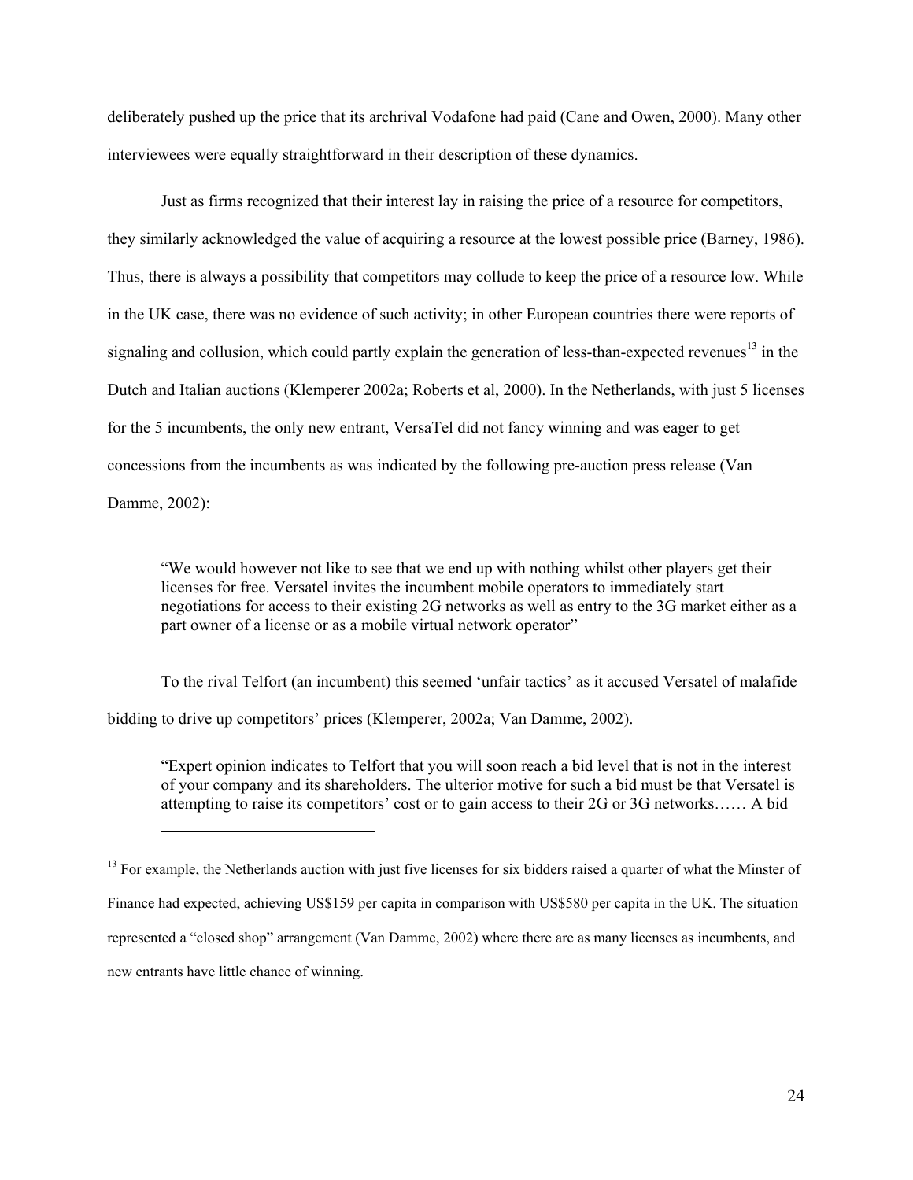deliberately pushed up the price that its archrival Vodafone had paid (Cane and Owen, 2000). Many other interviewees were equally straightforward in their description of these dynamics.

Just as firms recognized that their interest lay in raising the price of a resource for competitors, they similarly acknowledged the value of acquiring a resource at the lowest possible price (Barney, 1986). Thus, there is always a possibility that competitors may collude to keep the price of a resource low. While in the UK case, there was no evidence of such activity; in other European countries there were reports of signaling and collusion, which could partly explain the generation of less-than-expected revenues[13] in the Dutch and Italian auctions (Klemperer 2002a; Roberts et al, 2000). In the Netherlands, with just 5 licenses for the 5 incumbents, the only new entrant, VersaTel did not fancy winning and was eager to get concessions from the incumbents as was indicated by the following pre-auction press release (Van Damme, 2002):

> "We would however not like to see that we end up with nothing whilst other players get their licenses for free. Versatel invites the incumbent mobile operators to immediately start negotiations for access to their existing 2G networks as well as entry to the 3G market either as a part owner of a license or as a mobile virtual network operator"

To the rival Telfort (an incumbent) this seemed 'unfair tactics' as it accused Versatel of malafide bidding to drive up competitors' prices (Klemperer, 2002a; Van Damme, 2002).

> "Expert opinion indicates to Telfort that you will soon reach a bid level that is not in the interest of your company and its shareholders. The ulterior motive for such a bid must be that Versatel is attempting to raise its competitors' cost or to gain access to their 2G or 3G networks…… A bid

---

[13] For example, the Netherlands auction with just five licenses for six bidders raised a quarter of what the Minster of Finance had expected, achieving US$159 per capita in comparison with US$580 per capita in the UK. The situation represented a "closed shop" arrangement (Van Damme, 2002) where there are as many licenses as incumbents, and new entrants have little chance of winning.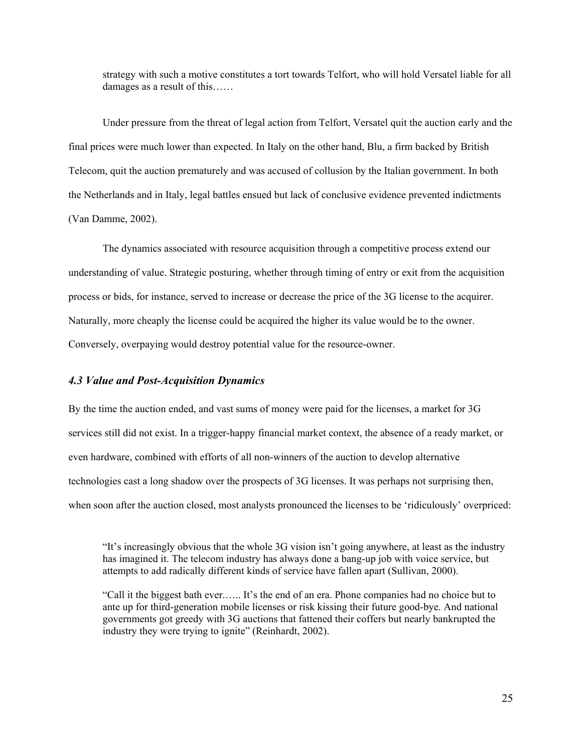> strategy with such a motive constitutes a tort towards Telfort, who will hold Versatel liable for all damages as a result of this……

Under pressure from the threat of legal action from Telfort, Versatel quit the auction early and the final prices were much lower than expected. In Italy on the other hand, Blu, a firm backed by British Telecom, quit the auction prematurely and was accused of collusion by the Italian government. In both the Netherlands and in Italy, legal battles ensued but lack of conclusive evidence prevented indictments (Van Damme, 2002).

The dynamics associated with resource acquisition through a competitive process extend our understanding of value. Strategic posturing, whether through timing of entry or exit from the acquisition process or bids, for instance, served to increase or decrease the price of the 3G license to the acquirer. Naturally, more cheapely the license could be acquired the higher its value would be to the owner. Conversely, overpaying would destroy potential value for the resource-owner.

### *4.3 Value and Post-Acquisition Dynamics*

By the time the auction ended, and vast sums of money were paid for the licenses, a market for 3G services still did not exist. In a trigger-happy financial market context, the absence of a ready market, or even hardware, combined with efforts of all non-winners of the auction to develop alternative technologies cast a long shadow over the prospects of 3G licenses. It was perhaps not surprising then, when soon after the auction closed, most analysts pronounced the licenses to be 'ridiculously' overpriced:

> "It's increasingly obvious that the whole 3G vision isn't going anywhere, at least as the industry has imagined it. The telecom industry has always done a bang-up job with voice service, but attempts to add radically different kinds of service have fallen apart (Sullivan, 2000).
>
> "Call it the biggest bath ever.….. It's the end of an era. Phone companies had no choice but to ante up for third-generation mobile licenses or risk kissing their future good-bye. And national governments got greedy with 3G auctions that fattened their coffers but nearly bankrupted the industry they were trying to ignite" (Reinhardt, 2002).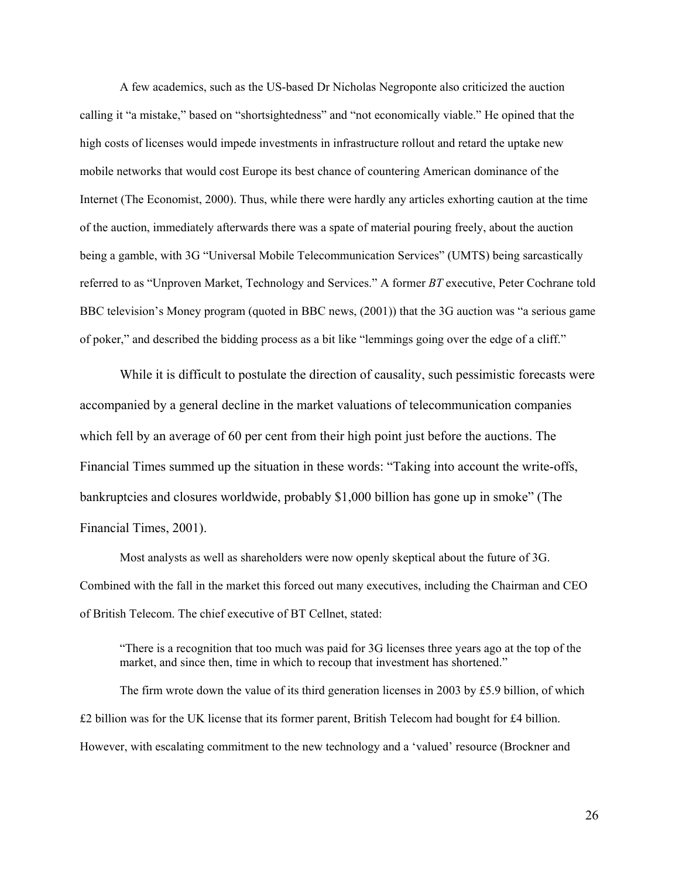A few academics, such as the US-based Dr Nicholas Negroponte also criticized the auction calling it "a mistake," based on "shortsightedness" and "not economically viable." He opined that the high costs of licenses would impede investments in infrastructure rollout and retard the uptake new mobile networks that would cost Europe its best chance of countering American dominance of the Internet (The Economist, 2000). Thus, while there were hardly any articles exhorting caution at the time of the auction, immediately afterwards there was a spate of material pouring freely, about the auction being a gamble, with 3G "Universal Mobile Telecommunication Services" (UMTS) being sarcastically referred to as "Unproven Market, Technology and Services." A former *BT* executive, Peter Cochrane told BBC television's Money program (quoted in BBC news, (2001)) that the 3G auction was "a serious game of poker," and described the bidding process as a bit like "lemmings going over the edge of a cliff."

While it is difficult to postulate the direction of causality, such pessimistic forecasts were accompanied by a general decline in the market valuations of telecommunication companies which fell by an average of 60 per cent from their high point just before the auctions. The Financial Times summed up the situation in these words: "Taking into account the write-offs, bankruptcies and closures worldwide, probably $1,000 billion has gone up in smoke" (The Financial Times, 2001).

Most analysts as well as shareholders were now openly skeptical about the future of 3G. Combined with the fall in the market this forced out many executives, including the Chairman and CEO of British Telecom. The chief executive of BT Cellnet, stated:

> "There is a recognition that too much was paid for 3G licenses three years ago at the top of the market, and since then, time in which to recoup that investment has shortened."

The firm wrote down the value of its third generation licenses in 2003 by £5.9 billion, of which £2 billion was for the UK license that its former parent, British Telecom had bought for £4 billion. However, with escalating commitment to the new technology and a 'valued' resource (Brockner and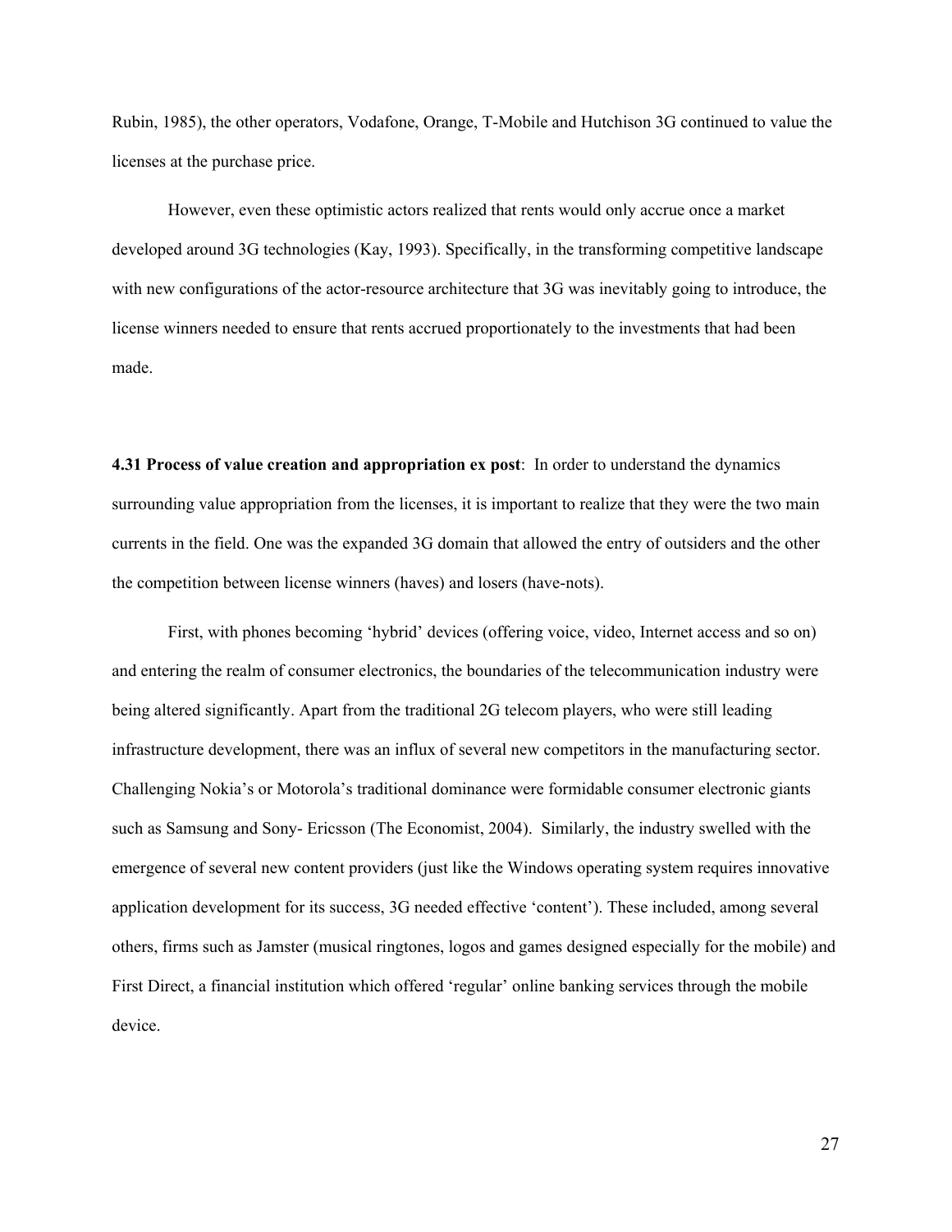Rubin, 1985), the other operators, Vodafone, Orange, T-Mobile and Hutchison 3G continued to value the licenses at the purchase price.

However, even these optimistic actors realized that rents would only accrue once a market developed around 3G technologies (Kay, 1993). Specifically, in the transforming competitive landscape with new configurations of the actor-resource architecture that 3G was inevitably going to introduce, the license winners needed to ensure that rents accrued proportionately to the investments that had been made.

**4.31 Process of value creation and appropriation ex post**: In order to understand the dynamics surrounding value appropriation from the licenses, it is important to realize that they were the two main currents in the field. One was the expanded 3G domain that allowed the entry of outsiders and the other the competition between license winners (haves) and losers (have-nots).

First, with phones becoming 'hybrid' devices (offering voice, video, Internet access and so on) and entering the realm of consumer electronics, the boundaries of the telecommunication industry were being altered significantly. Apart from the traditional 2G telecom players, who were still leading infrastructure development, there was an influx of several new competitors in the manufacturing sector. Challenging Nokia's or Motorola's traditional dominance were formidable consumer electronic giants such as Samsung and Sony- Ericsson (The Economist, 2004). Similarly, the industry swelled with the emergence of several new content providers (just like the Windows operating system requires innovative application development for its success, 3G needed effective 'content'). These included, among several others, firms such as Jamster (musical ringtones, logos and games designed especially for the mobile) and First Direct, a financial institution which offered 'regular' online banking services through the mobile device.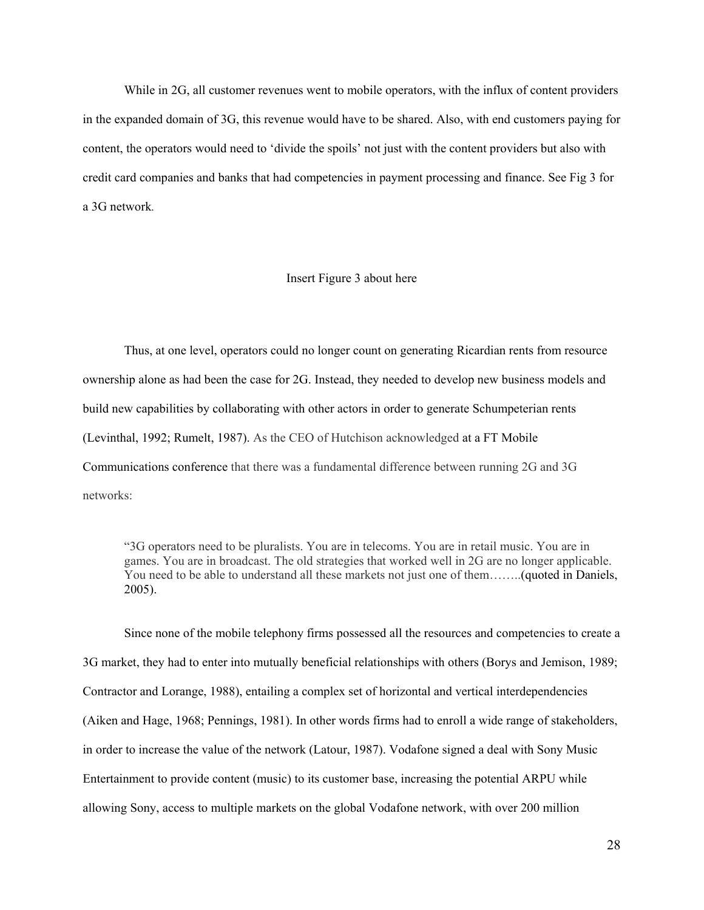While in 2G, all customer revenues went to mobile operators, with the influx of content providers in the expanded domain of 3G, this revenue would have to be shared. Also, with end customers paying for content, the operators would need to 'divide the spoils' not just with the content providers but also with credit card companies and banks that had competencies in payment processing and finance. See Fig 3 for a 3G network.

Insert Figure 3 about here

Thus, at one level, operators could no longer count on generating Ricardian rents from resource ownership alone as had been the case for 2G. Instead, they needed to develop new business models and build new capabilities by collaborating with other actors in order to generate Schumpeterian rents (Levinthal, 1992; Rumelt, 1987). As the CEO of Hutchison acknowledged at a FT Mobile Communications conference that there was a fundamental difference between running 2G and 3G networks:

> "3G operators need to be pluralists. You are in telecoms. You are in retail music. You are in games. You are in broadcast. The old strategies that worked well in 2G are no longer applicable. You need to be able to understand all these markets not just one of them……..(quoted in Daniels, 2005).

Since none of the mobile telephony firms possessed all the resources and competencies to create a 3G market, they had to enter into mutually beneficial relationships with others (Borys and Jemison, 1989; Contractor and Lorange, 1988), entailing a complex set of horizontal and vertical interdependencies (Aiken and Hage, 1968; Pennings, 1981). In other words firms had to enroll a wide range of stakeholders, in order to increase the value of the network (Latour, 1987). Vodafone signed a deal with Sony Music Entertainment to provide content (music) to its customer base, increasing the potential ARPU while allowing Sony, access to multiple markets on the global Vodafone network, with over 200 million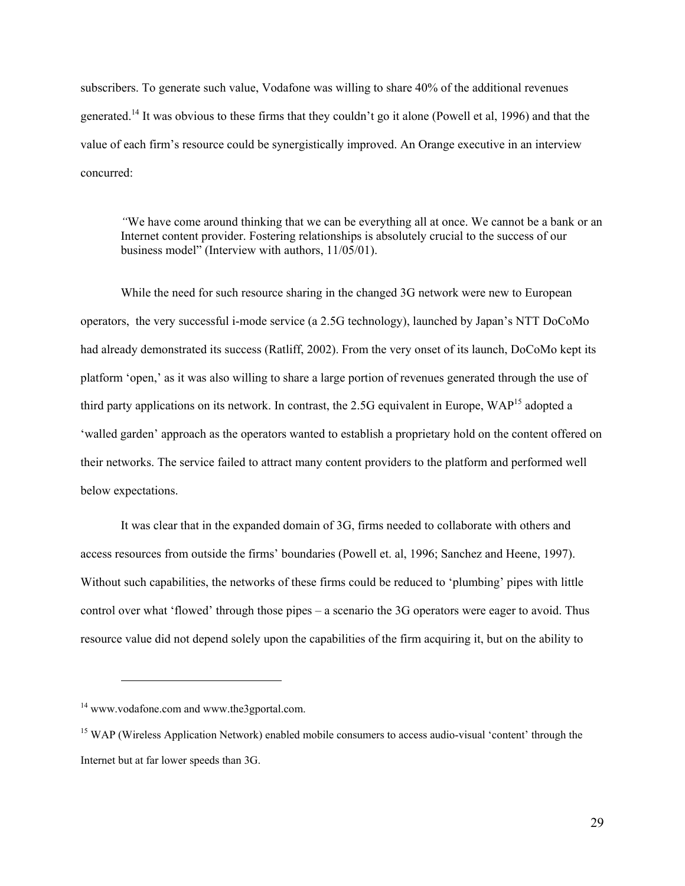subscribers. To generate such value, Vodafone was willing to share 40% of the additional revenues generated.[14] It was obvious to these firms that they couldn't go it alone (Powell et al, 1996) and that the value of each firm's resource could be synergistically improved. An Orange executive in an interview concurred:

> *"*We have come around thinking that we can be everything all at once. We cannot be a bank or an Internet content provider. Fostering relationships is absolutely crucial to the success of our business model" (Interview with authors, 11/05/01).

While the need for such resource sharing in the changed 3G network were new to European operators, the very successful i-mode service (a 2.5G technology), launched by Japan's NTT DoCoMo had already demonstrated its success (Ratliff, 2002). From the very onset of its launch, DoCoMo kept its platform 'open,' as it was also willing to share a large portion of revenues generated through the use of third party applications on its network. In contrast, the 2.5G equivalent in Europe, WAP[15] adopted a 'walled garden' approach as the operators wanted to establish a proprietary hold on the content offered on their networks. The service failed to attract many content providers to the platform and performed well below expectations.

It was clear that in the expanded domain of 3G, firms needed to collaborate with others and access resources from outside the firms' boundaries (Powell et. al, 1996; Sanchez and Heene, 1997). Without such capabilities, the networks of these firms could be reduced to 'plumbing' pipes with little control over what 'flowed' through those pipes – a scenario the 3G operators were eager to avoid. Thus resource value did not depend solely upon the capabilities of the firm acquiring it, but on the ability to

---

[14] www.vodafone.com and www.the3gportal.com.

[15] WAP (Wireless Application Network) enabled mobile consumers to access audio-visual 'content' through the Internet but at far lower speeds than 3G.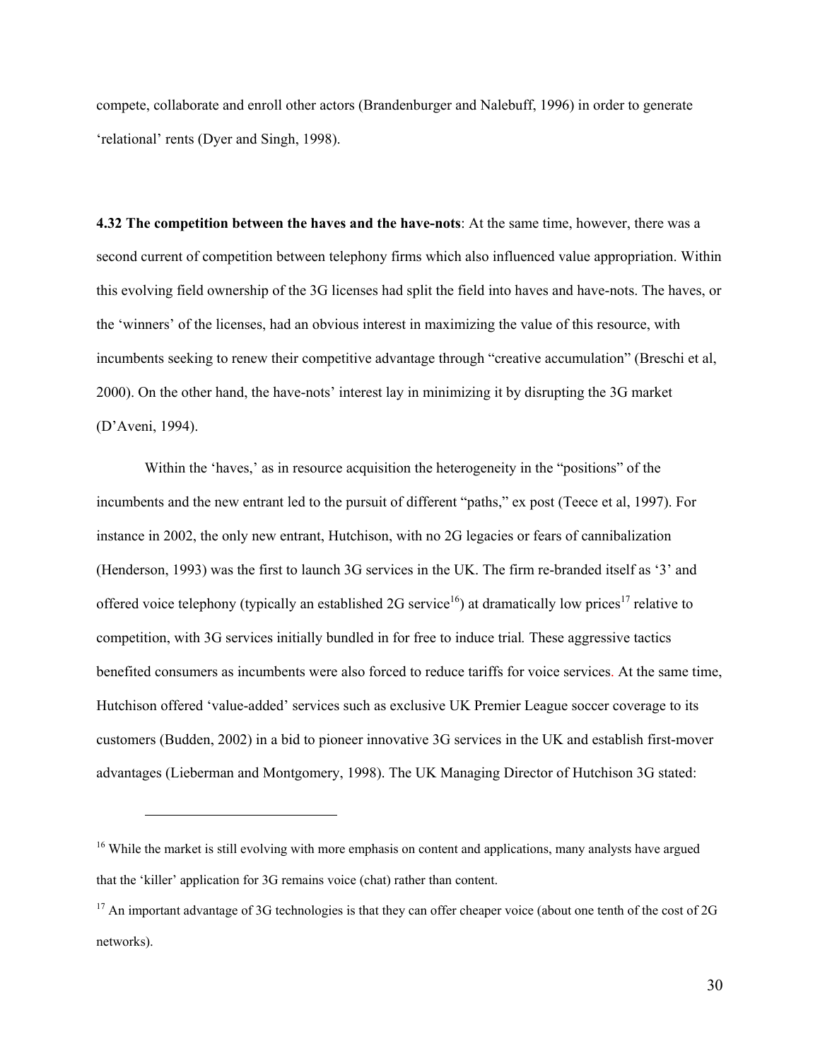compete, collaborate and enroll other actors (Brandenburger and Nalebuff, 1996) in order to generate 'relational' rents (Dyer and Singh, 1998).

**4.32 The competition between the haves and the have-nots**: At the same time, however, there was a second current of competition between telephony firms which also influenced value appropriation. Within this evolving field ownership of the 3G licenses had split the field into haves and have-nots. The haves, or the 'winners' of the licenses, had an obvious interest in maximizing the value of this resource, with incumbents seeking to renew their competitive advantage through "creative accumulation" (Breschi et al, 2000). On the other hand, the have-nots' interest lay in minimizing it by disrupting the 3G market (D'Aveni, 1994).

Within the 'haves,' as in resource acquisition the heterogeneity in the "positions" of the incumbents and the new entrant led to the pursuit of different "paths," ex post (Teece et al, 1997). For instance in 2002, the only new entrant, Hutchison, with no 2G legacies or fears of cannibalization (Henderson, 1993) was the first to launch 3G services in the UK. The firm re-branded itself as '3' and offered voice telephony (typically an established 2G service[16]) at dramatically low prices[17] relative to competition, with 3G services initially bundled in for free to induce trial*.* These aggressive tactics benefited consumers as incumbents were also forced to reduce tariffs for voice services. At the same time, Hutchison offered 'value-added' services such as exclusive UK Premier League soccer coverage to its customers (Budden, 2002) in a bid to pioneer innovative 3G services in the UK and establish first-mover advantages (Lieberman and Montgomery, 1998). The UK Managing Director of Hutchison 3G stated:

---

[16] While the market is still evolving with more emphasis on content and applications, many analysts have argued that the 'killer' application for 3G remains voice (chat) rather than content.

[17] An important advantage of 3G technologies is that they can offer cheaper voice (about one tenth of the cost of 2G networks).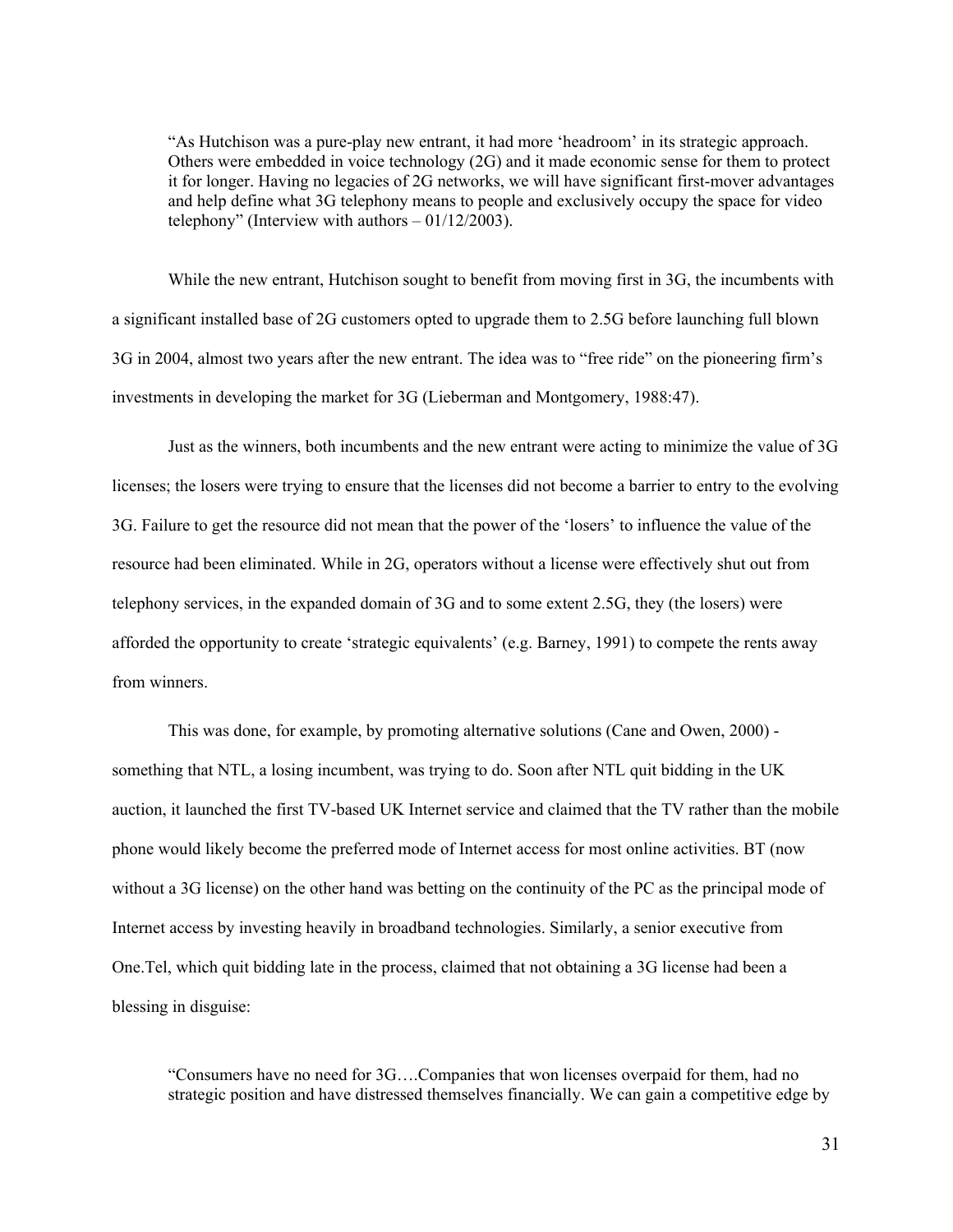> "As Hutchison was a pure-play new entrant, it had more 'headroom' in its strategic approach. Others were embedded in voice technology (2G) and it made economic sense for them to protect it for longer. Having no legacies of 2G networks, we will have significant first-mover advantages and help define what 3G telephony means to people and exclusively occupy the space for video telephony" (Interview with authors – 01/12/2003).

While the new entrant, Hutchison sought to benefit from moving first in 3G, the incumbents with a significant installed base of 2G customers opted to upgrade them to 2.5G before launching full blown 3G in 2004, almost two years after the new entrant. The idea was to "free ride" on the pioneering firm's investments in developing the market for 3G (Lieberman and Montgomery, 1988:47).

Just as the winners, both incumbents and the new entrant were acting to minimize the value of 3G licenses; the losers were trying to ensure that the licenses did not become a barrier to entry to the evolving 3G. Failure to get the resource did not mean that the power of the 'losers' to influence the value of the resource had been eliminated. While in 2G, operators without a license were effectively shut out from telephony services, in the expanded domain of 3G and to some extent 2.5G, they (the losers) were afforded the opportunity to create 'strategic equivalents' (e.g. Barney, 1991) to compete the rents away from winners.

This was done, for example, by promoting alternative solutions (Cane and Owen, 2000) - something that NTL, a losing incumbent, was trying to do. Soon after NTL quit bidding in the UK auction, it launched the first TV-based UK Internet service and claimed that the TV rather than the mobile phone would likely become the preferred mode of Internet access for most online activities. BT (now without a 3G license) on the other hand was betting on the continuity of the PC as the principal mode of Internet access by investing heavily in broadband technologies. Similarly, a senior executive from One.Tel, which quit bidding late in the process, claimed that not obtaining a 3G license had been a blessing in disguise:

> "Consumers have no need for 3G….Companies that won licenses overpaid for them, had no strategic position and have distressed themselves financially. We can gain a competitive edge by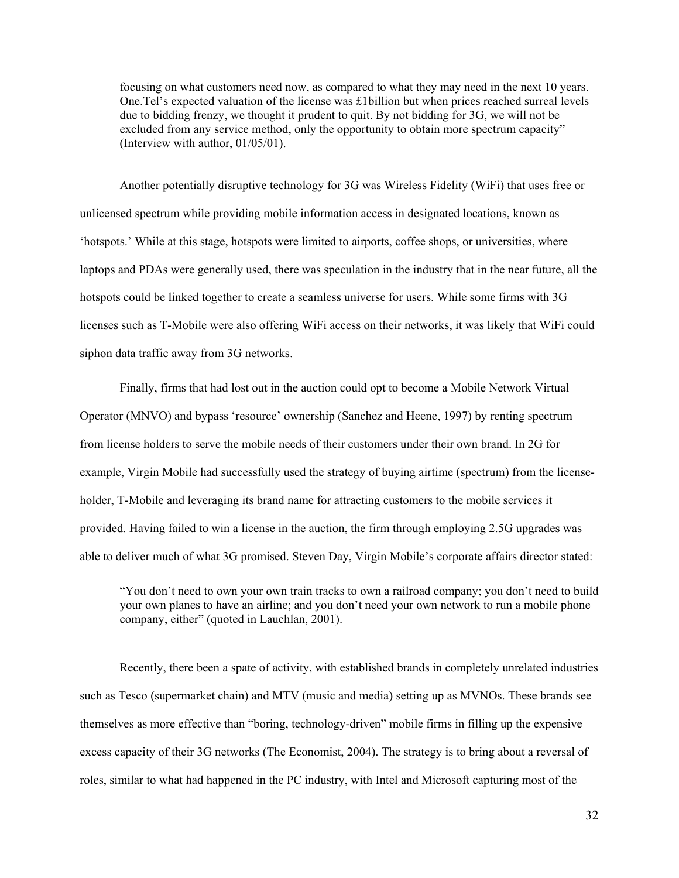> focusing on what customers need now, as compared to what they may need in the next 10 years. One.Tel's expected valuation of the license was £1billion but when prices reached surreal levels due to bidding frenzy, we thought it prudent to quit. By not bidding for 3G, we will not be excluded from any service method, only the opportunity to obtain more spectrum capacity" (Interview with author, 01/05/01).

Another potentially disruptive technology for 3G was Wireless Fidelity (WiFi) that uses free or unlicensed spectrum while providing mobile information access in designated locations, known as 'hotspots.' While at this stage, hotspots were limited to airports, coffee shops, or universities, where laptops and PDAs were generally used, there was speculation in the industry that in the near future, all the hotspots could be linked together to create a seamless universe for users. While some firms with 3G licenses such as T-Mobile were also offering WiFi access on their networks, it was likely that WiFi could siphon data traffic away from 3G networks.

Finally, firms that had lost out in the auction could opt to become a Mobile Network Virtual Operator (MNVO) and bypass 'resource' ownership (Sanchez and Heene, 1997) by renting spectrum from license holders to serve the mobile needs of their customers under their own brand. In 2G for example, Virgin Mobile had successfully used the strategy of buying airtime (spectrum) from the license-holder, T-Mobile and leveraging its brand name for attracting customers to the mobile services it provided. Having failed to win a license in the auction, the firm through employing 2.5G upgrades was able to deliver much of what 3G promised. Steven Day, Virgin Mobile's corporate affairs director stated:

> "You don't need to own your own train tracks to own a railroad company; you don't need to build your own planes to have an airline; and you don't need your own network to run a mobile phone company, either" (quoted in Lauchlan, 2001).

Recently, there been a spate of activity, with established brands in completely unrelated industries such as Tesco (supermarket chain) and MTV (music and media) setting up as MVNOs. These brands see themselves as more effective than "boring, technology-driven" mobile firms in filling up the expensive excess capacity of their 3G networks (The Economist, 2004). The strategy is to bring about a reversal of roles, similar to what had happened in the PC industry, with Intel and Microsoft capturing most of the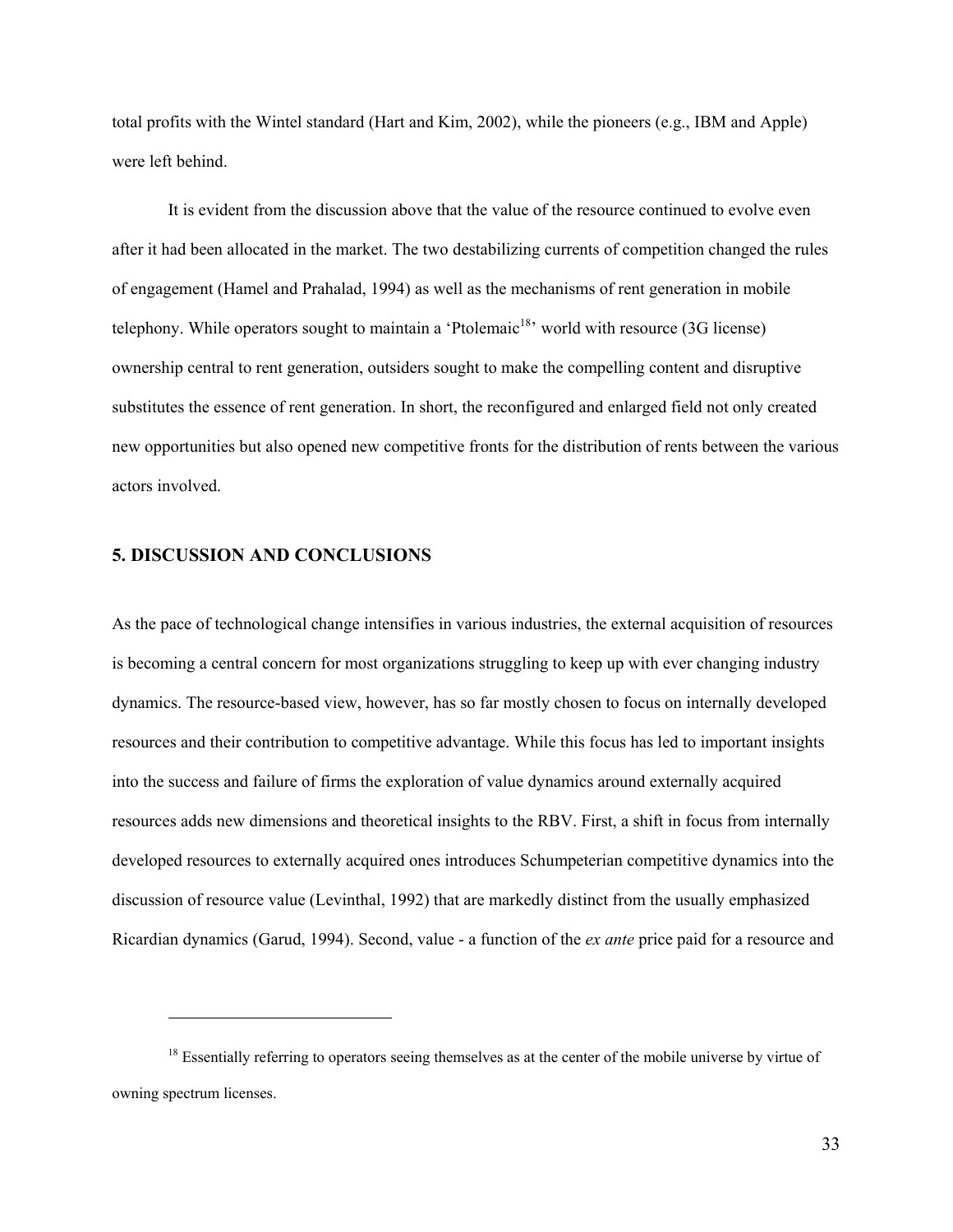total profits with the Wintel standard (Hart and Kim, 2002), while the pioneers (e.g., IBM and Apple) were left behind.

It is evident from the discussion above that the value of the resource continued to evolve even after it had been allocated in the market. The two destabilizing currents of competition changed the rules of engagement (Hamel and Prahalad, 1994) as well as the mechanisms of rent generation in mobile telephony. While operators sought to maintain a 'Ptolemaic[18]' world with resource (3G license) ownership central to rent generation, outsiders sought to make the compelling content and disruptive substitutes the essence of rent generation. In short, the reconfigured and enlarged field not only created new opportunities but also opened new competitive fronts for the distribution of rents between the various actors involved.

## 5. DISCUSSION AND CONCLUSIONS

As the pace of technological change intensifies in various industries, the external acquisition of resources is becoming a central concern for most organizations struggling to keep up with ever changing industry dynamics. The resource-based view, however, has so far mostly chosen to focus on internally developed resources and their contribution to competitive advantage. While this focus has led to important insights into the success and failure of firms the exploration of value dynamics around externally acquired resources adds new dimensions and theoretical insights to the RBV. First, a shift in focus from internally developed resources to externally acquired ones introduces Schumpeterian competitive dynamics into the discussion of resource value (Levinthal, 1992) that are markedly distinct from the usually emphasized Ricardian dynamics (Garud, 1994). Second, value - a function of the *ex ante* price paid for a resource and

[18] Essentially referring to operators seeing themselves as at the center of the mobile universe by virtue of owning spectrum licenses.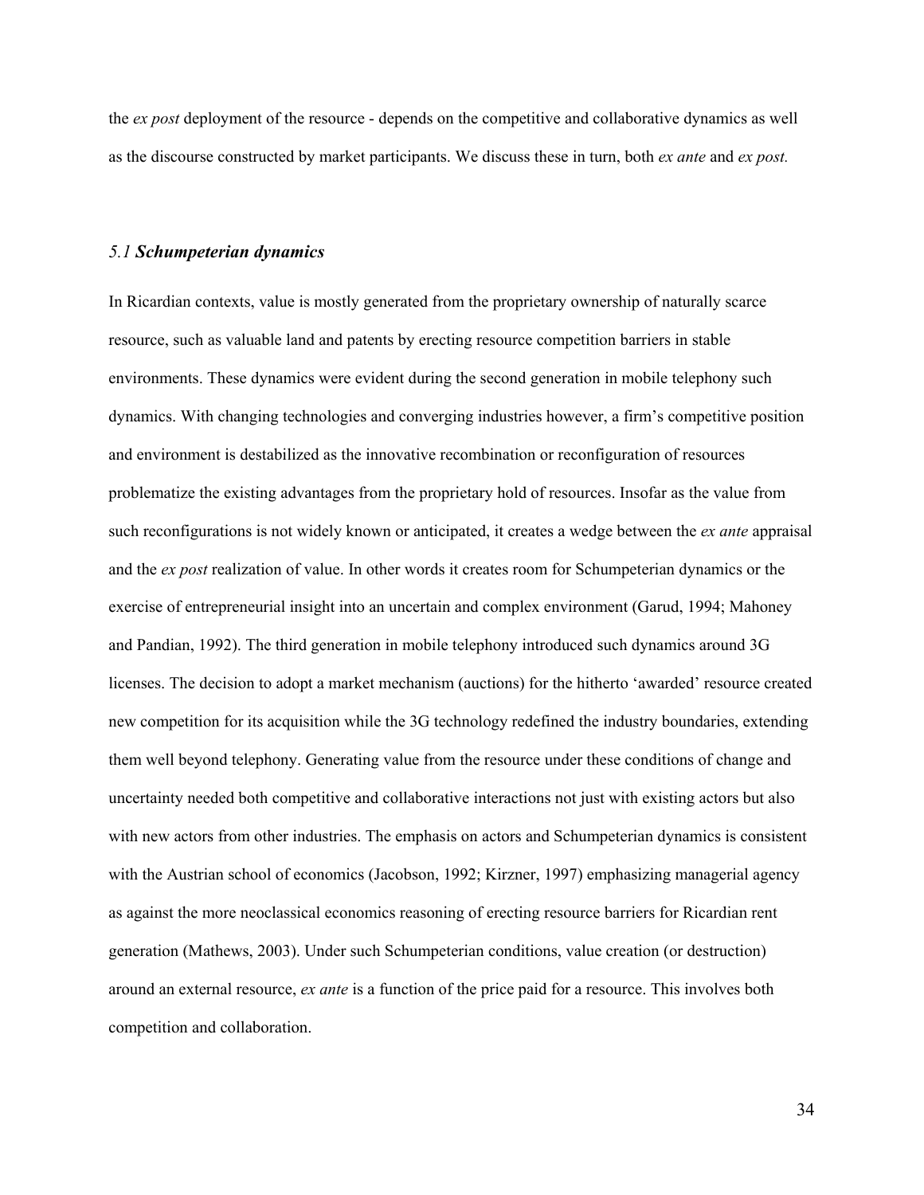the *ex post* deployment of the resource - depends on the competitive and collaborative dynamics as well as the discourse constructed by market participants. We discuss these in turn, both *ex ante* and *ex post.*

### *5.1* ***Schumpeterian dynamics***

In Ricardian contexts, value is mostly generated from the proprietary ownership of naturally scarce resource, such as valuable land and patents by erecting resource competition barriers in stable environments. These dynamics were evident during the second generation in mobile telephony such dynamics. With changing technologies and converging industries however, a firm's competitive position and environment is destabilized as the innovative recombination or reconfiguration of resources problematize the existing advantages from the proprietary hold of resources. Insofar as the value from such reconfigurations is not widely known or anticipated, it creates a wedge between the *ex ante* appraisal and the *ex post* realization of value. In other words it creates room for Schumpeterian dynamics or the exercise of entrepreneurial insight into an uncertain and complex environment (Garud, 1994; Mahoney and Pandian, 1992). The third generation in mobile telephony introduced such dynamics around 3G licenses. The decision to adopt a market mechanism (auctions) for the hitherto 'awarded' resource created new competition for its acquisition while the 3G technology redefined the industry boundaries, extending them well beyond telephony. Generating value from the resource under these conditions of change and uncertainty needed both competitive and collaborative interactions not just with existing actors but also with new actors from other industries. The emphasis on actors and Schumpeterian dynamics is consistent with the Austrian school of economics (Jacobson, 1992; Kirzner, 1997) emphasizing managerial agency as against the more neoclassical economics reasoning of erecting resource barriers for Ricardian rent generation (Mathews, 2003). Under such Schumpeterian conditions, value creation (or destruction) around an external resource, *ex ante* is a function of the price paid for a resource. This involves both competition and collaboration.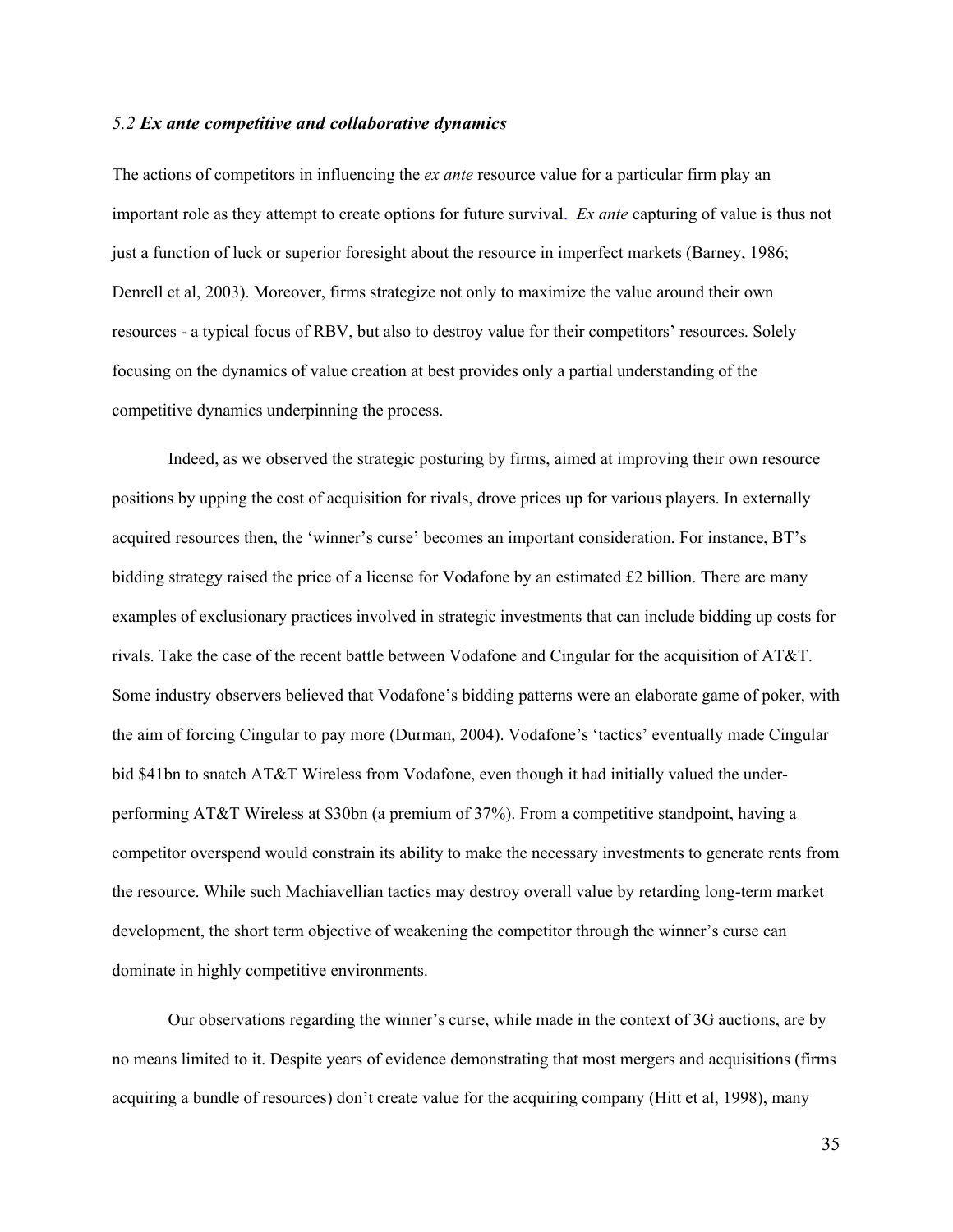### *5.2 **Ex ante competitive and collaborative dynamics***

The actions of competitors in influencing the *ex ante* resource value for a particular firm play an important role as they attempt to create options for future survival. *Ex ante* capturing of value is thus not just a function of luck or superior foresight about the resource in imperfect markets (Barney, 1986; Denrell et al, 2003). Moreover, firms strategize not only to maximize the value around their own resources - a typical focus of RBV, but also to destroy value for their competitors' resources. Solely focusing on the dynamics of value creation at best provides only a partial understanding of the competitive dynamics underpinning the process.

Indeed, as we observed the strategic posturing by firms, aimed at improving their own resource positions by upping the cost of acquisition for rivals, drove prices up for various players. In externally acquired resources then, the 'winner's curse' becomes an important consideration. For instance, BT's bidding strategy raised the price of a license for Vodafone by an estimated £2 billion. There are many examples of exclusionary practices involved in strategic investments that can include bidding up costs for rivals. Take the case of the recent battle between Vodafone and Cingular for the acquisition of AT&T. Some industry observers believed that Vodafone's bidding patterns were an elaborate game of poker, with the aim of forcing Cingular to pay more (Durman, 2004). Vodafone's 'tactics' eventually made Cingular bid $41bn to snatch AT&T Wireless from Vodafone, even though it had initially valued the under-performing AT&T Wireless at $30bn (a premium of 37%). From a competitive standpoint, having a competitor overspend would constrain its ability to make the necessary investments to generate rents from the resource. While such Machiavellian tactics may destroy overall value by retarding long-term market development, the short term objective of weakening the competitor through the winner's curse can dominate in highly competitive environments.

Our observations regarding the winner's curse, while made in the context of 3G auctions, are by no means limited to it. Despite years of evidence demonstrating that most mergers and acquisitions (firms acquiring a bundle of resources) don't create value for the acquiring company (Hitt et al, 1998), many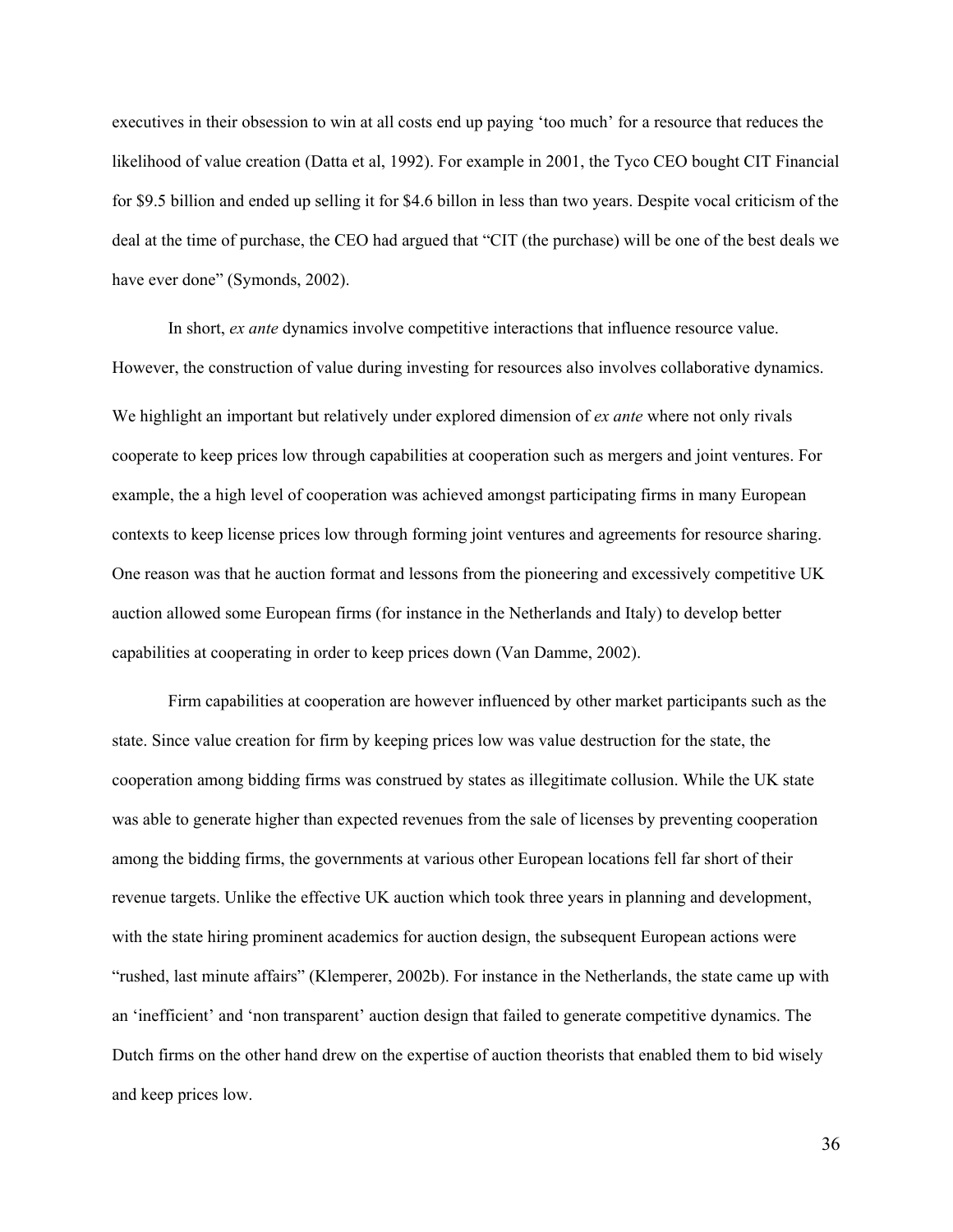executives in their obsession to win at all costs end up paying 'too much' for a resource that reduces the likelihood of value creation (Datta et al, 1992). For example in 2001, the Tyco CEO bought CIT Financial for $9.5 billion and ended up selling it for $4.6 billon in less than two years. Despite vocal criticism of the deal at the time of purchase, the CEO had argued that "CIT (the purchase) will be one of the best deals we have ever done" (Symonds, 2002).

In short, *ex ante* dynamics involve competitive interactions that influence resource value. However, the construction of value during investing for resources also involves collaborative dynamics. We highlight an important but relatively under explored dimension of *ex ante* where not only rivals cooperate to keep prices low through capabilities at cooperation such as mergers and joint ventures. For example, the a high level of cooperation was achieved amongst participating firms in many European contexts to keep license prices low through forming joint ventures and agreements for resource sharing. One reason was that he auction format and lessons from the pioneering and excessively competitive UK auction allowed some European firms (for instance in the Netherlands and Italy) to develop better capabilities at cooperating in order to keep prices down (Van Damme, 2002).

Firm capabilities at cooperation are however influenced by other market participants such as the state. Since value creation for firm by keeping prices low was value destruction for the state, the cooperation among bidding firms was construed by states as illegitimate collusion. While the UK state was able to generate higher than expected revenues from the sale of licenses by preventing cooperation among the bidding firms, the governments at various other European locations fell far short of their revenue targets. Unlike the effective UK auction which took three years in planning and development, with the state hiring prominent academics for auction design, the subsequent European actions were "rushed, last minute affairs" (Klemperer, 2002b). For instance in the Netherlands, the state came up with an 'inefficient' and 'non transparent' auction design that failed to generate competitive dynamics. The Dutch firms on the other hand drew on the expertise of auction theorists that enabled them to bid wisely and keep prices low.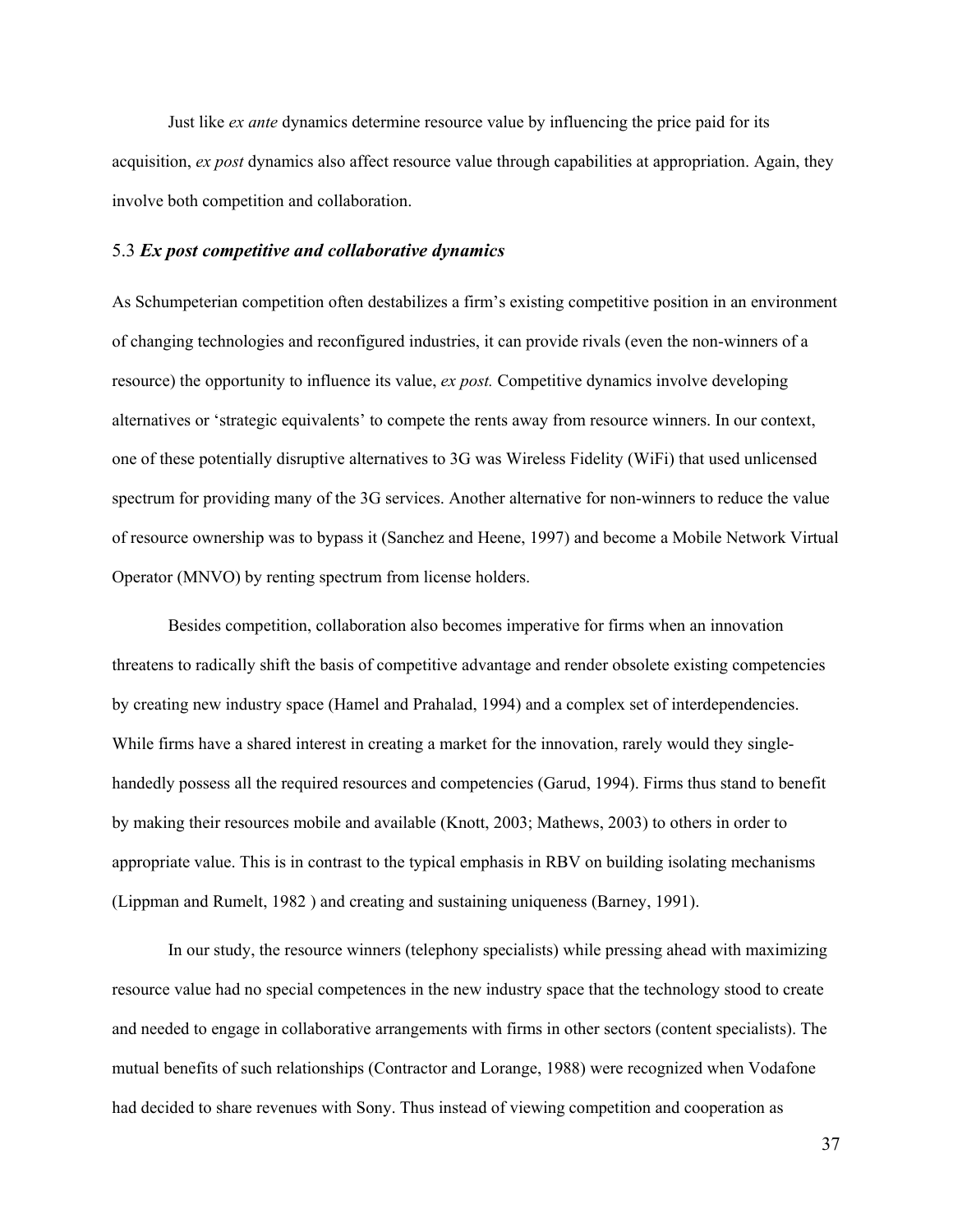Just like *ex ante* dynamics determine resource value by influencing the price paid for its acquisition, *ex post* dynamics also affect resource value through capabilities at appropriation. Again, they involve both competition and collaboration.

### 5.3 *Ex post competitive and collaborative dynamics*

As Schumpeterian competition often destabilizes a firm's existing competitive position in an environment of changing technologies and reconfigured industries, it can provide rivals (even the non-winners of a resource) the opportunity to influence its value, *ex post.* Competitive dynamics involve developing alternatives or 'strategic equivalents' to compete the rents away from resource winners. In our context, one of these potentially disruptive alternatives to 3G was Wireless Fidelity (WiFi) that used unlicensed spectrum for providing many of the 3G services. Another alternative for non-winners to reduce the value of resource ownership was to bypass it (Sanchez and Heene, 1997) and become a Mobile Network Virtual Operator (MNVO) by renting spectrum from license holders.

Besides competition, collaboration also becomes imperative for firms when an innovation threatens to radically shift the basis of competitive advantage and render obsolete existing competencies by creating new industry space (Hamel and Prahalad, 1994) and a complex set of interdependencies. While firms have a shared interest in creating a market for the innovation, rarely would they single-handedly possess all the required resources and competencies (Garud, 1994). Firms thus stand to benefit by making their resources mobile and available (Knott, 2003; Mathews, 2003) to others in order to appropriate value. This is in contrast to the typical emphasis in RBV on building isolating mechanisms (Lippman and Rumelt, 1982 ) and creating and sustaining uniqueness (Barney, 1991).

In our study, the resource winners (telephony specialists) while pressing ahead with maximizing resource value had no special competences in the new industry space that the technology stood to create and needed to engage in collaborative arrangements with firms in other sectors (content specialists). The mutual benefits of such relationships (Contractor and Lorange, 1988) were recognized when Vodafone had decided to share revenues with Sony. Thus instead of viewing competition and cooperation as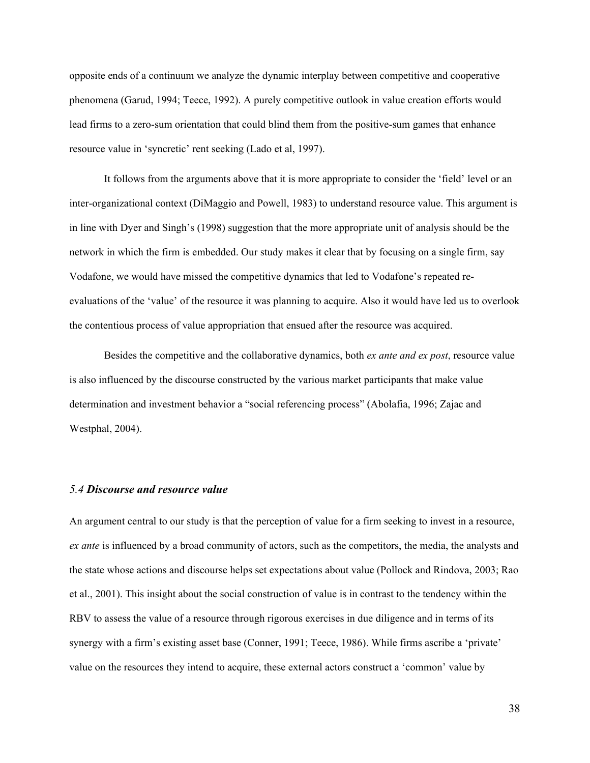opposite ends of a continuum we analyze the dynamic interplay between competitive and cooperative phenomena (Garud, 1994; Teece, 1992). A purely competitive outlook in value creation efforts would lead firms to a zero-sum orientation that could blind them from the positive-sum games that enhance resource value in 'syncretic' rent seeking (Lado et al, 1997).

It follows from the arguments above that it is more appropriate to consider the 'field' level or an inter-organizational context (DiMaggio and Powell, 1983) to understand resource value. This argument is in line with Dyer and Singh's (1998) suggestion that the more appropriate unit of analysis should be the network in which the firm is embedded. Our study makes it clear that by focusing on a single firm, say Vodafone, we would have missed the competitive dynamics that led to Vodafone's repeated re-evaluations of the 'value' of the resource it was planning to acquire. Also it would have led us to overlook the contentious process of value appropriation that ensued after the resource was acquired.

Besides the competitive and the collaborative dynamics, both *ex ante and ex post*, resource value is also influenced by the discourse constructed by the various market participants that make value determination and investment behavior a "social referencing process" (Abolafia, 1996; Zajac and Westphal, 2004).

### *5.4* ***Discourse and resource value***

An argument central to our study is that the perception of value for a firm seeking to invest in a resource, *ex ante* is influenced by a broad community of actors, such as the competitors, the media, the analysts and the state whose actions and discourse helps set expectations about value (Pollock and Rindova, 2003; Rao et al., 2001). This insight about the social construction of value is in contrast to the tendency within the RBV to assess the value of a resource through rigorous exercises in due diligence and in terms of its synergy with a firm's existing asset base (Conner, 1991; Teece, 1986). While firms ascribe a 'private' value on the resources they intend to acquire, these external actors construct a 'common' value by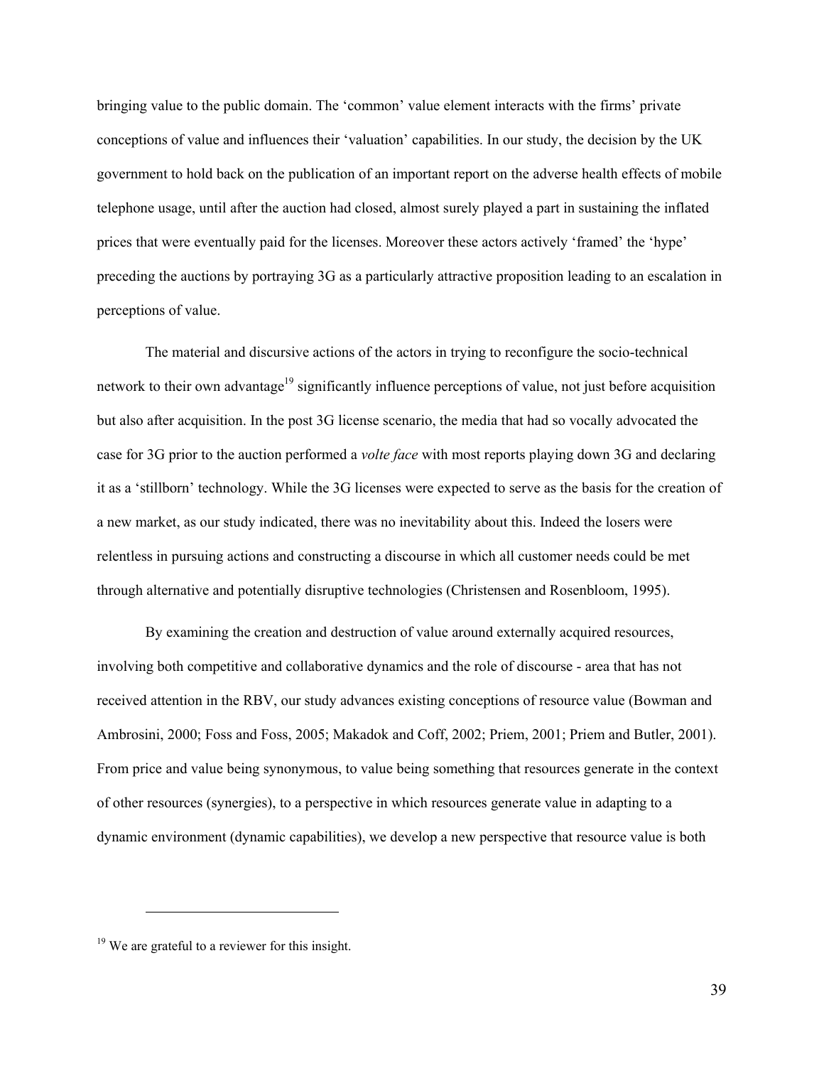bringing value to the public domain. The 'common' value element interacts with the firms' private conceptions of value and influences their 'valuation' capabilities. In our study, the decision by the UK government to hold back on the publication of an important report on the adverse health effects of mobile telephone usage, until after the auction had closed, almost surely played a part in sustaining the inflated prices that were eventually paid for the licenses. Moreover these actors actively 'framed' the 'hype' preceding the auctions by portraying 3G as a particularly attractive proposition leading to an escalation in perceptions of value.

The material and discursive actions of the actors in trying to reconfigure the socio-technical network to their own advantage[19] significantly influence perceptions of value, not just before acquisition but also after acquisition. In the post 3G license scenario, the media that had so vocally advocated the case for 3G prior to the auction performed a *volte face* with most reports playing down 3G and declaring it as a 'stillborn' technology. While the 3G licenses were expected to serve as the basis for the creation of a new market, as our study indicated, there was no inevitability about this. Indeed the losers were relentless in pursuing actions and constructing a discourse in which all customer needs could be met through alternative and potentially disruptive technologies (Christensen and Rosenbloom, 1995).

By examining the creation and destruction of value around externally acquired resources, involving both competitive and collaborative dynamics and the role of discourse - area that has not received attention in the RBV, our study advances existing conceptions of resource value (Bowman and Ambrosini, 2000; Foss and Foss, 2005; Makadok and Coff, 2002; Priem, 2001; Priem and Butler, 2001). From price and value being synonymous, to value being something that resources generate in the context of other resources (synergies), to a perspective in which resources generate value in adapting to a dynamic environment (dynamic capabilities), we develop a new perspective that resource value is both

[19] We are grateful to a reviewer for this insight.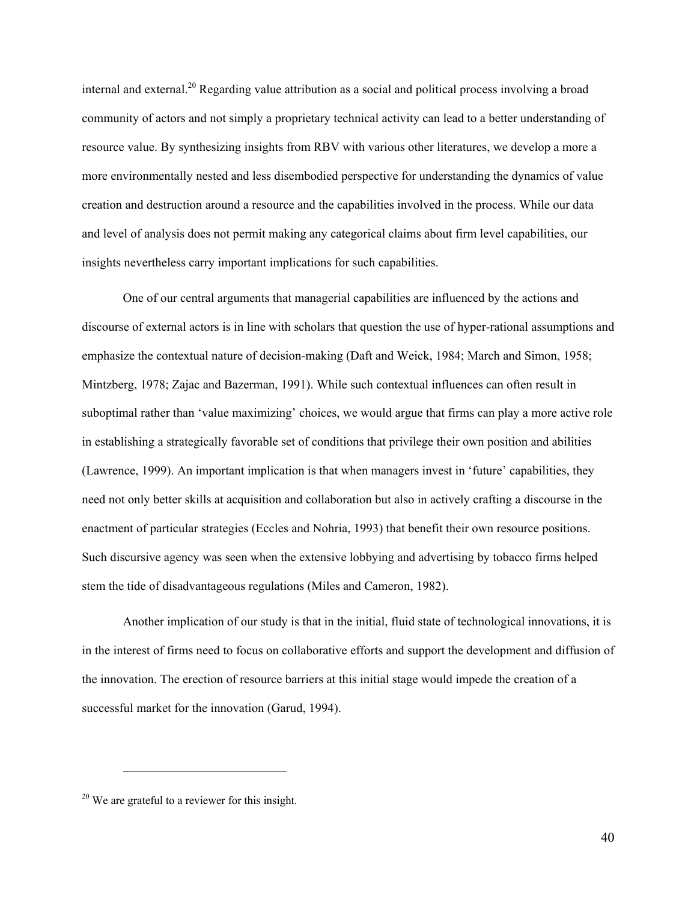internal and external.[20] Regarding value attribution as a social and political process involving a broad community of actors and not simply a proprietary technical activity can lead to a better understanding of resource value. By synthesizing insights from RBV with various other literatures, we develop a more a more environmentally nested and less disembodied perspective for understanding the dynamics of value creation and destruction around a resource and the capabilities involved in the process. While our data and level of analysis does not permit making any categorical claims about firm level capabilities, our insights nevertheless carry important implications for such capabilities.

One of our central arguments that managerial capabilities are influenced by the actions and discourse of external actors is in line with scholars that question the use of hyper-rational assumptions and emphasize the contextual nature of decision-making (Daft and Weick, 1984; March and Simon, 1958; Mintzberg, 1978; Zajac and Bazerman, 1991). While such contextual influences can often result in suboptimal rather than 'value maximizing' choices, we would argue that firms can play a more active role in establishing a strategically favorable set of conditions that privilege their own position and abilities (Lawrence, 1999). An important implication is that when managers invest in 'future' capabilities, they need not only better skills at acquisition and collaboration but also in actively crafting a discourse in the enactment of particular strategies (Eccles and Nohria, 1993) that benefit their own resource positions. Such discursive agency was seen when the extensive lobbying and advertising by tobacco firms helped stem the tide of disadvantageous regulations (Miles and Cameron, 1982).

Another implication of our study is that in the initial, fluid state of technological innovations, it is in the interest of firms need to focus on collaborative efforts and support the development and diffusion of the innovation. The erection of resource barriers at this initial stage would impede the creation of a successful market for the innovation (Garud, 1994).

---

[20] We are grateful to a reviewer for this insight.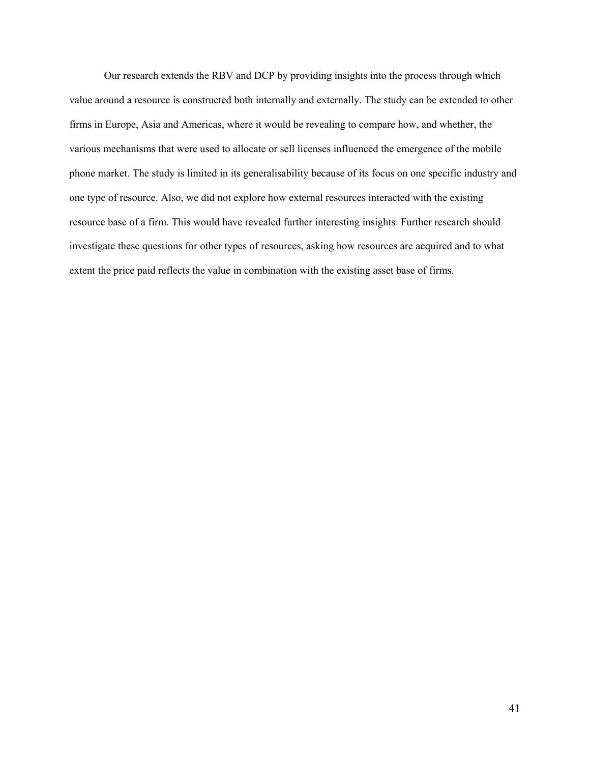Our research extends the RBV and DCP by providing insights into the process through which value around a resource is constructed both internally and externally. The study can be extended to other firms in Europe, Asia and Americas, where it would be revealing to compare how, and whether, the various mechanisms that were used to allocate or sell licenses influenced the emergence of the mobile phone market. The study is limited in its generalisability because of its focus on one specific industry and one type of resource. Also, we did not explore how external resources interacted with the existing resource base of a firm. This would have revealed further interesting insights. Further research should investigate these questions for other types of resources, asking how resources are acquired and to what extent the price paid reflects the value in combination with the existing asset base of firms.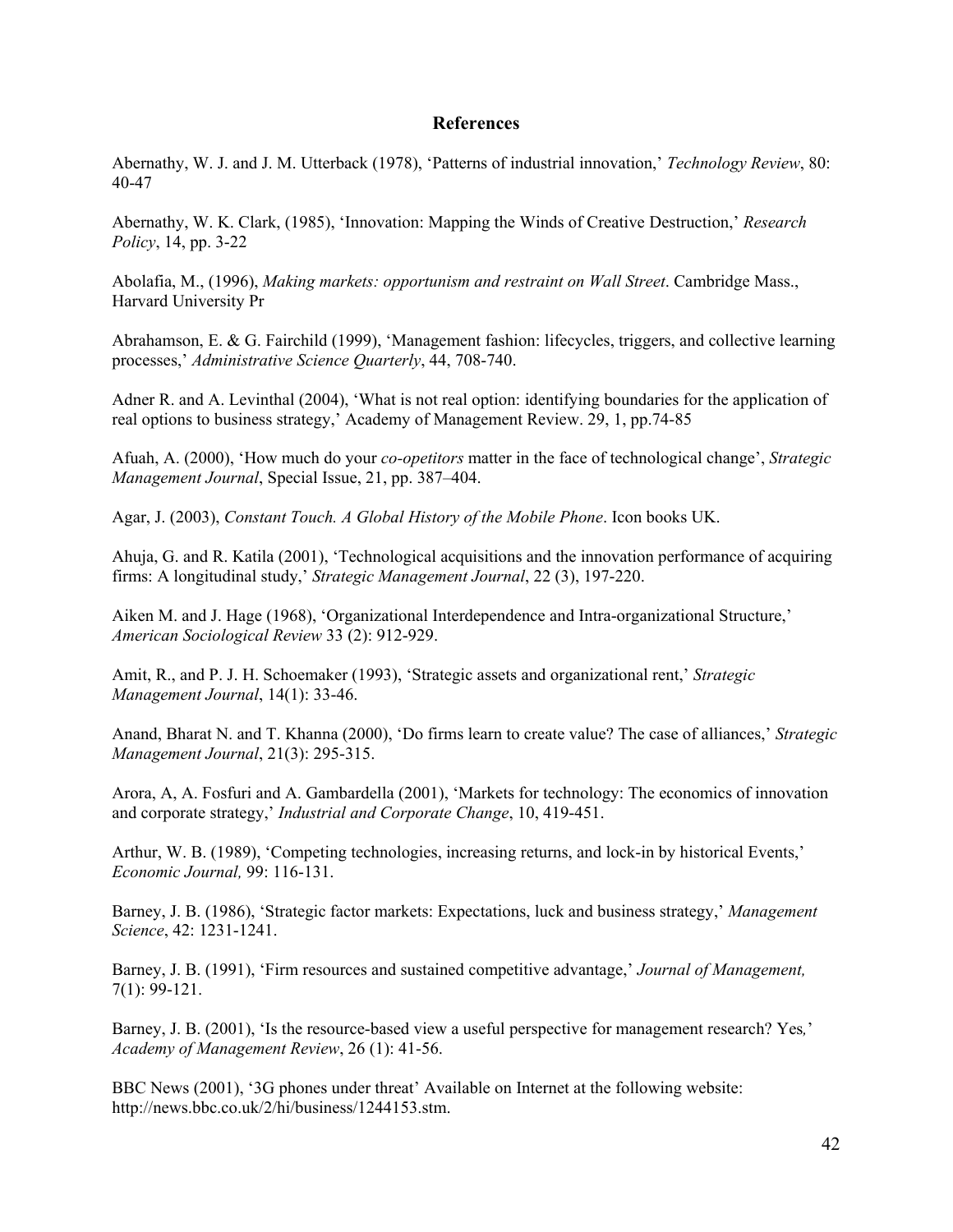# References

Abernathy, W. J. and J. M. Utterback (1978), 'Patterns of industrial innovation,' *Technology Review*, 80: 40-47

Abernathy, W. K. Clark, (1985), 'Innovation: Mapping the Winds of Creative Destruction,' *Research Policy*, 14, pp. 3-22

Abolafia, M., (1996), *Making markets: opportunism and restraint on Wall Street*. Cambridge Mass., Harvard University Pr

Abrahamson, E. & G. Fairchild (1999), 'Management fashion: lifecycles, triggers, and collective learning processes,' *Administrative Science Quarterly*, 44, 708-740.

Adner R. and A. Levinthal (2004), 'What is not real option: identifying boundaries for the application of real options to business strategy,' Academy of Management Review. 29, 1, pp.74-85

Afuah, A. (2000), 'How much do your *co-opetitors* matter in the face of technological change', *Strategic Management Journal*, Special Issue, 21, pp. 387–404.

Agar, J. (2003), *Constant Touch. A Global History of the Mobile Phone*. Icon books UK.

Ahuja, G. and R. Katila (2001), 'Technological acquisitions and the innovation performance of acquiring firms: A longitudinal study,' *Strategic Management Journal*, 22 (3), 197-220.

Aiken M. and J. Hage (1968), 'Organizational Interdependence and Intra-organizational Structure,' *American Sociological Review* 33 (2): 912-929.

Amit, R., and P. J. H. Schoemaker (1993), 'Strategic assets and organizational rent,' *Strategic Management Journal*, 14(1): 33-46.

Anand, Bharat N. and T. Khanna (2000), 'Do firms learn to create value? The case of alliances,' *Strategic Management Journal*, 21(3): 295-315.

Arora, A, A. Fosfuri and A. Gambardella (2001), 'Markets for technology: The economics of innovation and corporate strategy,' *Industrial and Corporate Change*, 10, 419-451.

Arthur, W. B. (1989), 'Competing technologies, increasing returns, and lock-in by historical Events,' *Economic Journal,* 99: 116-131.

Barney, J. B. (1986), 'Strategic factor markets: Expectations, luck and business strategy,' *Management Science*, 42: 1231-1241.

Barney, J. B. (1991), 'Firm resources and sustained competitive advantage,' *Journal of Management,* 7(1): 99-121.

Barney, J. B. (2001), 'Is the resource-based view a useful perspective for management research? Yes*,*' *Academy of Management Review*, 26 (1): 41-56.

BBC News (2001), '3G phones under threat' Available on Internet at the following website: http://news.bbc.co.uk/2/hi/business/1244153.stm.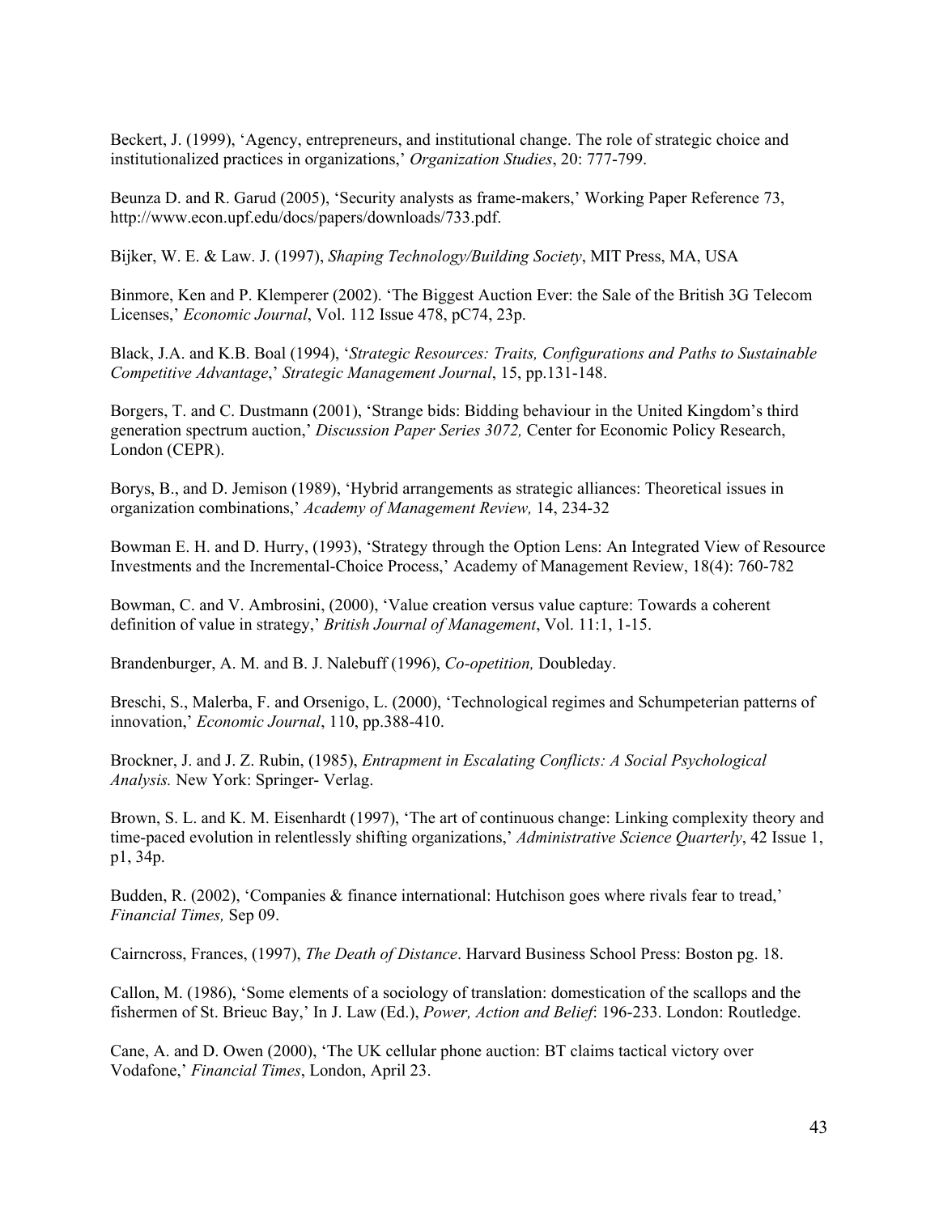Beckert, J. (1999), 'Agency, entrepreneurs, and institutional change. The role of strategic choice and institutionalized practices in organizations,' *Organization Studies*, 20: 777-799.

Beunza D. and R. Garud (2005), 'Security analysts as frame-makers,' Working Paper Reference 73, http://www.econ.upf.edu/docs/papers/downloads/733.pdf.

Bijker, W. E. & Law. J. (1997), *Shaping Technology/Building Society*, MIT Press, MA, USA

Binmore, Ken and P. Klemperer (2002). 'The Biggest Auction Ever: the Sale of the British 3G Telecom Licenses,' *Economic Journal*, Vol. 112 Issue 478, pC74, 23p.

Black, J.A. and K.B. Boal (1994), '*Strategic Resources: Traits, Configurations and Paths to Sustainable Competitive Advantage*,' *Strategic Management Journal*, 15, pp.131-148.

Borgers, T. and C. Dustmann (2001), 'Strange bids: Bidding behaviour in the United Kingdom's third generation spectrum auction,' *Discussion Paper Series 3072,* Center for Economic Policy Research, London (CEPR).

Borys, B., and D. Jemison (1989), 'Hybrid arrangements as strategic alliances: Theoretical issues in organization combinations,' *Academy of Management Review,* 14, 234-32

Bowman E. H. and D. Hurry, (1993), 'Strategy through the Option Lens: An Integrated View of Resource Investments and the Incremental-Choice Process,' Academy of Management Review, 18(4): 760-782

Bowman, C. and V. Ambrosini, (2000), 'Value creation versus value capture: Towards a coherent definition of value in strategy,' *British Journal of Management*, Vol. 11:1, 1-15.

Brandenburger, A. M. and B. J. Nalebuff (1996), *Co-opetition,* Doubleday.

Breschi, S., Malerba, F. and Orsenigo, L. (2000), 'Technological regimes and Schumpeterian patterns of innovation,' *Economic Journal*, 110, pp.388-410.

Brockner, J. and J. Z. Rubin, (1985), *Entrapment in Escalating Conflicts: A Social Psychological Analysis.* New York: Springer- Verlag.

Brown, S. L. and K. M. Eisenhardt (1997), 'The art of continuous change: Linking complexity theory and time-paced evolution in relentlessly shifting organizations,' *Administrative Science Quarterly*, 42 Issue 1, p1, 34p.

Budden, R. (2002), 'Companies & finance international: Hutchison goes where rivals fear to tread,' *Financial Times,* Sep 09.

Cairncross, Frances, (1997), *The Death of Distance*. Harvard Business School Press: Boston pg. 18.

Callon, M. (1986), 'Some elements of a sociology of translation: domestication of the scallops and the fishermen of St. Brieuc Bay,' In J. Law (Ed.), *Power, Action and Belief*: 196-233. London: Routledge.

Cane, A. and D. Owen (2000), 'The UK cellular phone auction: BT claims tactical victory over Vodafone,' *Financial Times*, London, April 23.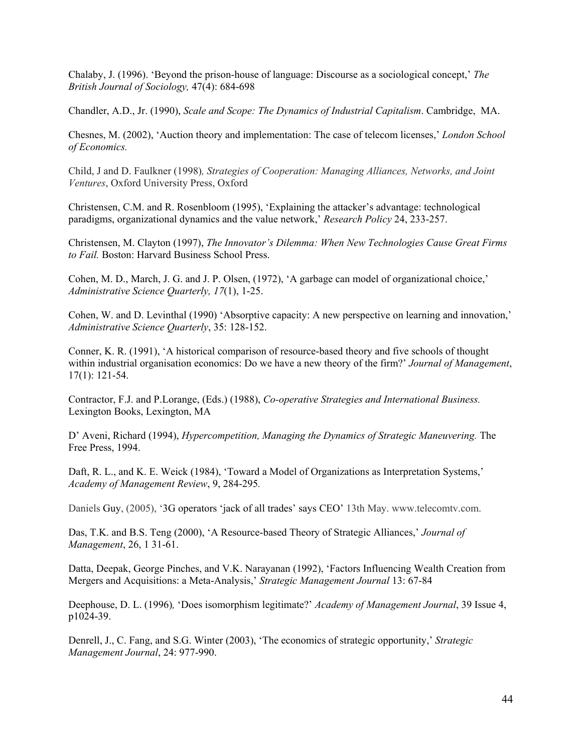Chalaby, J. (1996). 'Beyond the prison-house of language: Discourse as a sociological concept,' *The British Journal of Sociology,* 47(4): 684-698

Chandler, A.D., Jr. (1990), *Scale and Scope: The Dynamics of Industrial Capitalism*. Cambridge, MA.

Chesnes, M. (2002), 'Auction theory and implementation: The case of telecom licenses,' *London School of Economics.*

Child, J and D. Faulkner (1998), *Strategies of Cooperation: Managing Alliances, Networks, and Joint Ventures*, Oxford University Press, Oxford

Christensen, C.M. and R. Rosenbloom (1995), 'Explaining the attacker's advantage: technological paradigms, organizational dynamics and the value network,' *Research Policy* 24, 233-257.

Christensen, M. Clayton (1997), *The Innovator's Dilemma: When New Technologies Cause Great Firms to Fail.* Boston: Harvard Business School Press.

Cohen, M. D., March, J. G. and J. P. Olsen, (1972), 'A garbage can model of organizational choice,' *Administrative Science Quarterly, 17*(1), 1-25.

Cohen, W. and D. Levinthal (1990) 'Absorptive capacity: A new perspective on learning and innovation,' *Administrative Science Quarterly*, 35: 128-152.

Conner, K. R. (1991), 'A historical comparison of resource-based theory and five schools of thought within industrial organisation economics: Do we have a new theory of the firm?' *Journal of Management*, 17(1): 121-54.

Contractor, F.J. and P.Lorange, (Eds.) (1988), *Co-operative Strategies and International Business.* Lexington Books, Lexington, MA

D' Aveni, Richard (1994), *Hypercompetition, Managing the Dynamics of Strategic Maneuvering.* The Free Press, 1994.

Daft, R. L., and K. E. Weick (1984), 'Toward a Model of Organizations as Interpretation Systems,' *Academy of Management Review*, 9, 284-295.

Daniels Guy, (2005), '3G operators 'jack of all trades' says CEO' 13th May. www.telecomtv.com.

Das, T.K. and B.S. Teng (2000), 'A Resource-based Theory of Strategic Alliances,' *Journal of Management*, 26, 1 31-61.

Datta, Deepak, George Pinches, and V.K. Narayanan (1992), 'Factors Influencing Wealth Creation from Mergers and Acquisitions: a Meta-Analysis,' *Strategic Management Journal* 13: 67-84

Deephouse, D. L. (1996), 'Does isomorphism legitimate?' *Academy of Management Journal*, 39 Issue 4, p1024-39.

Denrell, J., C. Fang, and S.G. Winter (2003), 'The economics of strategic opportunity,' *Strategic Management Journal*, 24: 977-990.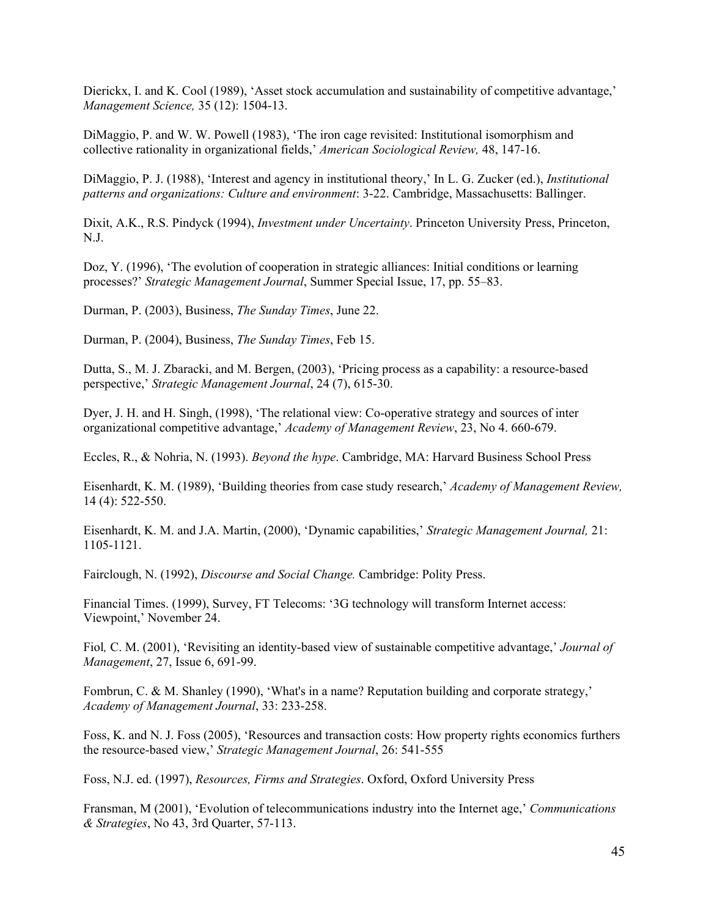Dierickx, I. and K. Cool (1989), 'Asset stock accumulation and sustainability of competitive advantage,' *Management Science,* 35 (12): 1504-13.

DiMaggio, P. and W. W. Powell (1983), 'The iron cage revisited: Institutional isomorphism and collective rationality in organizational fields,' *American Sociological Review,* 48, 147-16.

DiMaggio, P. J. (1988), 'Interest and agency in institutional theory,' In L. G. Zucker (ed.), *Institutional patterns and organizations: Culture and environment*: 3-22. Cambridge, Massachusetts: Ballinger.

Dixit, A.K., R.S. Pindyck (1994), *Investment under Uncertainty*. Princeton University Press, Princeton, N.J.

Doz, Y. (1996), 'The evolution of cooperation in strategic alliances: Initial conditions or learning processes?' *Strategic Management Journal*, Summer Special Issue, 17, pp. 55–83.

Durman, P. (2003), Business, *The Sunday Times*, June 22.

Durman, P. (2004), Business, *The Sunday Times*, Feb 15.

Dutta, S., M. J. Zbaracki, and M. Bergen, (2003), 'Pricing process as a capability: a resource-based perspective,' *Strategic Management Journal*, 24 (7), 615-30.

Dyer, J. H. and H. Singh, (1998), 'The relational view: Co-operative strategy and sources of inter organizational competitive advantage,' *Academy of Management Review*, 23, No 4. 660-679.

Eccles, R., & Nohria, N. (1993). *Beyond the hype*. Cambridge, MA: Harvard Business School Press

Eisenhardt, K. M. (1989), 'Building theories from case study research,' *Academy of Management Review,* 14 (4): 522-550.

Eisenhardt, K. M. and J.A. Martin, (2000), 'Dynamic capabilities,' *Strategic Management Journal,* 21: 1105-1121.

Fairclough, N. (1992), *Discourse and Social Change.* Cambridge: Polity Press.

Financial Times. (1999), Survey, FT Telecoms: '3G technology will transform Internet access: Viewpoint,' November 24.

Fiol*,* C. M. (2001), 'Revisiting an identity-based view of sustainable competitive advantage,' *Journal of Management*, 27, Issue 6, 691-99.

Fombrun, C. & M. Shanley (1990), 'What's in a name? Reputation building and corporate strategy,' *Academy of Management Journal*, 33: 233-258.

Foss, K. and N. J. Foss (2005), 'Resources and transaction costs: How property rights economics furthers the resource-based view,' *Strategic Management Journal*, 26: 541-555

Foss, N.J. ed. (1997), *Resources, Firms and Strategies*. Oxford, Oxford University Press

Fransman, M (2001), 'Evolution of telecommunications industry into the Internet age,' *Communications & Strategies*, No 43, 3rd Quarter, 57-113.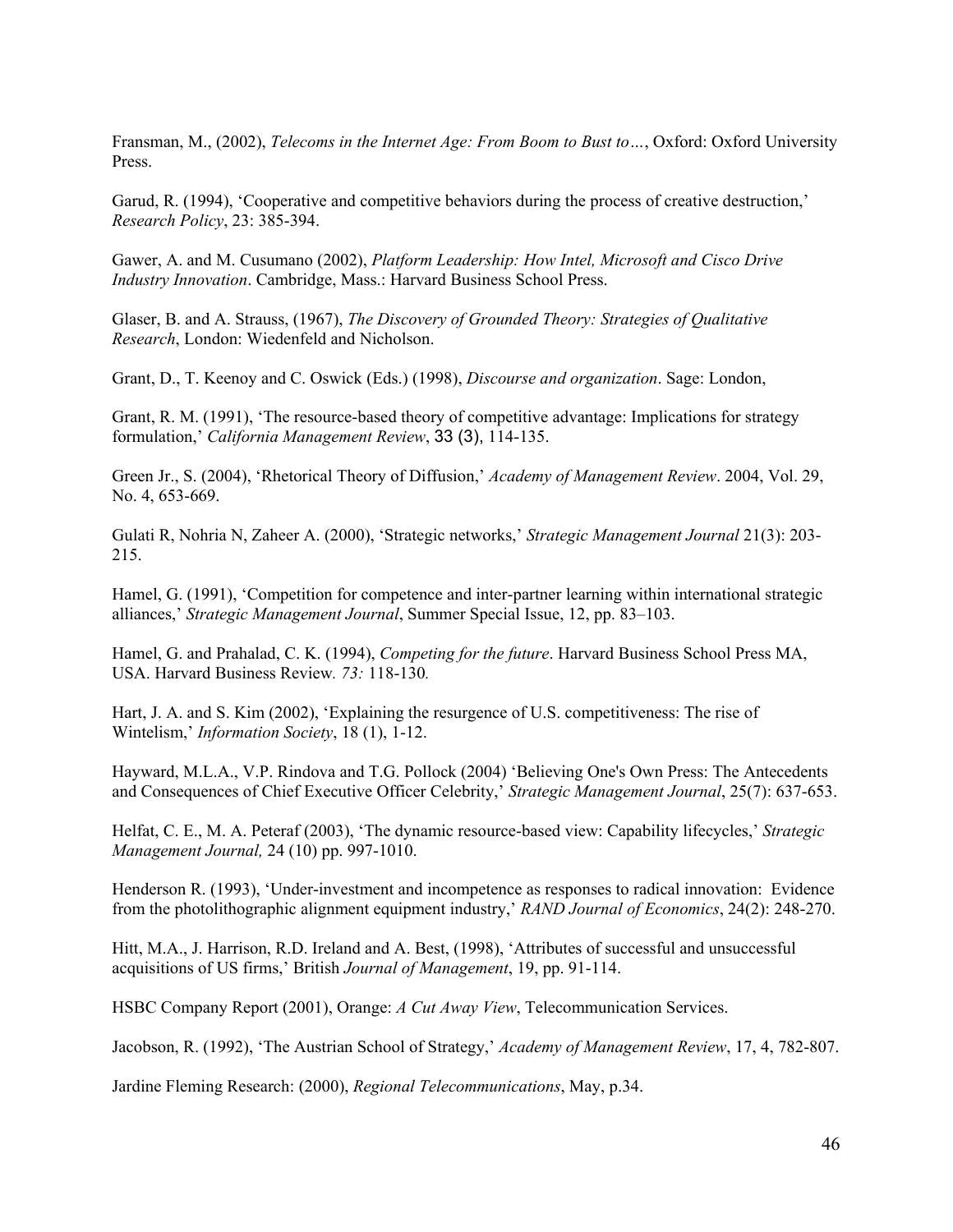Fransman, M., (2002), *Telecoms in the Internet Age: From Boom to Bust to…*, Oxford: Oxford University Press.

Garud, R. (1994), 'Cooperative and competitive behaviors during the process of creative destruction,' *Research Policy*, 23: 385-394.

Gawer, A. and M. Cusumano (2002), *Platform Leadership: How Intel, Microsoft and Cisco Drive Industry Innovation*. Cambridge, Mass.: Harvard Business School Press.

Glaser, B. and A. Strauss, (1967), *The Discovery of Grounded Theory: Strategies of Qualitative Research*, London: Wiedenfeld and Nicholson.

Grant, D., T. Keenoy and C. Oswick (Eds.) (1998), *Discourse and organization*. Sage: London,

Grant, R. M. (1991), 'The resource-based theory of competitive advantage: Implications for strategy formulation,' *California Management Review*, 33 (3), 114-135.

Green Jr., S. (2004), 'Rhetorical Theory of Diffusion,' *Academy of Management Review*. 2004, Vol. 29, No. 4, 653-669.

Gulati R, Nohria N, Zaheer A. (2000), 'Strategic networks,' *Strategic Management Journal* 21(3): 203-215.

Hamel, G. (1991), 'Competition for competence and inter-partner learning within international strategic alliances,' *Strategic Management Journal*, Summer Special Issue, 12, pp. 83–103.

Hamel, G. and Prahalad, C. K. (1994), *Competing for the future*. Harvard Business School Press MA, USA. Harvard Business Review. *73:* 118-130.

Hart, J. A. and S. Kim (2002), 'Explaining the resurgence of U.S. competitiveness: The rise of Wintelism,' *Information Society*, 18 (1), 1-12.

Hayward, M.L.A., V.P. Rindova and T.G. Pollock (2004) 'Believing One's Own Press: The Antecedents and Consequences of Chief Executive Officer Celebrity,' *Strategic Management Journal*, 25(7): 637-653.

Helfat, C. E., M. A. Peteraf (2003), 'The dynamic resource-based view: Capability lifecycles,' *Strategic Management Journal,* 24 (10) pp. 997-1010.

Henderson R. (1993), 'Under-investment and incompetence as responses to radical innovation: Evidence from the photolithographic alignment equipment industry,' *RAND Journal of Economics*, 24(2): 248-270.

Hitt, M.A., J. Harrison, R.D. Ireland and A. Best, (1998), 'Attributes of successful and unsuccessful acquisitions of US firms,' British *Journal of Management*, 19, pp. 91-114.

HSBC Company Report (2001), Orange: *A Cut Away View*, Telecommunication Services.

Jacobson, R. (1992), 'The Austrian School of Strategy,' *Academy of Management Review*, 17, 4, 782-807.

Jardine Fleming Research: (2000), *Regional Telecommunications*, May, p.34.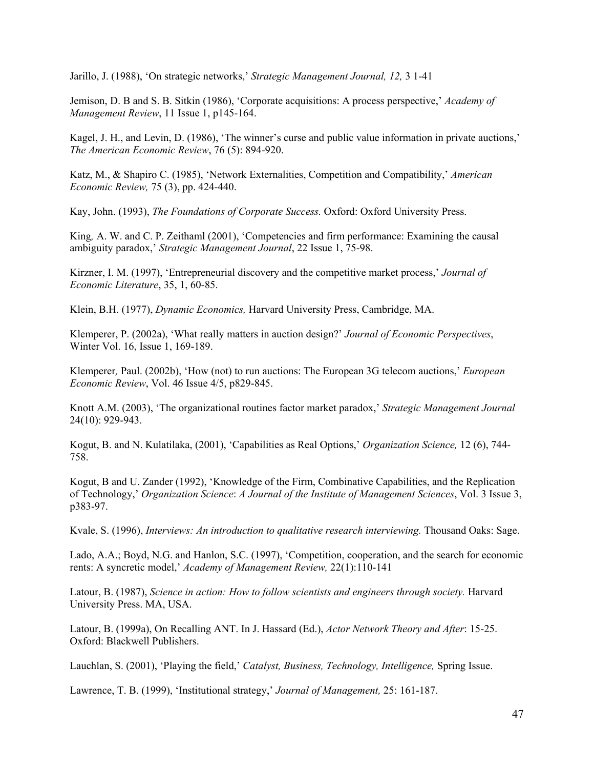Jarillo, J. (1988), 'On strategic networks,' *Strategic Management Journal, 12,* 3 1-41

Jemison, D. B and S. B. Sitkin (1986), 'Corporate acquisitions: A process perspective,' *Academy of Management Review*, 11 Issue 1, p145-164.

Kagel, J. H., and Levin, D. (1986), 'The winner's curse and public value information in private auctions,' *The American Economic Review*, 76 (5): 894-920.

Katz, M., & Shapiro C. (1985), 'Network Externalities, Competition and Compatibility,' *American Economic Review,* 75 (3), pp. 424-440.

Kay, John. (1993), *The Foundations of Corporate Success.* Oxford: Oxford University Press.

King, A. W. and C. P. Zeithaml (2001), 'Competencies and firm performance: Examining the causal ambiguity paradox,' *Strategic Management Journal*, 22 Issue 1, 75-98.

Kirzner, I. M. (1997), 'Entrepreneurial discovery and the competitive market process,' *Journal of Economic Literature*, 35, 1, 60-85.

Klein, B.H. (1977), *Dynamic Economics,* Harvard University Press, Cambridge, MA.

Klemperer, P. (2002a), 'What really matters in auction design?' *Journal of Economic Perspectives*, Winter Vol. 16, Issue 1, 169-189.

Klemperer, Paul. (2002b), 'How (not) to run auctions: The European 3G telecom auctions,' *European Economic Review*, Vol. 46 Issue 4/5, p829-845.

Knott A.M. (2003), 'The organizational routines factor market paradox,' *Strategic Management Journal* 24(10): 929-943.

Kogut, B. and N. Kulatilaka, (2001), 'Capabilities as Real Options,' *Organization Science,* 12 (6), 744-758.

Kogut, B and U. Zander (1992), 'Knowledge of the Firm, Combinative Capabilities, and the Replication of Technology,' *Organization Science*: *A Journal of the Institute of Management Sciences*, Vol. 3 Issue 3, p383-97.

Kvale, S. (1996), *Interviews: An introduction to qualitative research interviewing.* Thousand Oaks: Sage.

Lado, A.A.; Boyd, N.G. and Hanlon, S.C. (1997), 'Competition, cooperation, and the search for economic rents: A syncretic model,' *Academy of Management Review,* 22(1):110-141

Latour, B. (1987), *Science in action: How to follow scientists and engineers through society.* Harvard University Press. MA, USA.

Latour, B. (1999a), On Recalling ANT. In J. Hassard (Ed.), *Actor Network Theory and After*: 15-25. Oxford: Blackwell Publishers.

Lauchlan, S. (2001), 'Playing the field,' *Catalyst, Business, Technology, Intelligence,* Spring Issue.

Lawrence, T. B. (1999), 'Institutional strategy,' *Journal of Management,* 25: 161-187.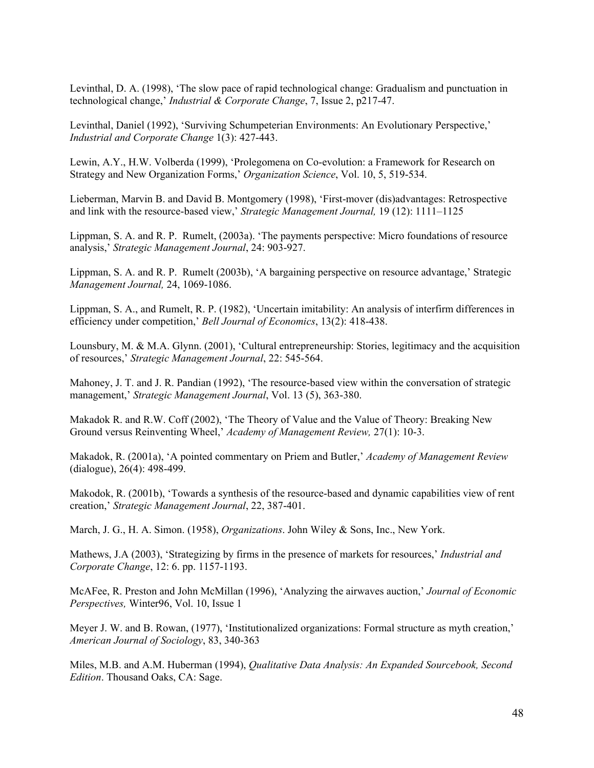Levinthal, D. A. (1998), 'The slow pace of rapid technological change: Gradualism and punctuation in technological change,' *Industrial & Corporate Change*, 7, Issue 2, p217-47.

Levinthal, Daniel (1992), 'Surviving Schumpeterian Environments: An Evolutionary Perspective,' *Industrial and Corporate Change* 1(3): 427-443.

Lewin, A.Y., H.W. Volberda (1999), 'Prolegomena on Co-evolution: a Framework for Research on Strategy and New Organization Forms,' *Organization Science*, Vol. 10, 5, 519-534.

Lieberman, Marvin B. and David B. Montgomery (1998), 'First-mover (dis)advantages: Retrospective and link with the resource-based view,' *Strategic Management Journal,* 19 (12): 1111–1125

Lippman, S. A. and R. P. Rumelt, (2003a). 'The payments perspective: Micro foundations of resource analysis,' *Strategic Management Journal*, 24: 903-927.

Lippman, S. A. and R. P. Rumelt (2003b), 'A bargaining perspective on resource advantage,' Strategic *Management Journal,* 24, 1069-1086.

Lippman, S. A., and Rumelt, R. P. (1982), 'Uncertain imitability: An analysis of interfirm differences in efficiency under competition,' *Bell Journal of Economics*, 13(2): 418-438.

Lounsbury, M. & M.A. Glynn. (2001), 'Cultural entrepreneurship: Stories, legitimacy and the acquisition of resources,' *Strategic Management Journal*, 22: 545-564.

Mahoney, J. T. and J. R. Pandian (1992), 'The resource-based view within the conversation of strategic management,' *Strategic Management Journal*, Vol. 13 (5), 363-380.

Makadok R. and R.W. Coff (2002), 'The Theory of Value and the Value of Theory: Breaking New Ground versus Reinventing Wheel,' *Academy of Management Review,* 27(1): 10-3.

Makadok, R. (2001a), 'A pointed commentary on Priem and Butler,' *Academy of Management Review* (dialogue), 26(4): 498-499.

Makodok, R. (2001b), 'Towards a synthesis of the resource-based and dynamic capabilities view of rent creation,' *Strategic Management Journal*, 22, 387-401.

March, J. G., H. A. Simon. (1958), *Organizations*. John Wiley & Sons, Inc., New York.

Mathews, J.A (2003), 'Strategizing by firms in the presence of markets for resources,' *Industrial and Corporate Change*, 12: 6. pp. 1157-1193.

McAFee, R. Preston and John McMillan (1996), 'Analyzing the airwaves auction,' *Journal of Economic Perspectives,* Winter96, Vol. 10, Issue 1

Meyer J. W. and B. Rowan, (1977), 'Institutionalized organizations: Formal structure as myth creation,' *American Journal of Sociology*, 83, 340-363

Miles, M.B. and A.M. Huberman (1994), *Qualitative Data Analysis: An Expanded Sourcebook, Second Edition*. Thousand Oaks, CA: Sage.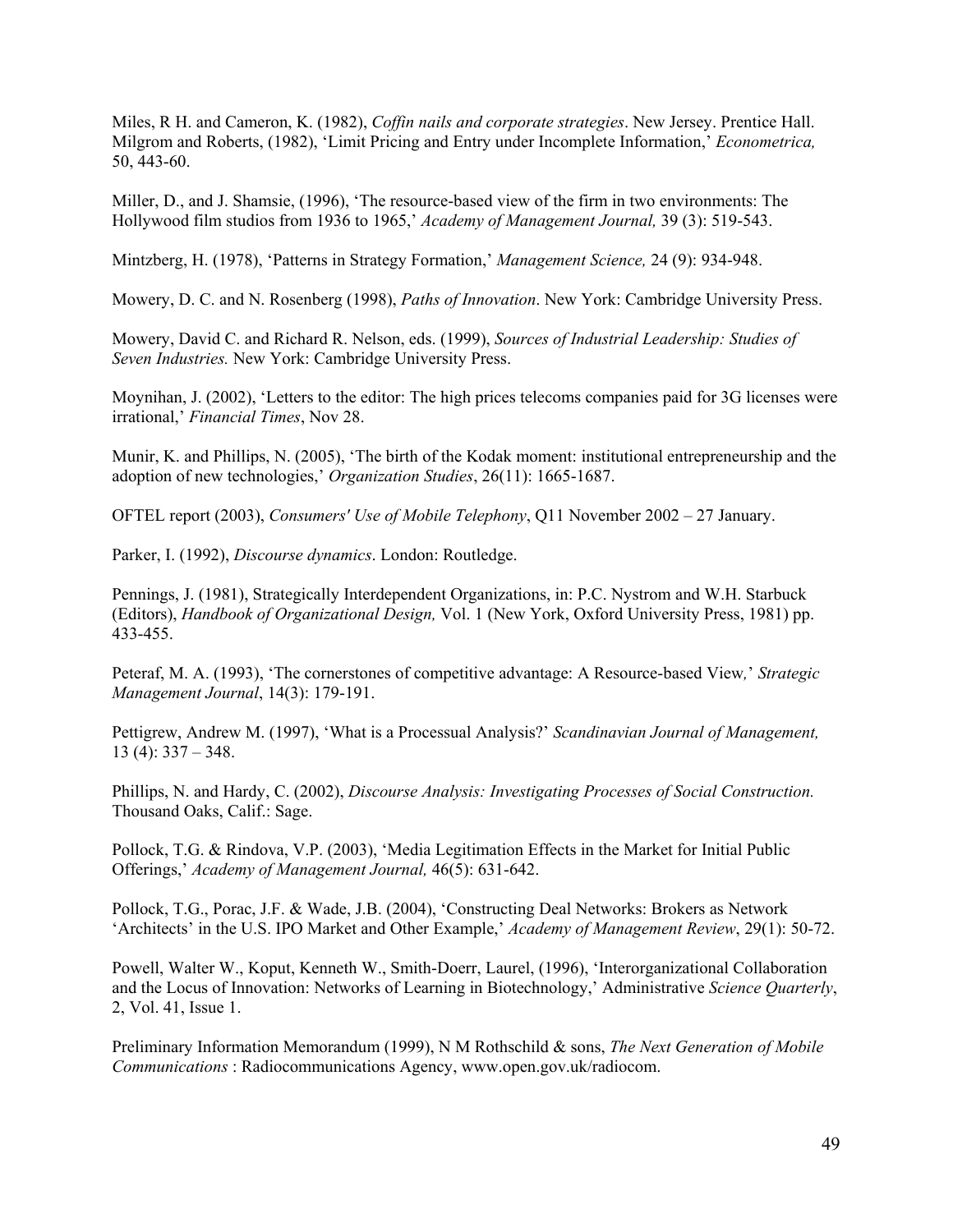Miles, R H. and Cameron, K. (1982), *Coffin nails and corporate strategies*. New Jersey. Prentice Hall.
Milgrom and Roberts, (1982), 'Limit Pricing and Entry under Incomplete Information,' *Econometrica,* 50, 443-60.

Miller, D., and J. Shamsie, (1996), 'The resource-based view of the firm in two environments: The Hollywood film studios from 1936 to 1965,' *Academy of Management Journal,* 39 (3): 519-543.

Mintzberg, H. (1978), 'Patterns in Strategy Formation,' *Management Science,* 24 (9): 934-948.

Mowery, D. C. and N. Rosenberg (1998), *Paths of Innovation*. New York: Cambridge University Press.

Mowery, David C. and Richard R. Nelson, eds. (1999), *Sources of Industrial Leadership: Studies of Seven Industries.* New York: Cambridge University Press.

Moynihan, J. (2002), 'Letters to the editor: The high prices telecoms companies paid for 3G licenses were irrational,' *Financial Times*, Nov 28.

Munir, K. and Phillips, N. (2005), 'The birth of the Kodak moment: institutional entrepreneurship and the adoption of new technologies,' *Organization Studies*, 26(11): 1665-1687.

OFTEL report (2003), *Consumers' Use of Mobile Telephony*, Q11 November 2002 – 27 January.

Parker, I. (1992), *Discourse dynamics*. London: Routledge.

Pennings, J. (1981), Strategically Interdependent Organizations, in: P.C. Nystrom and W.H. Starbuck (Editors), *Handbook of Organizational Design,* Vol. 1 (New York, Oxford University Press, 1981) pp. 433-455.

Peteraf, M. A. (1993), 'The cornerstones of competitive advantage: A Resource-based View,' *Strategic Management Journal*, 14(3): 179-191.

Pettigrew, Andrew M. (1997), 'What is a Processual Analysis?' *Scandinavian Journal of Management,* 13 (4): 337 – 348.

Phillips, N. and Hardy, C. (2002), *Discourse Analysis: Investigating Processes of Social Construction.* Thousand Oaks, Calif.: Sage.

Pollock, T.G. & Rindova, V.P. (2003), 'Media Legitimation Effects in the Market for Initial Public Offerings,' *Academy of Management Journal,* 46(5): 631-642.

Pollock, T.G., Porac, J.F. & Wade, J.B. (2004), 'Constructing Deal Networks: Brokers as Network 'Architects' in the U.S. IPO Market and Other Example,' *Academy of Management Review*, 29(1): 50-72.

Powell, Walter W., Koput, Kenneth W., Smith-Doerr, Laurel, (1996), 'Interorganizational Collaboration and the Locus of Innovation: Networks of Learning in Biotechnology,' Administrative *Science Quarterly*, 2, Vol. 41, Issue 1.

Preliminary Information Memorandum (1999), N M Rothschild & sons, *The Next Generation of Mobile Communications* : Radiocommunications Agency, www.open.gov.uk/radiocom.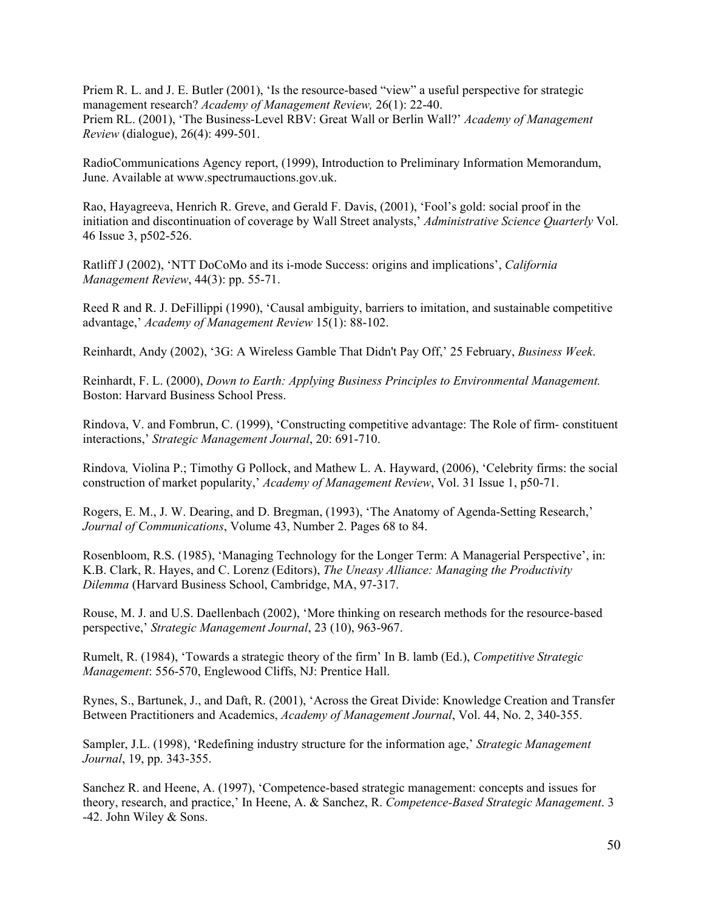Priem R. L. and J. E. Butler (2001), 'Is the resource-based "view" a useful perspective for strategic management research? *Academy of Management Review,* 26(1): 22-40.
Priem RL. (2001), 'The Business-Level RBV: Great Wall or Berlin Wall?' *Academy of Management Review* (dialogue), 26(4): 499-501.

RadioCommunications Agency report, (1999), Introduction to Preliminary Information Memorandum, June. Available at www.spectrumauctions.gov.uk.

Rao, Hayagreeva, Henrich R. Greve, and Gerald F. Davis, (2001), 'Fool's gold: social proof in the initiation and discontinuation of coverage by Wall Street analysts,' *Administrative Science Quarterly* Vol. 46 Issue 3, p502-526.

Ratliff J (2002), 'NTT DoCoMo and its i-mode Success: origins and implications', *California Management Review*, 44(3): pp. 55-71.

Reed R and R. J. DeFillippi (1990), 'Causal ambiguity, barriers to imitation, and sustainable competitive advantage,' *Academy of Management Review* 15(1): 88-102.

Reinhardt, Andy (2002), '3G: A Wireless Gamble That Didn't Pay Off,' 25 February, *Business Week*.

Reinhardt, F. L. (2000), *Down to Earth: Applying Business Principles to Environmental Management.* Boston: Harvard Business School Press.

Rindova, V. and Fombrun, C. (1999), 'Constructing competitive advantage: The Role of firm- constituent interactions,' *Strategic Management Journal*, 20: 691-710.

Rindova*,* Violina P.; Timothy G Pollock, and Mathew L. A. Hayward, (2006), 'Celebrity firms: the social construction of market popularity,' *Academy of Management Review*, Vol. 31 Issue 1, p50-71.

Rogers, E. M., J. W. Dearing, and D. Bregman, (1993), 'The Anatomy of Agenda-Setting Research,' *Journal of Communications*, Volume 43, Number 2. Pages 68 to 84.

Rosenbloom, R.S. (1985), 'Managing Technology for the Longer Term: A Managerial Perspective', in: K.B. Clark, R. Hayes, and C. Lorenz (Editors), *The Uneasy Alliance: Managing the Productivity Dilemma* (Harvard Business School, Cambridge, MA, 97-317.

Rouse, M. J. and U.S. Daellenbach (2002), 'More thinking on research methods for the resource-based perspective,' *Strategic Management Journal*, 23 (10), 963-967.

Rumelt, R. (1984), 'Towards a strategic theory of the firm' In B. lamb (Ed.), *Competitive Strategic Management*: 556-570, Englewood Cliffs, NJ: Prentice Hall.

Rynes, S., Bartunek, J., and Daft, R. (2001), 'Across the Great Divide: Knowledge Creation and Transfer Between Practitioners and Academics, *Academy of Management Journal*, Vol. 44, No. 2, 340-355.

Sampler, J.L. (1998), 'Redefining industry structure for the information age,' *Strategic Management Journal*, 19, pp. 343-355.

Sanchez R. and Heene, A. (1997), 'Competence-based strategic management: concepts and issues for theory, research, and practice,' In Heene, A. & Sanchez, R. *Competence-Based Strategic Management*. 3 -42. John Wiley & Sons.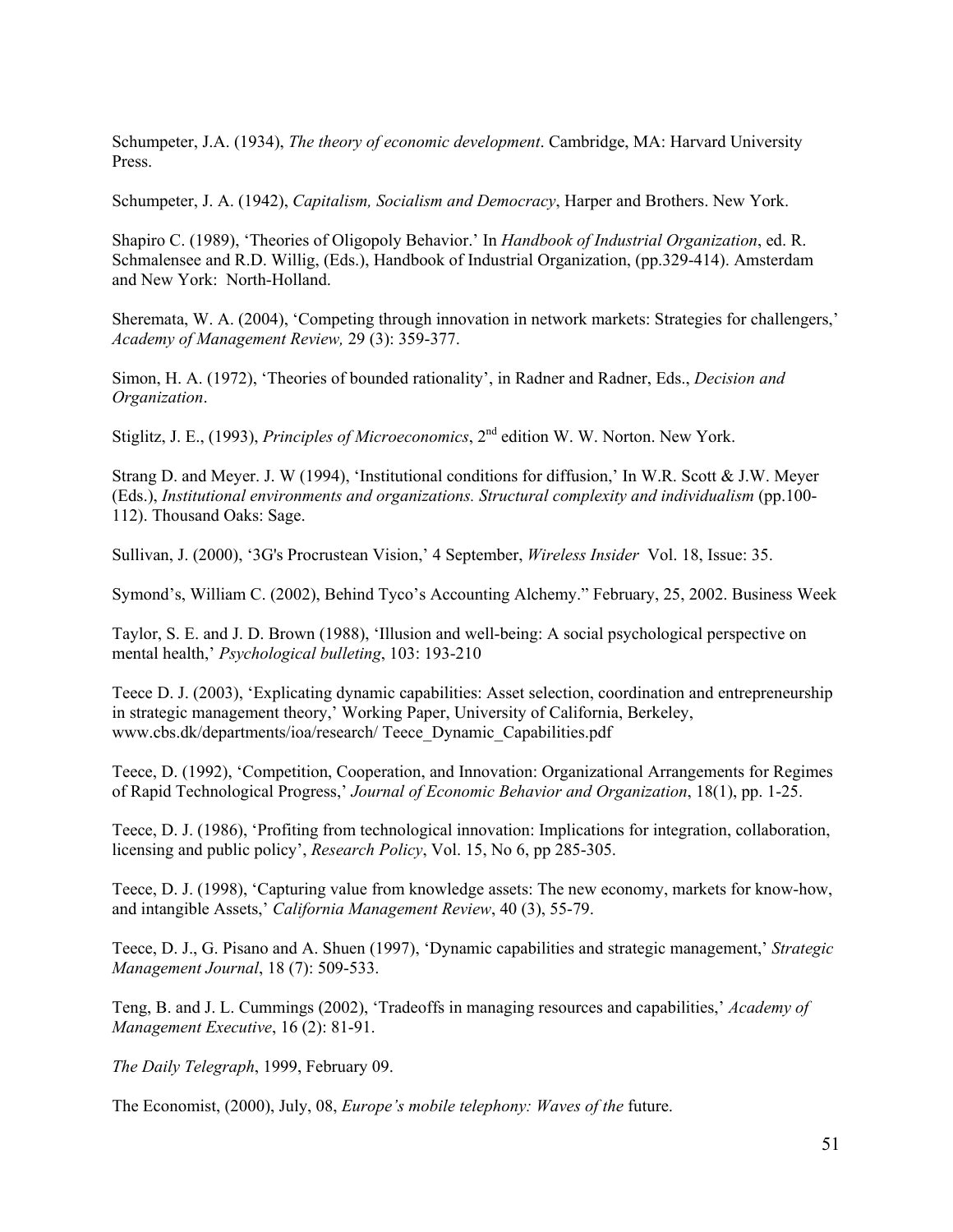Schumpeter, J.A. (1934), *The theory of economic development*. Cambridge, MA: Harvard University Press.

Schumpeter, J. A. (1942), *Capitalism, Socialism and Democracy*, Harper and Brothers. New York.

Shapiro C. (1989), 'Theories of Oligopoly Behavior.' In *Handbook of Industrial Organization*, ed. R. Schmalensee and R.D. Willig, (Eds.), Handbook of Industrial Organization, (pp.329-414). Amsterdam and New York: North-Holland.

Sheremata, W. A. (2004), 'Competing through innovation in network markets: Strategies for challengers,' *Academy of Management Review,* 29 (3): 359-377.

Simon, H. A. (1972), 'Theories of bounded rationality', in Radner and Radner, Eds., *Decision and Organization*.

Stiglitz, J. E., (1993), *Principles of Microeconomics*, 2nd edition W. W. Norton. New York.

Strang D. and Meyer. J. W (1994), 'Institutional conditions for diffusion,' In W.R. Scott & J.W. Meyer (Eds.), *Institutional environments and organizations. Structural complexity and individualism* (pp.100-112). Thousand Oaks: Sage.

Sullivan, J. (2000), '3G's Procrustean Vision,' 4 September, *Wireless Insider* Vol. 18, Issue: 35.

Symond's, William C. (2002), Behind Tyco's Accounting Alchemy." February, 25, 2002. Business Week

Taylor, S. E. and J. D. Brown (1988), 'Illusion and well-being: A social psychological perspective on mental health,' *Psychological bulleting*, 103: 193-210

Teece D. J. (2003), 'Explicating dynamic capabilities: Asset selection, coordination and entrepreneurship in strategic management theory,' Working Paper, University of California, Berkeley, www.cbs.dk/departments/ioa/research/ Teece_Dynamic_Capabilities.pdf

Teece, D. (1992), 'Competition, Cooperation, and Innovation: Organizational Arrangements for Regimes of Rapid Technological Progress,' *Journal of Economic Behavior and Organization*, 18(1), pp. 1-25.

Teece, D. J. (1986), 'Profiting from technological innovation: Implications for integration, collaboration, licensing and public policy', *Research Policy*, Vol. 15, No 6, pp 285-305.

Teece, D. J. (1998), 'Capturing value from knowledge assets: The new economy, markets for know-how, and intangible Assets,' *California Management Review*, 40 (3), 55-79.

Teece, D. J., G. Pisano and A. Shuen (1997), 'Dynamic capabilities and strategic management,' *Strategic Management Journal*, 18 (7): 509-533.

Teng, B. and J. L. Cummings (2002), 'Tradeoffs in managing resources and capabilities,' *Academy of Management Executive*, 16 (2): 81-91.

*The Daily Telegraph*, 1999, February 09.

The Economist, (2000), July, 08, *Europe's mobile telephony: Waves of the* future.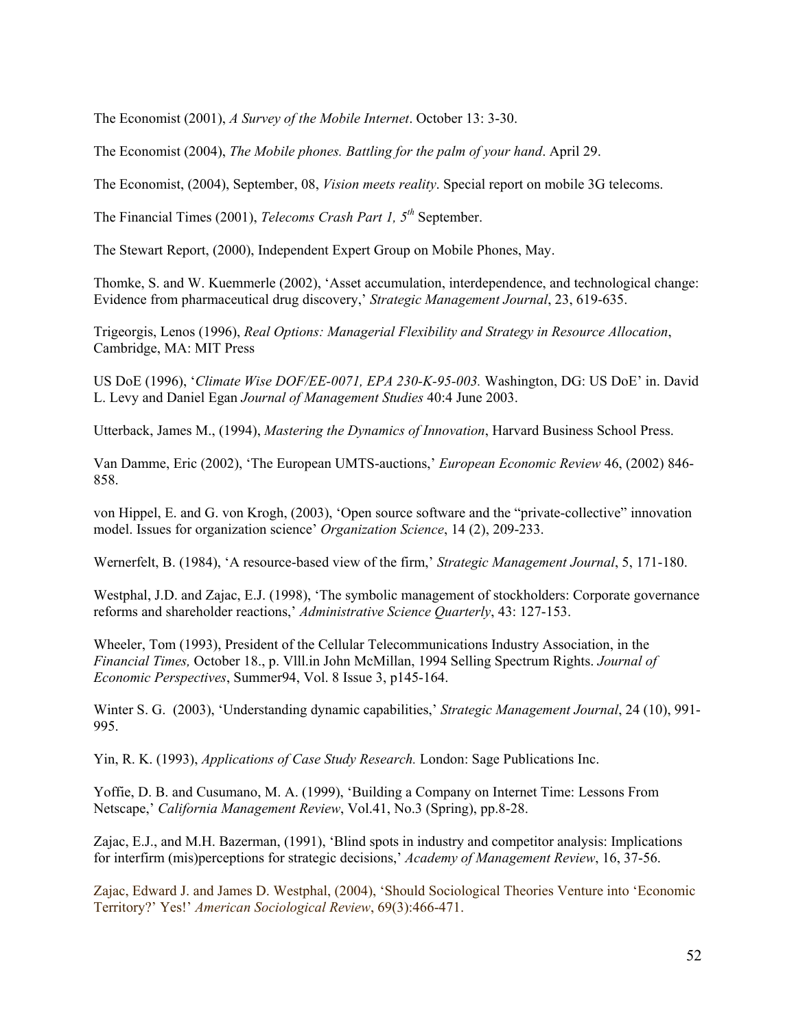The Economist (2001), *A Survey of the Mobile Internet*. October 13: 3-30.

The Economist (2004), *The Mobile phones. Battling for the palm of your hand*. April 29.

The Economist, (2004), September, 08, *Vision meets reality*. Special report on mobile 3G telecoms.

The Financial Times (2001), *Telecoms Crash Part 1, 5th* September.

The Stewart Report, (2000), Independent Expert Group on Mobile Phones, May.

Thomke, S. and W. Kuemmerle (2002), 'Asset accumulation, interdependence, and technological change: Evidence from pharmaceutical drug discovery,' *Strategic Management Journal*, 23, 619-635.

Trigeorgis, Lenos (1996), *Real Options: Managerial Flexibility and Strategy in Resource Allocation*, Cambridge, MA: MIT Press

US DoE (1996), '*Climate Wise DOF/EE-0071, EPA 230-K-95-003.* Washington, DG: US DoE' in. David L. Levy and Daniel Egan *Journal of Management Studies* 40:4 June 2003.

Utterback, James M., (1994), *Mastering the Dynamics of Innovation*, Harvard Business School Press.

Van Damme, Eric (2002), 'The European UMTS-auctions,' *European Economic Review* 46, (2002) 846-858.

von Hippel, E. and G. von Krogh, (2003), 'Open source software and the "private-collective" innovation model. Issues for organization science' *Organization Science*, 14 (2), 209-233.

Wernerfelt, B. (1984), 'A resource-based view of the firm,' *Strategic Management Journal*, 5, 171-180.

Westphal, J.D. and Zajac, E.J. (1998), 'The symbolic management of stockholders: Corporate governance reforms and shareholder reactions,' *Administrative Science Quarterly*, 43: 127-153.

Wheeler, Tom (1993), President of the Cellular Telecommunications Industry Association, in the *Financial Times,* October 18., p. Vlll.in John McMillan, 1994 Selling Spectrum Rights. *Journal of Economic Perspectives*, Summer94, Vol. 8 Issue 3, p145-164.

Winter S. G. (2003), 'Understanding dynamic capabilities,' *Strategic Management Journal*, 24 (10), 991-995.

Yin, R. K. (1993), *Applications of Case Study Research.* London: Sage Publications Inc.

Yoffie, D. B. and Cusumano, M. A. (1999), 'Building a Company on Internet Time: Lessons From Netscape,' *California Management Review*, Vol.41, No.3 (Spring), pp.8-28.

Zajac, E.J., and M.H. Bazerman, (1991), 'Blind spots in industry and competitor analysis: Implications for interfirm (mis)perceptions for strategic decisions,' *Academy of Management Review*, 16, 37-56.

Zajac, Edward J. and James D. Westphal, (2004), 'Should Sociological Theories Venture into 'Economic Territory?' Yes!' *American Sociological Review*, 69(3):466-471.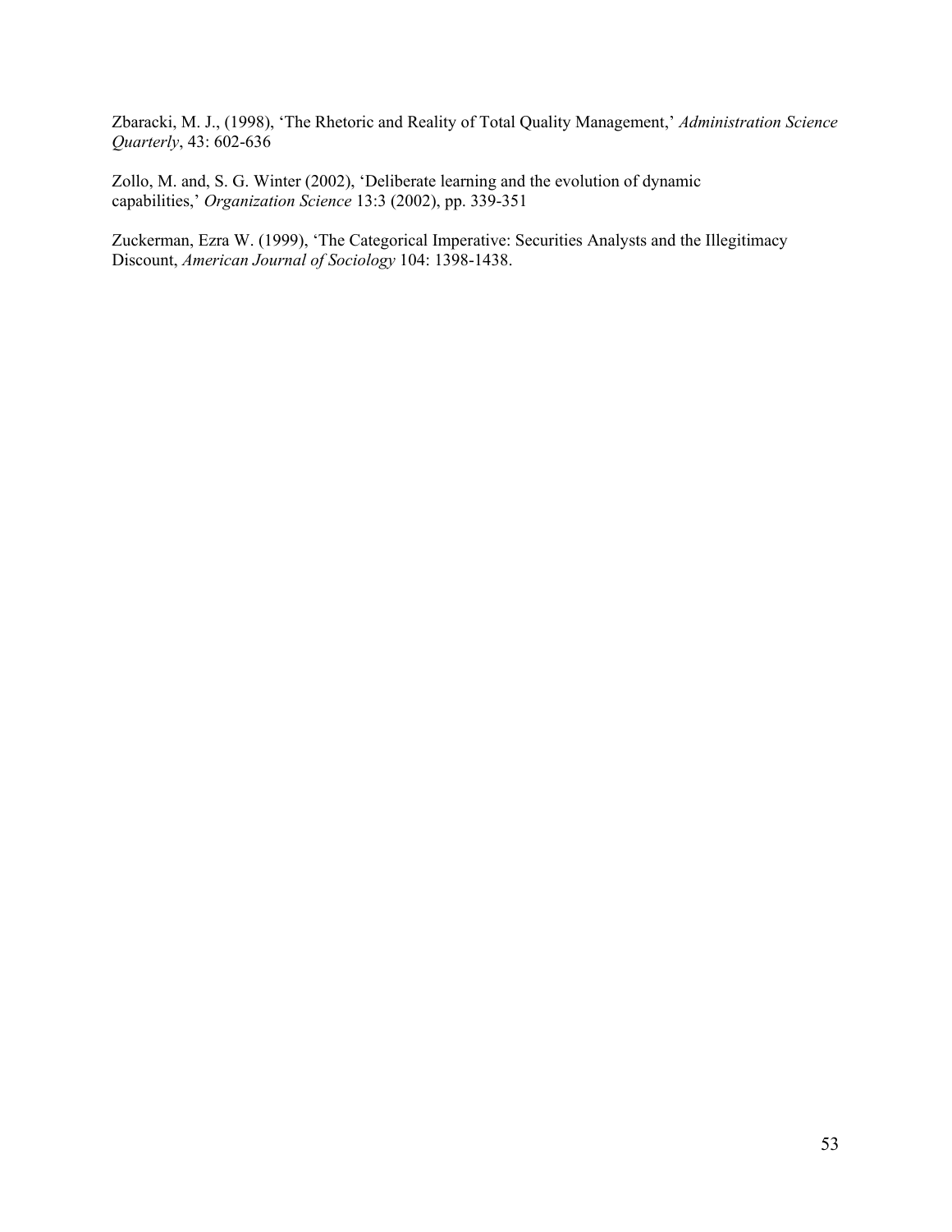Zbaracki, M. J., (1998), 'The Rhetoric and Reality of Total Quality Management,' *Administration Science Quarterly*, 43: 602-636

Zollo, M. and, S. G. Winter (2002), 'Deliberate learning and the evolution of dynamic capabilities,' *Organization Science* 13:3 (2002), pp. 339-351

Zuckerman, Ezra W. (1999), 'The Categorical Imperative: Securities Analysts and the Illegitimacy Discount, *American Journal of Sociology* 104: 1398-1438.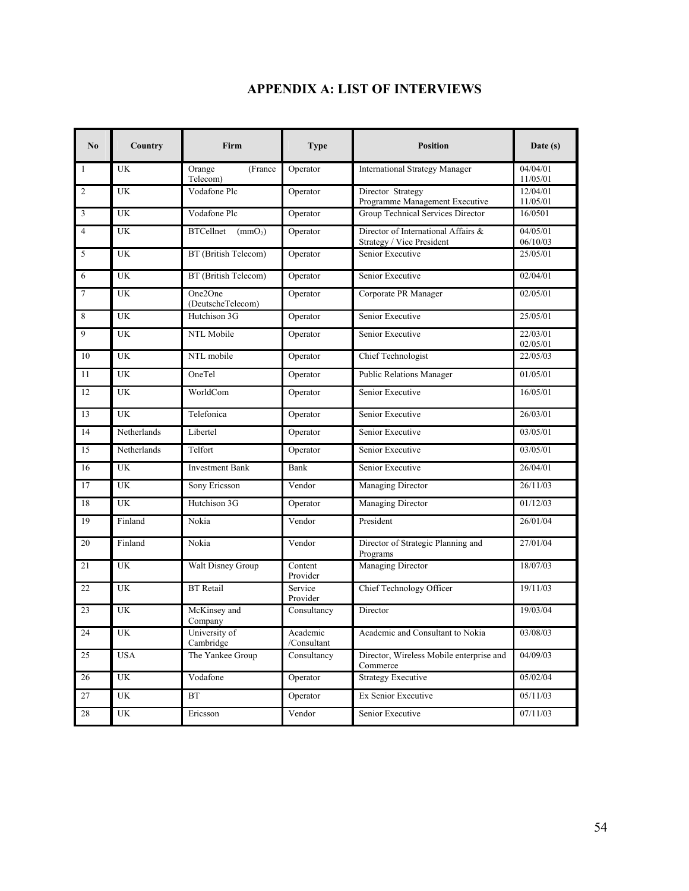# APPENDIX A: LIST OF INTERVIEWS

| No | Country | Firm | Type | Position | Date (s) |
|---|---|---|---|---|---|
| 1 | UK | Orange (France Telecom) | Operator | International Strategy Manager | 04/04/01 11/05/01 |
| 2 | UK | Vodafone Plc | Operator | Director Strategy Programme Management Executive | 12/04/01 11/05/01 |
| 3 | UK | Vodafone Plc | Operator | Group Technical Services Director | 16/0501 |
| 4 | UK | BTCellnet ($mmO_2$) | Operator | Director of International Affairs & Strategy / Vice President | 04/05/01 06/10/03 |
| 5 | UK | BT (British Telecom) | Operator | Senior Executive | 25/05/01 |
| 6 | UK | BT (British Telecom) | Operator | Senior Executive | 02/04/01 |
| 7 | UK | One2One (DeutscheTelecom) | Operator | Corporate PR Manager | 02/05/01 |
| 8 | UK | Hutchison 3G | Operator | Senior Executive | 25/05/01 |
| 9 | UK | NTL Mobile | Operator | Senior Executive | 22/03/01 02/05/01 |
| 10 | UK | NTL mobile | Operator | Chief Technologist | 22/05/03 |
| 11 | UK | OneTel | Operator | Public Relations Manager | 01/05/01 |
| 12 | UK | WorldCom | Operator | Senior Executive | 16/05/01 |
| 13 | UK | Telefonica | Operator | Senior Executive | 26/03/01 |
| 14 | Netherlands | Libertel | Operator | Senior Executive | 03/05/01 |
| 15 | Netherlands | Telfort | Operator | Senior Executive | 03/05/01 |
| 16 | UK | Investment Bank | Bank | Senior Executive | 26/04/01 |
| 17 | UK | Sony Ericsson | Vendor | Managing Director | 26/11/03 |
| 18 | UK | Hutchison 3G | Operator | Managing Director | 01/12/03 |
| 19 | Finland | Nokia | Vendor | President | 26/01/04 |
| 20 | Finland | Nokia | Vendor | Director of Strategic Planning and Programs | 27/01/04 |
| 21 | UK | Walt Disney Group | Content Provider | Managing Director | 18/07/03 |
| 22 | UK | BT Retail | Service Provider | Chief Technology Officer | 19/11/03 |
| 23 | UK | McKinsey and Company | Consultancy | Director | 19/03/04 |
| 24 | UK | University of Cambridge | Academic /Consultant | Academic and Consultant to Nokia | 03/08/03 |
| 25 | USA | The Yankee Group | Consultancy | Director, Wireless Mobile enterprise and Commerce | 04/09/03 |
| 26 | UK | Vodafone | Operator | Strategy Executive | 05/02/04 |
| 27 | UK | BT | Operator | Ex Senior Executive | 05/11/03 |
| 28 | UK | Ericsson | Vendor | Senior Executive | 07/11/03 |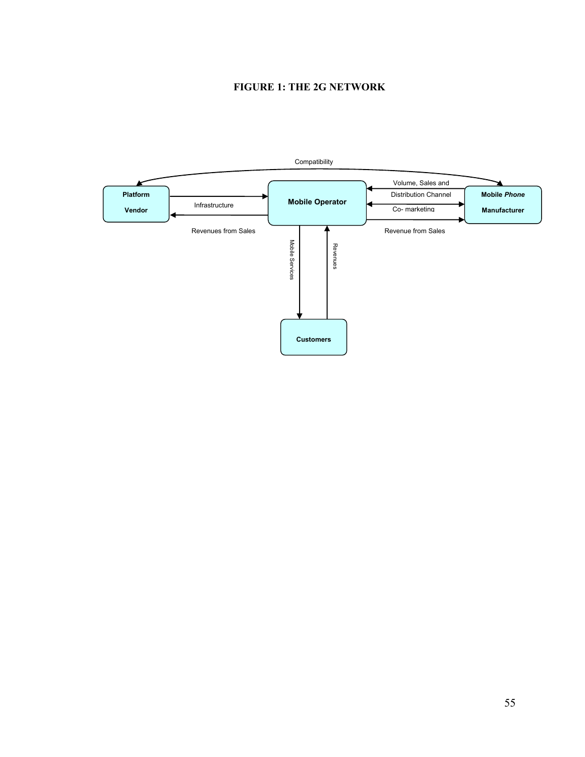**FIGURE 1: THE 2G NETWORK**

Compatibility

Platform Vendor

Infrastructure

Revenues from Sales

Mobile Operator

Volume, Sales and Distribution Channel

Co- marketing

Revenue from Sales

Mobile *Phone* Manufacturer

Mobile Services

Revenues

Customers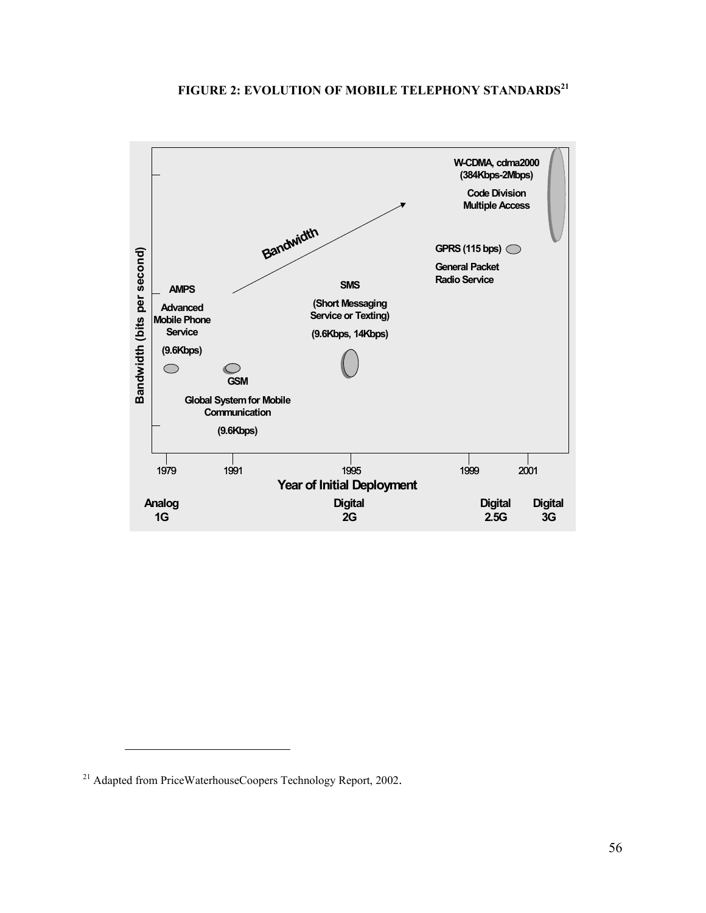**FIGURE 2: EVOLUTION OF MOBILE TELEPHONY STANDARDS[21]**

Bandwidth (bits per second)

Bandwidth

AMPS

Advanced Mobile Phone Service

(9.6Kbps)

GSM

Global System for Mobile Communication

(9.6Kbps)

SMS

(Short Messaging Service or Texting)

(9.6Kbps, 14Kbps)

GPRS (115 bps)

General Packet Radio Service

W-CDMA, cdma2000 (384Kbps-2Mbps)

Code Division Multiple Access

1979 1991 1995 1999 2001

Year of Initial Deployment

| Analog 1G | Digital 2G | Digital 2.5G | Digital 3G |
|---|---|---|---|

---

[21] Adapted from PriceWaterhouseCoopers Technology Report, 2002.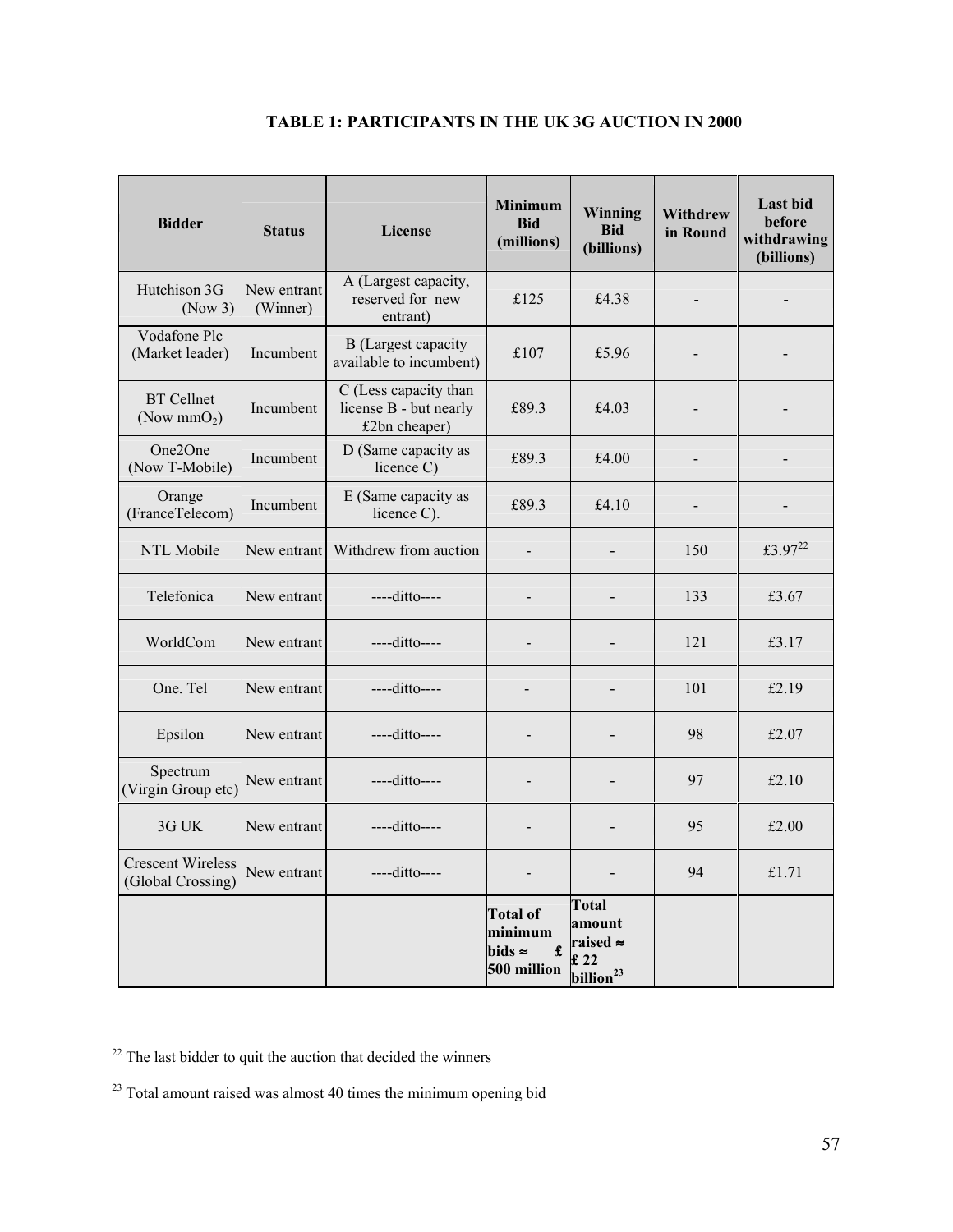### TABLE 1: PARTICIPANTS IN THE UK 3G AUCTION IN 2000

| Bidder | Status | License | Minimum Bid (millions) | Winning Bid (billions) | Withdrew in Round | Last bid before withdrawing (billions) |
|---|---|---|---|---|---|---|
| Hutchison 3G (Now 3) | New entrant (Winner) | A (Largest capacity, reserved for new entrant) | £125 | £4.38 | - | - |
| Vodafone Plc (Market leader) | Incumbent | B (Largest capacity available to incumbent) | £107 | £5.96 | - | - |
| BT Cellnet (Now $mmO_2$) | Incumbent | C (Less capacity than license B - but nearly £2bn cheaper) | £89.3 | £4.03 | - | - |
| One2One (Now T-Mobile) | Incumbent | D (Same capacity as licence C) | £89.3 | £4.00 | - | - |
| Orange (FranceTelecom) | Incumbent | E (Same capacity as licence C). | £89.3 | £4.10 | - | - |
| NTL Mobile | New entrant | Withdrew from auction | - | - | 150 | £3.97[22] |
| Telefonica | New entrant | ----ditto---- | - | - | 133 | £3.67 |
| WorldCom | New entrant | ----ditto---- | - | - | 121 | £3.17 |
| One. Tel | New entrant | ----ditto---- | - | - | 101 | £2.19 |
| Epsilon | New entrant | ----ditto---- | - | - | 98 | £2.07 |
| Spectrum (Virgin Group etc) | New entrant | ----ditto---- | - | - | 97 | £2.10 |
| 3G UK | New entrant | ----ditto---- | - | - | 95 | £2.00 |
| Crescent Wireless (Global Crossing) | New entrant | ----ditto---- | - | - | 94 | £1.71 |
| | | | **Total of minimum bids ≈ £ 500 million** | **Total amount raised ≈ £ 22 billion[23]** | | |

[22] The last bidder to quit the auction that decided the winners

[23] Total amount raised was almost 40 times the minimum opening bid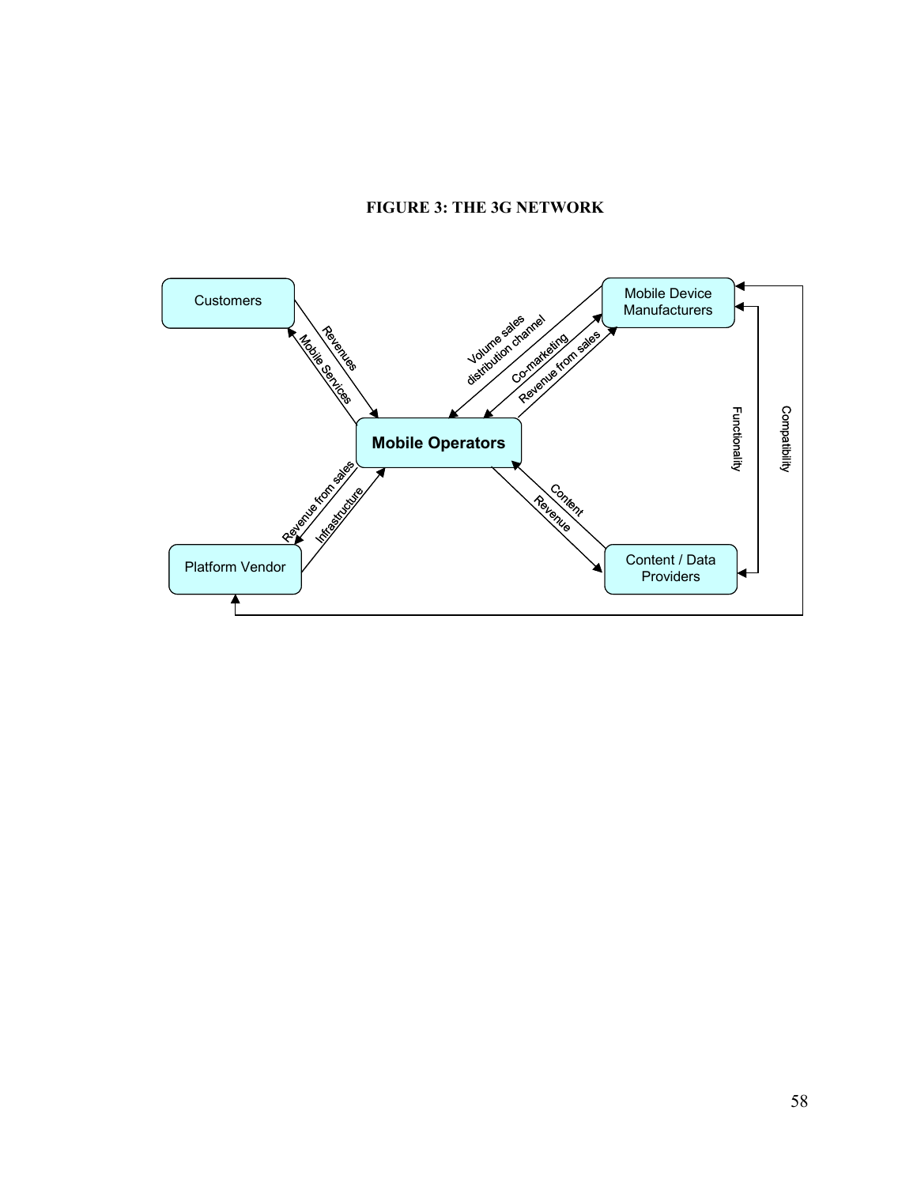**FIGURE 3: THE 3G NETWORK**

Customers

Mobile Device Manufacturers

Mobile Operators

Platform Vendor

Content / Data Providers

Revenues

Mobile Services

Volume sales distribution channel

Co-marketing

Revenue from sales

Revenue from sales

Infrastructure

Content

Revenue

Functionality

Compatibility